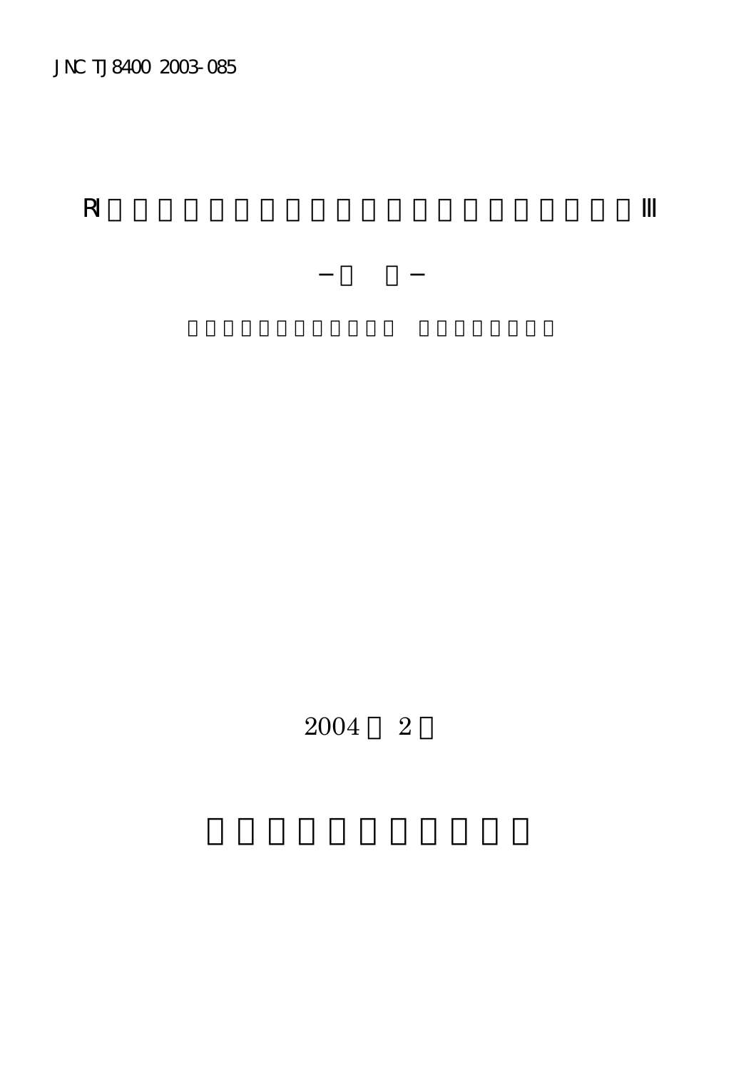JNC TJ8400 2003-085

# RI III

2004 2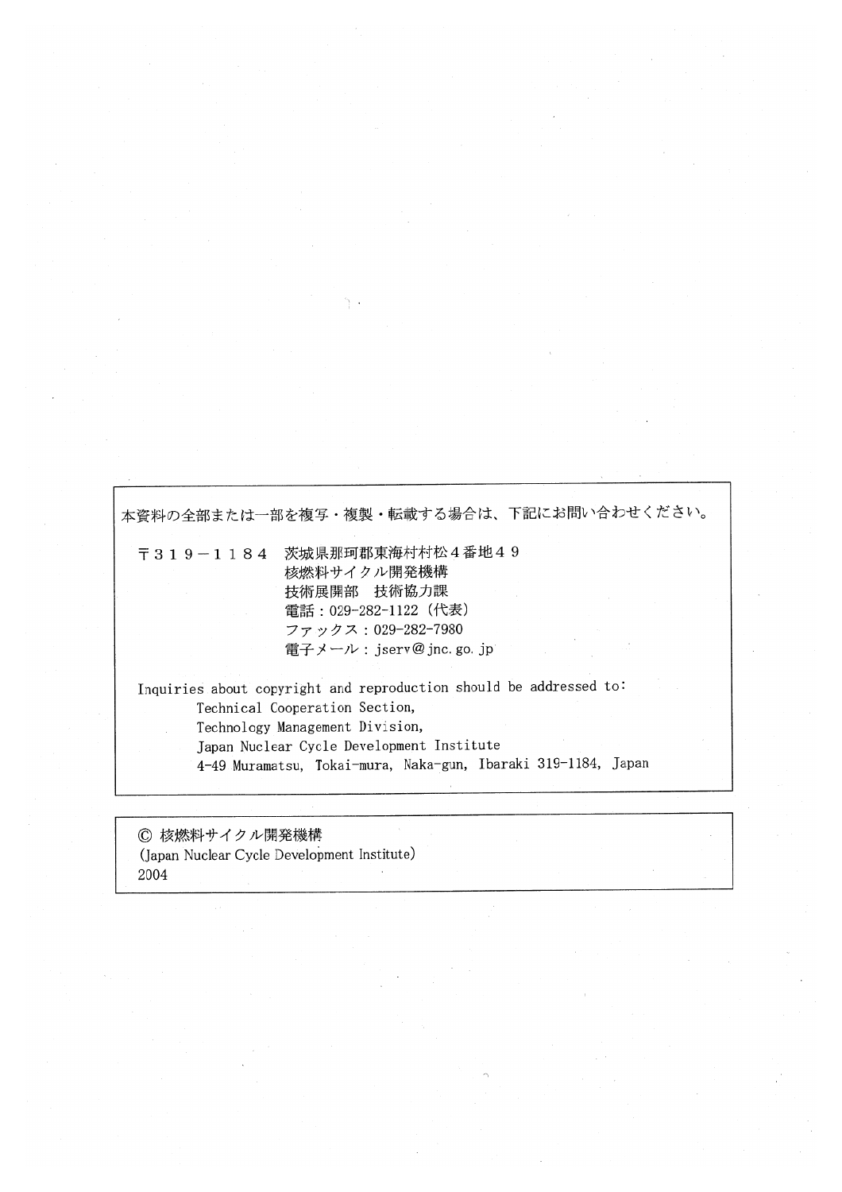本資料の全部または一部を複写・複製・転載する場合は、下記にお問い合わせください。

〒３１９－１１８４　茨城県那珂郡東海村村松４番地４９
核燃料サイクル開発機構
技術展開部　技術協力課
電話：029-282-1122（代表）
ファックス：029-282-7980
電子メール：jserv@jnc.go.jp

Inquiries about copyright and reproduction should be addressed to:
Technical Cooperation Section,
Technology Management Division,
Japan Nuclear Cycle Development Institute
4-49 Muramatsu, Tokai-mura, Naka-gun, Ibaraki 319-1184, Japan

© 核燃料サイクル開発機構
(Japan Nuclear Cycle Development Institute)
2004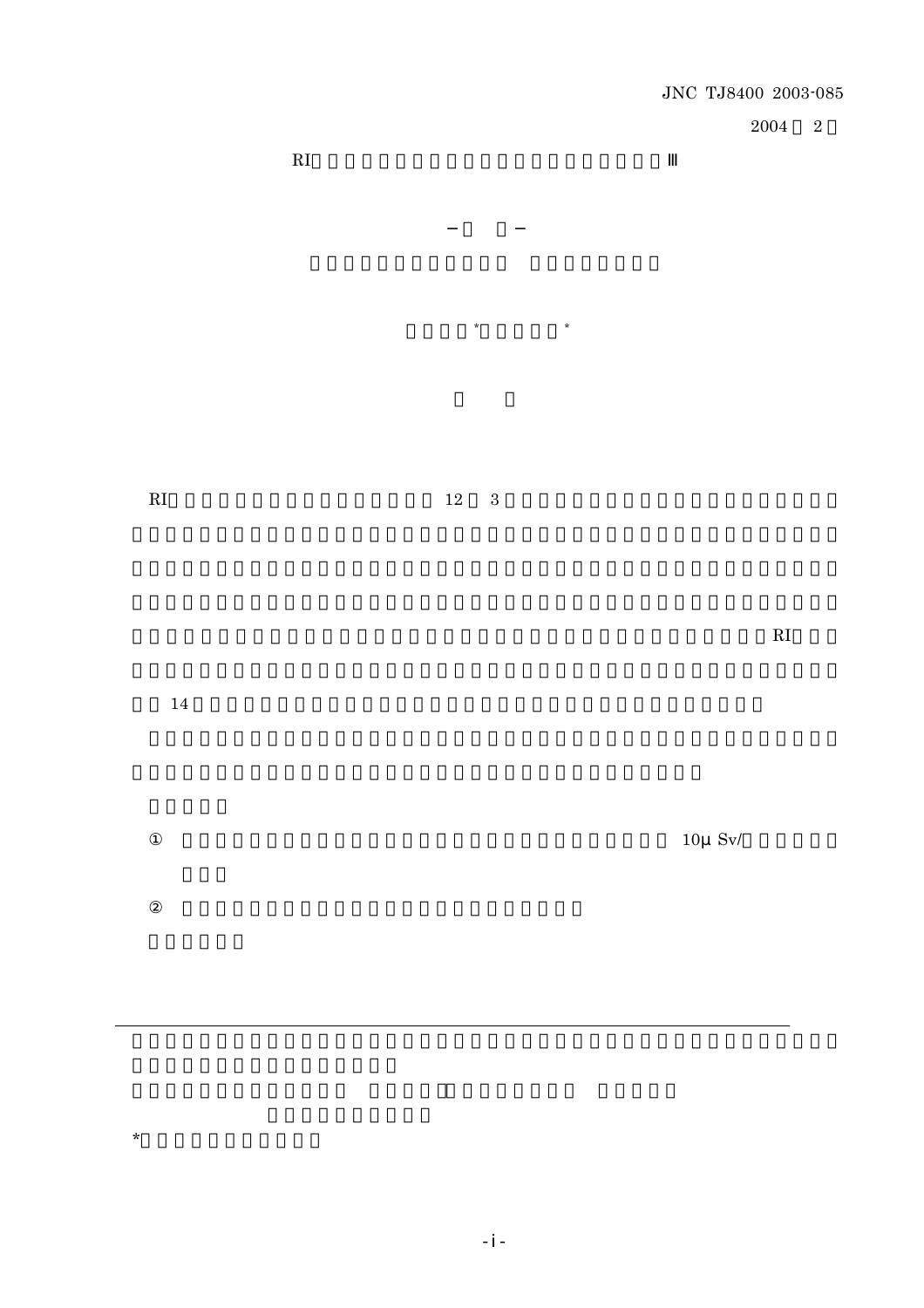JNC TJ8400 2003-085

2004 2

RI Ⅲ

\*  \*

RI 12 3

RI

14

① 10μ Sv/

②

\*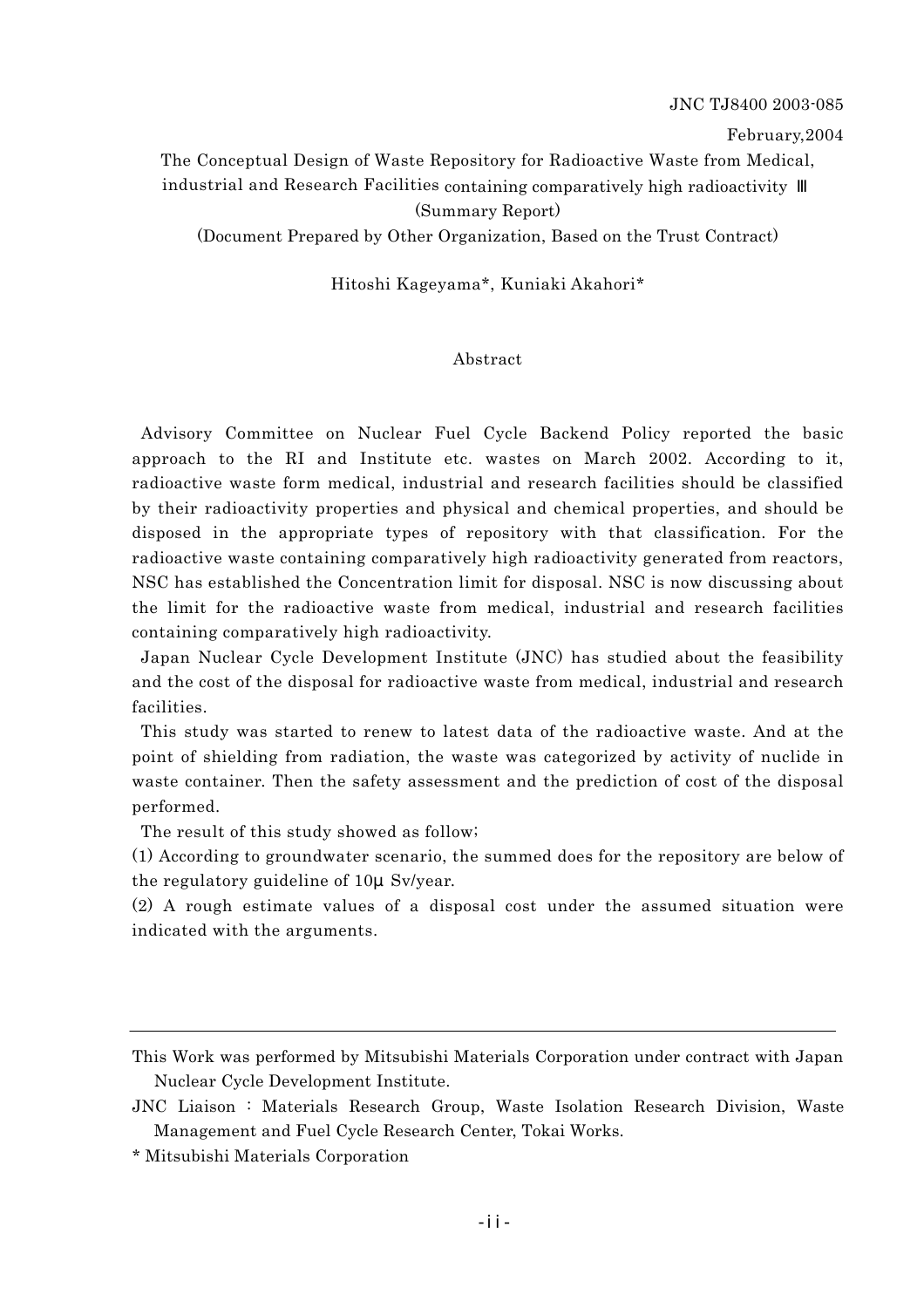JNC TJ8400 2003-085

February,2004

The Conceptual Design of Waste Repository for Radioactive Waste from Medical, industrial and Research Facilities containing comparatively high radioactivity Ⅲ

(Summary Report)

(Document Prepared by Other Organization, Based on the Trust Contract)

Hitoshi Kageyama*, Kuniaki Akahori*

## Abstract

Advisory Committee on Nuclear Fuel Cycle Backend Policy reported the basic approach to the RI and Institute etc. wastes on March 2002. According to it, radioactive waste form medical, industrial and research facilities should be classified by their radioactivity properties and physical and chemical properties, and should be disposed in the appropriate types of repository with that classification. For the radioactive waste containing comparatively high radioactivity generated from reactors, NSC has established the Concentration limit for disposal. NSC is now discussing about the limit for the radioactive waste from medical, industrial and research facilities containing comparatively high radioactivity.

Japan Nuclear Cycle Development Institute (JNC) has studied about the feasibility and the cost of the disposal for radioactive waste from medical, industrial and research facilities.

This study was started to renew to latest data of the radioactive waste. And at the point of shielding from radiation, the waste was categorized by activity of nuclide in waste container. Then the safety assessment and the prediction of cost of the disposal performed.

The result of this study showed as follow;

(1) According to groundwater scenario, the summed does for the repository are below of the regulatory guideline of 10μ Sv/year.

(2) A rough estimate values of a disposal cost under the assumed situation were indicated with the arguments.

---

This Work was performed by Mitsubishi Materials Corporation under contract with Japan Nuclear Cycle Development Institute.

JNC Liaison : Materials Research Group, Waste Isolation Research Division, Waste Management and Fuel Cycle Research Center, Tokai Works.

\* Mitsubishi Materials Corporation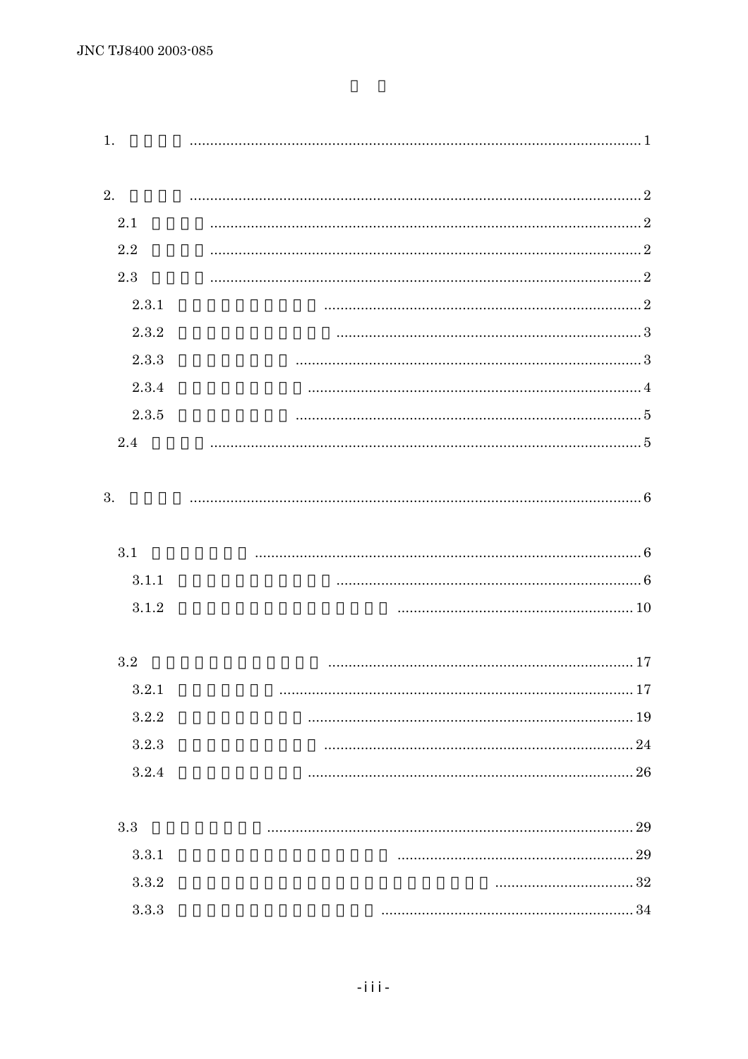1. ........ 1

2. ........ 2

- 2.1 ........ 2
- 2.2 ........ 2
- 2.3 ........ 2
  - 2.3.1 ........ 2
  - 2.3.2 ........ 3
  - 2.3.3 ........ 3
  - 2.3.4 ........ 4
  - 2.3.5 ........ 5
- 2.4 ........ 5

3. ........ 6

- 3.1 ........ 6
  - 3.1.1 ........ 6
  - 3.1.2 ........ 10
- 3.2 ........ 17
  - 3.2.1 ........ 17
  - 3.2.2 ........ 19
  - 3.2.3 ........ 24
  - 3.2.4 ........ 26
- 3.3 ........ 29
  - 3.3.1 ........ 29
  - 3.3.2 ........ 32
  - 3.3.3 ........ 34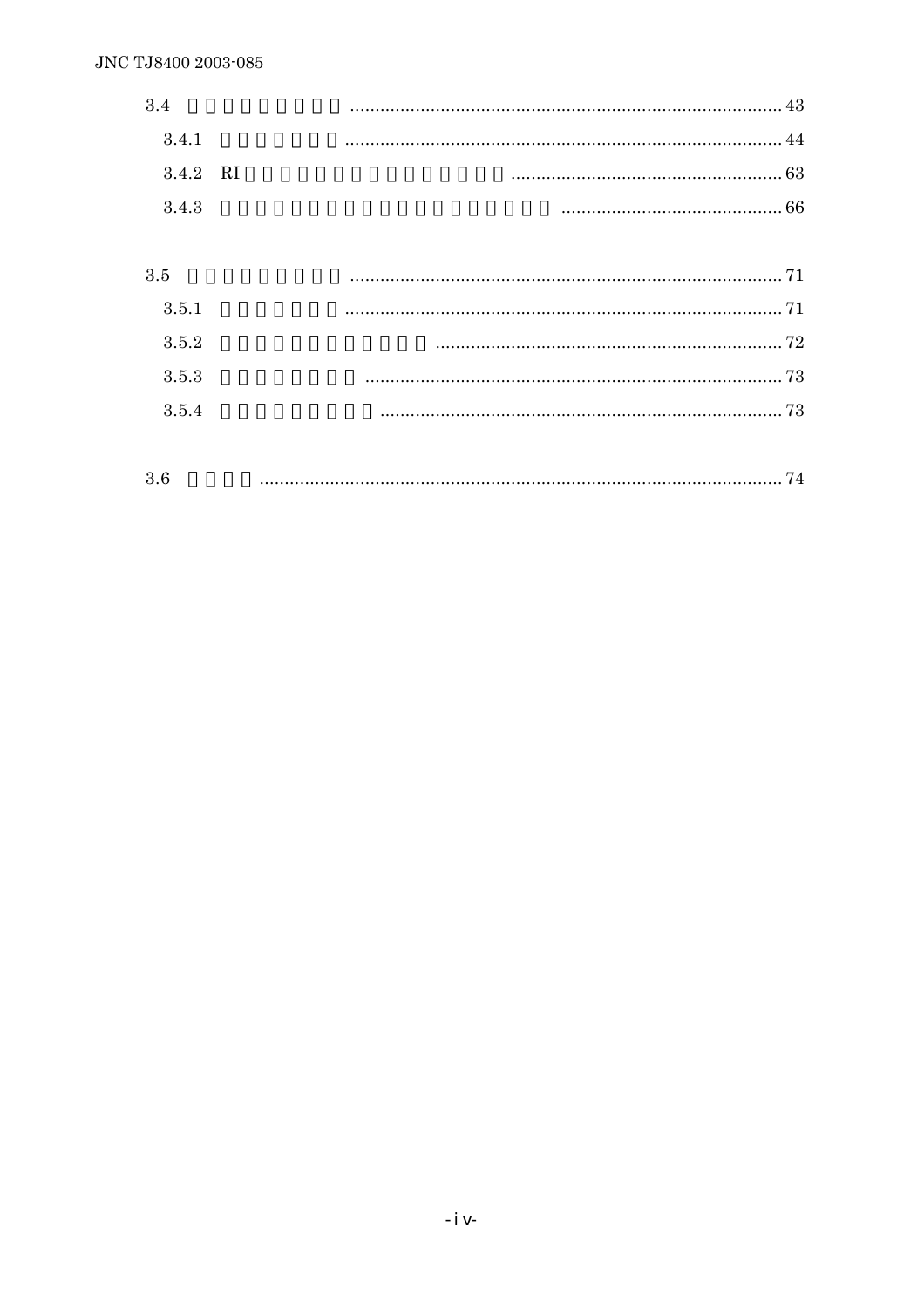3.4 ........................................................................................ 43

3.4.1 ........................................................................................ 44

3.4.2 RI ........................................................................................ 63

3.4.3 ........................................................................................ 66

3.5 ........................................................................................ 71

3.5.1 ........................................................................................ 71

3.5.2 ........................................................................................ 72

3.5.3 ........................................................................................ 73

3.5.4 ........................................................................................ 73

3.6 ........................................................................................ 74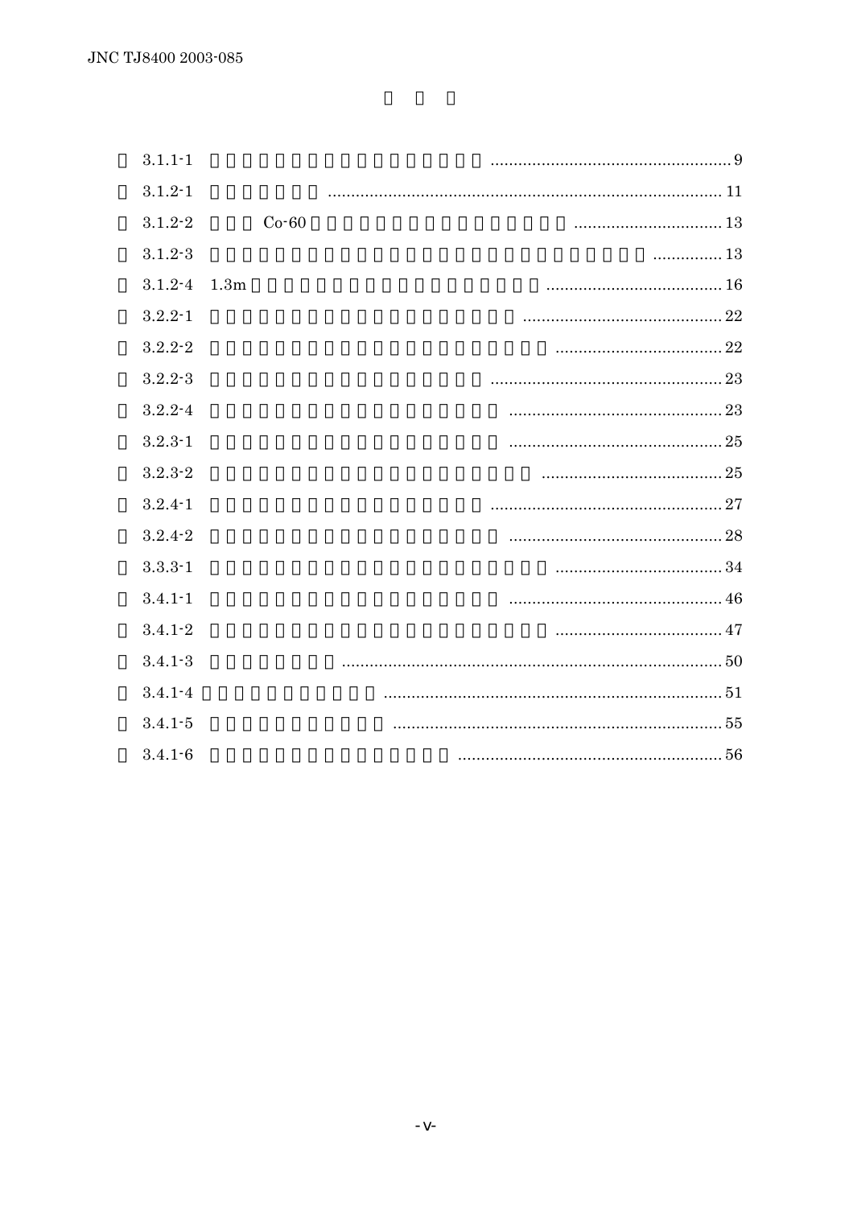3.1.1-1 .................... 9

3.1.2-1 .................... 11

3.1.2-2 Co-60 .................... 13

3.1.2-3 .................... 13

3.1.2-4 1.3m .................... 16

3.2.2-1 .................... 22

3.2.2-2 .................... 22

3.2.2-3 .................... 23

3.2.2-4 .................... 23

3.2.3-1 .................... 25

3.2.3-2 .................... 25

3.2.4-1 .................... 27

3.2.4-2 .................... 28

3.3.3-1 .................... 34

3.4.1-1 .................... 46

3.4.1-2 .................... 47

3.4.1-3 .................... 50

3.4.1-4 .................... 51

3.4.1-5 .................... 55

3.4.1-6 .................... 56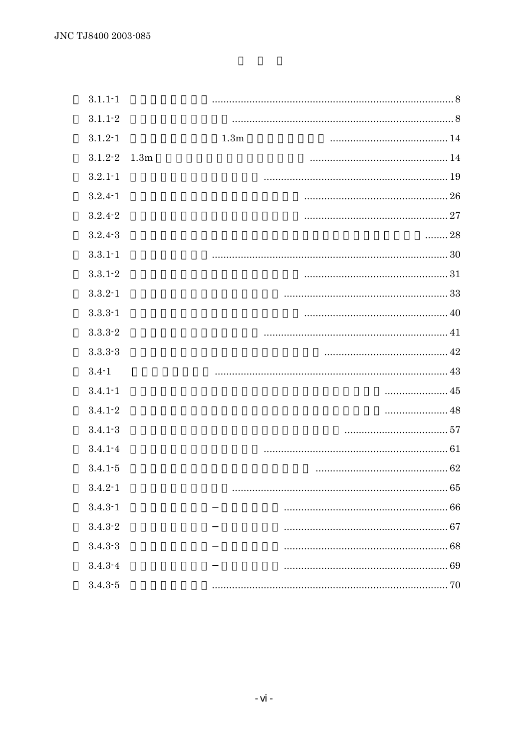3.1.1-1 ........ 8

3.1.1-2 ........ 8

3.1.2-1 1.3m ........ 14

3.1.2-2 1.3m ........ 14

3.2.1-1 ........ 19

3.2.4-1 ........ 26

3.2.4-2 ........ 27

3.2.4-3 ........ 28

3.3.1-1 ........ 30

3.3.1-2 ........ 31

3.3.2-1 ........ 33

3.3.3-1 ........ 40

3.3.3-2 ........ 41

3.3.3-3 ........ 42

3.4-1 ........ 43

3.4.1-1 ........ 45

3.4.1-2 ........ 48

3.4.1-3 ........ 57

3.4.1-4 ........ 61

3.4.1-5 ........ 62

3.4.2-1 ........ 65

3.4.3-1 − ........ 66

3.4.3-2 − ........ 67

3.4.3-3 − ........ 68

3.4.3-4 − ........ 69

3.4.3-5 ........ 70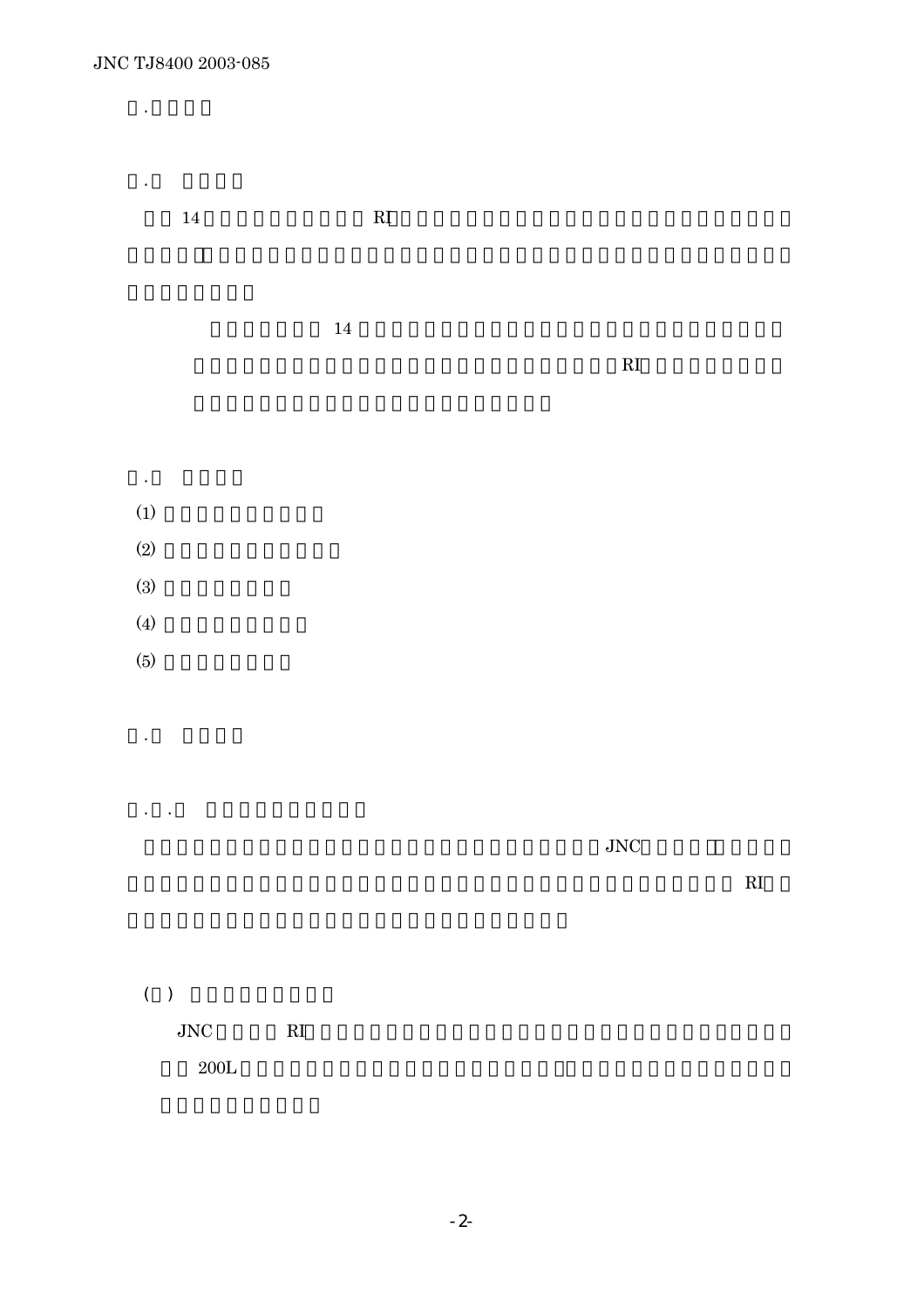14 RI

14 RI

(1)

(2)

(3)

(4)

(5)

JNC

RI

JNC RI

200L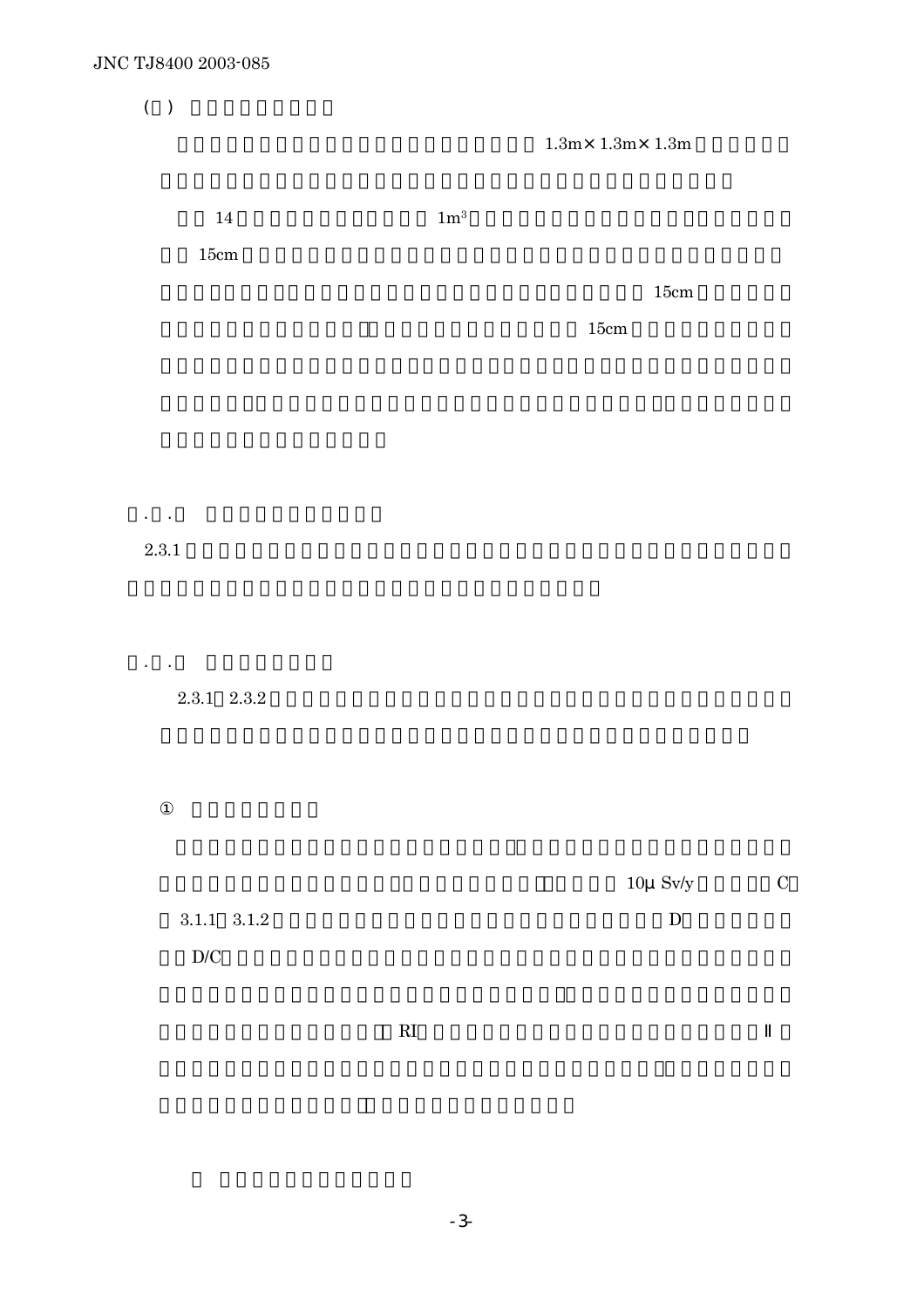( )

1.3m×1.3m×1.3m

14 $1m^3$

15cm

15cm

15cm

. .

2.3.1

. .

2.3.1 2.3.2

①

10μSv/y C

3.1.1 3.1.2 D

D/C

RI Ⅱ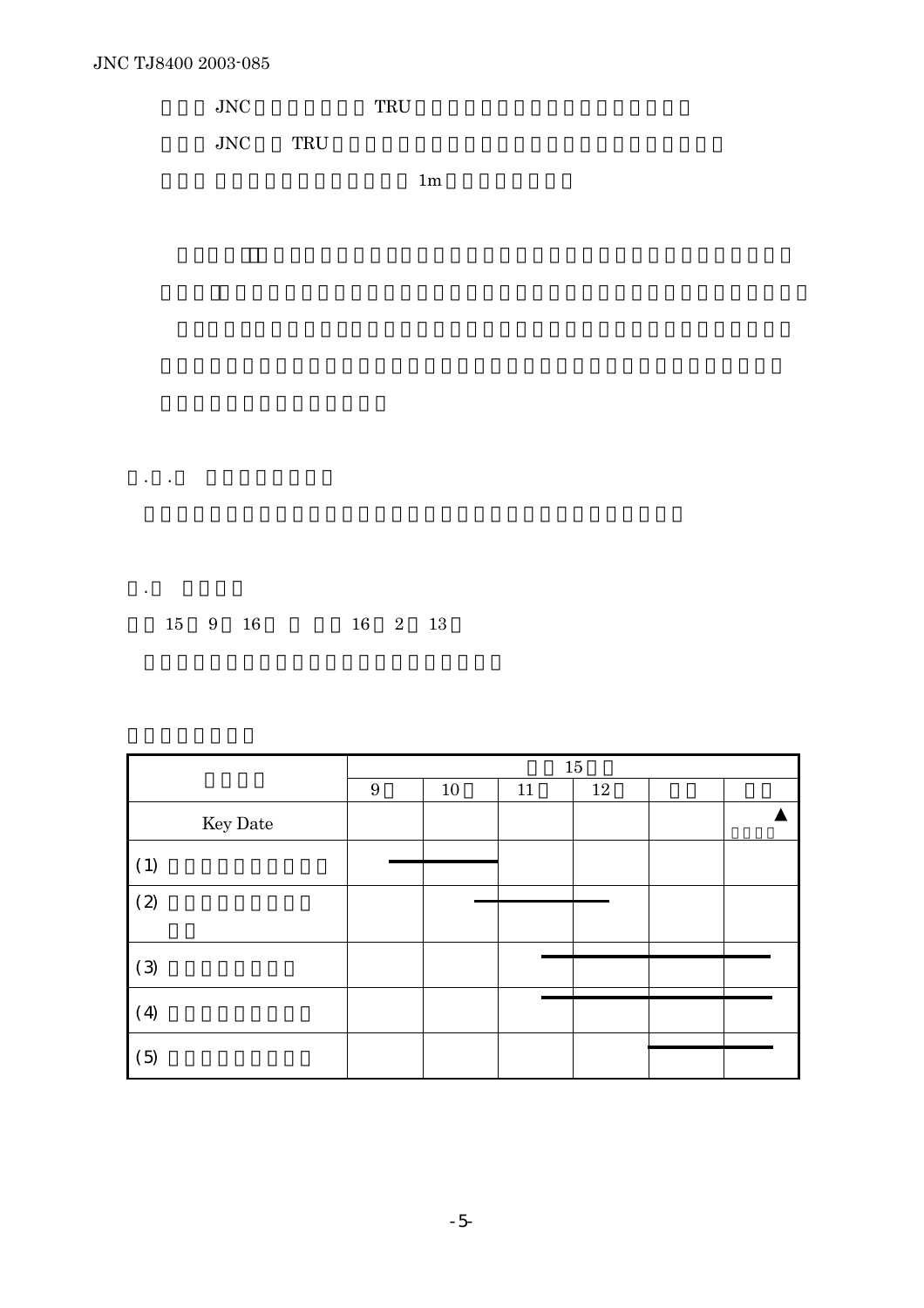JNC　　　　　　TRU

JNC　　TRU

1m

．．

．

15　9　16　　　16　2　13

| | 15 | | | | | |
|---|---|---|---|---|---|---|
| | 9 | 10 | 11 | 12 | | |
| Key Date | | | | | | ▲ |
| (1) | ━ | ━ | | | | |
| (2) | | ━ | ━ | ━ | | |
| (3) | | | ━ | ━ | ━ | ━ |
| (4) | | | ━ | ━ | ━ | ━ |
| (5) | | | | | ━ | ━ |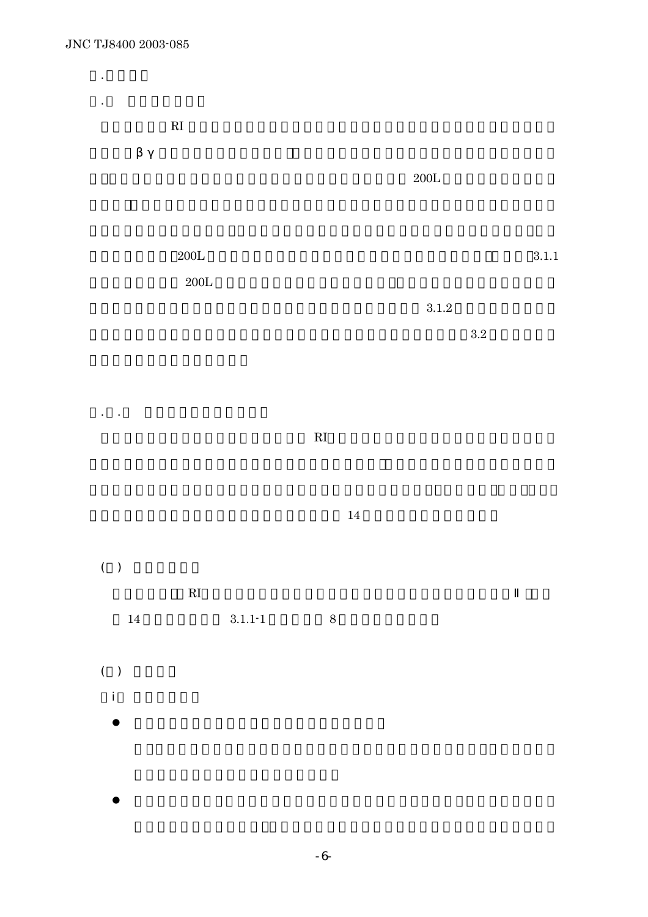RI

βγ

200L

200L　3.1.1

200L

3.1.2

3.2

RI

14

( )

RI　Ⅱ

14　3.1.1-1　8

( )

i

- 
-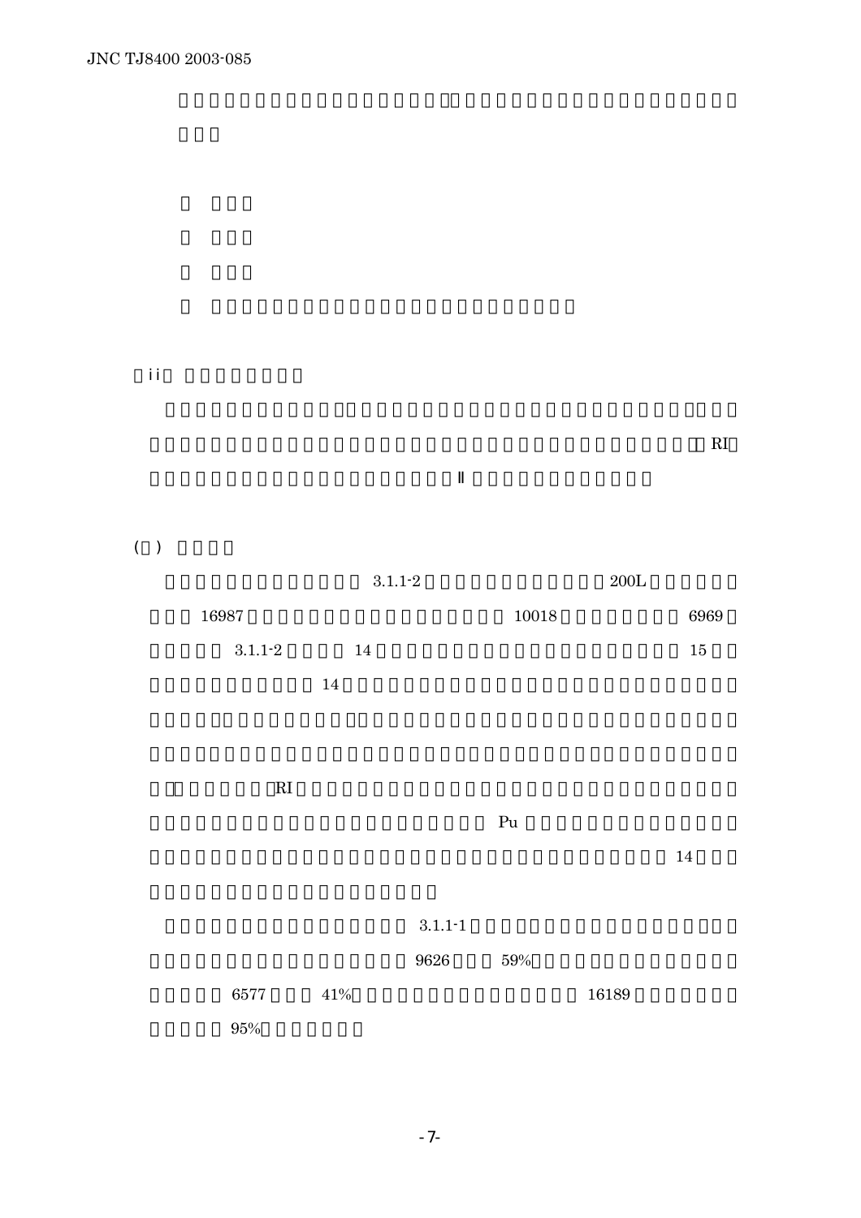（ii）

RI

Ⅱ

( )

3.1.1-2 200L

16987 10018 6969

3.1.1-2 14 15

14

RI

Pu

14

3.1.1-1

9626 59%

6577 41% 16189

95%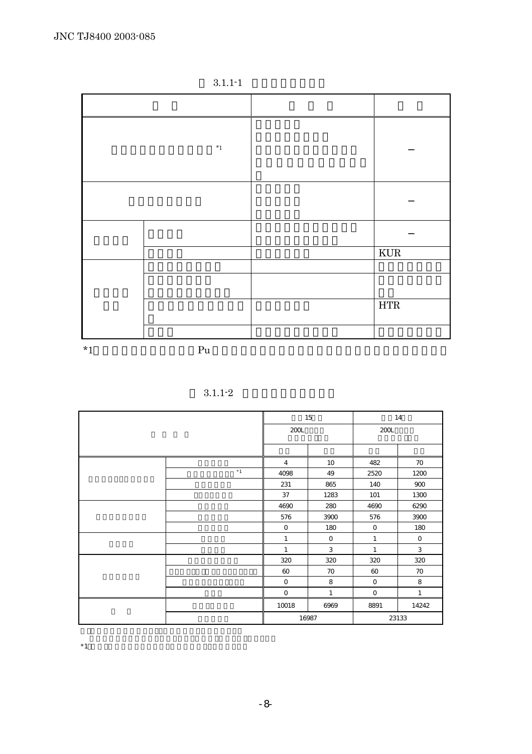3.1.1-1

| | | | |
|---|---|---|---|
| | | | |
| [*1] | | | – |
| | | | – |
| | | | – |
| | | | KUR |
| | | | |
| | | | |
| | | | HTR |
| | | | |

*1 Pu

3.1.1-2

| | | 15 | | 14 | |
|---|---|---|---|---|---|
| | | 200L | | 200L | |
| | | | | | |
| | | 4 | 10 | 482 | 70 |
| | [*1] | 4098 | 49 | 2520 | 1200 |
| | | 231 | 865 | 140 | 900 |
| | | 37 | 1283 | 101 | 1300 |
| | | 4690 | 280 | 4690 | 6290 |
| | | 576 | 3900 | 576 | 3900 |
| | | 0 | 180 | 0 | 180 |
| | | 1 | 0 | 1 | 0 |
| | | 1 | 3 | 1 | 3 |
| | | 320 | 320 | 320 | 320 |
| | | 60 | 70 | 60 | 70 |
| | | 0 | 8 | 0 | 8 |
| | | 0 | 1 | 0 | 1 |
| | | 10018 | 6969 | 8891 | 14242 |
| | | 16987 | | 23133 | |

*1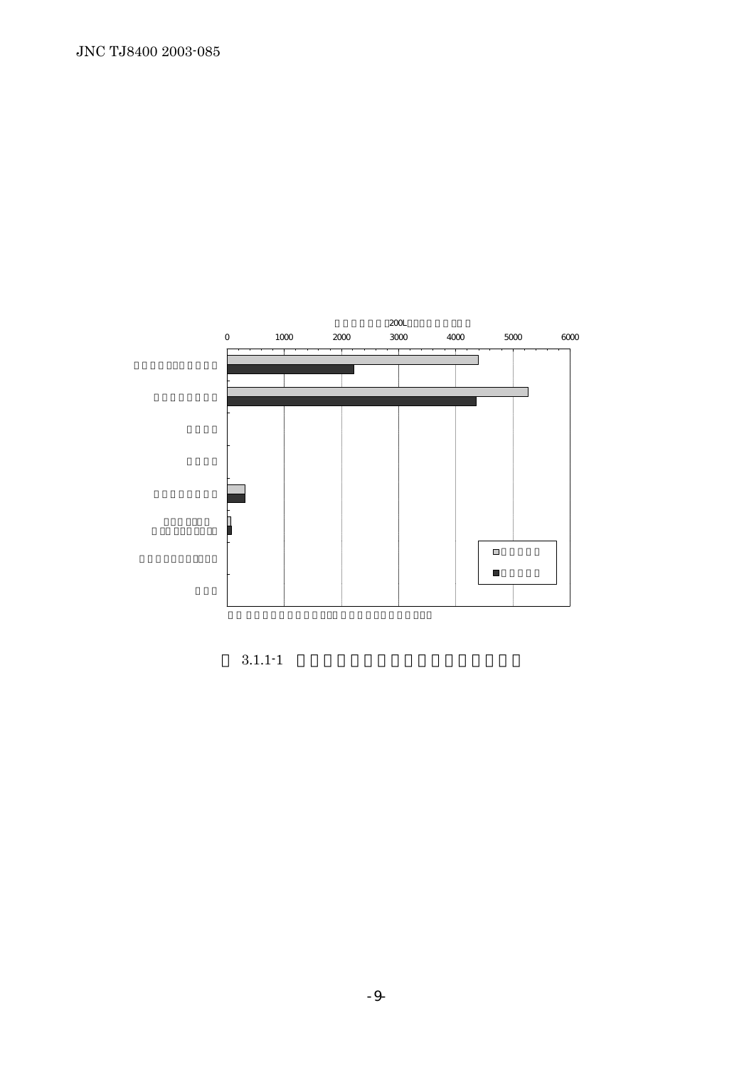3.1.1-1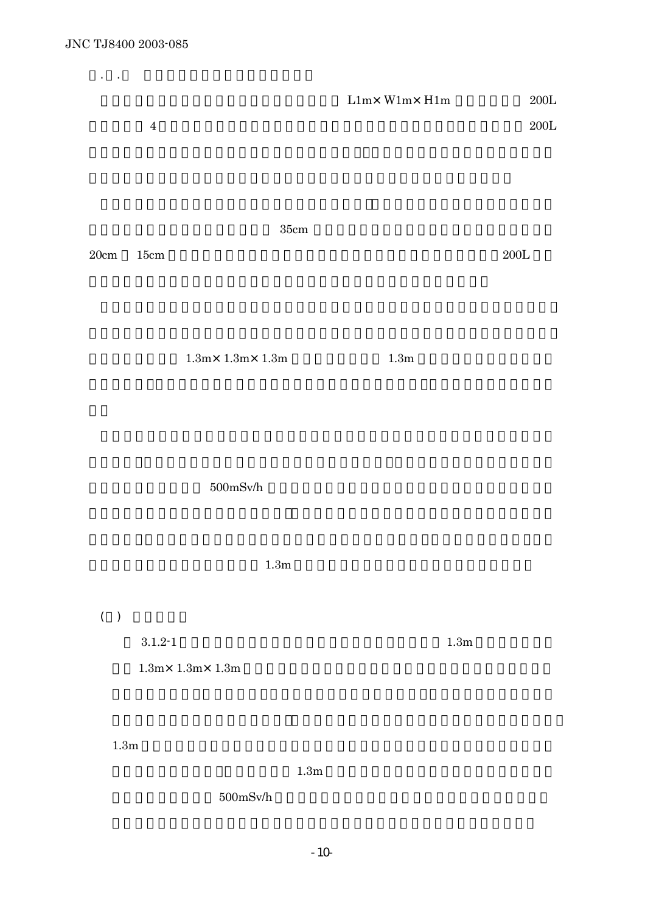. .

L1m× W1m× H1m 200L

4 200L

35cm

20cm 15cm 200L

1.3m× 1.3m× 1.3m 1.3m

500mSv/h

1.3m

( )

3.1.2-1 1.3m

1.3m× 1.3m× 1.3m

1.3m

1.3m

500mSv/h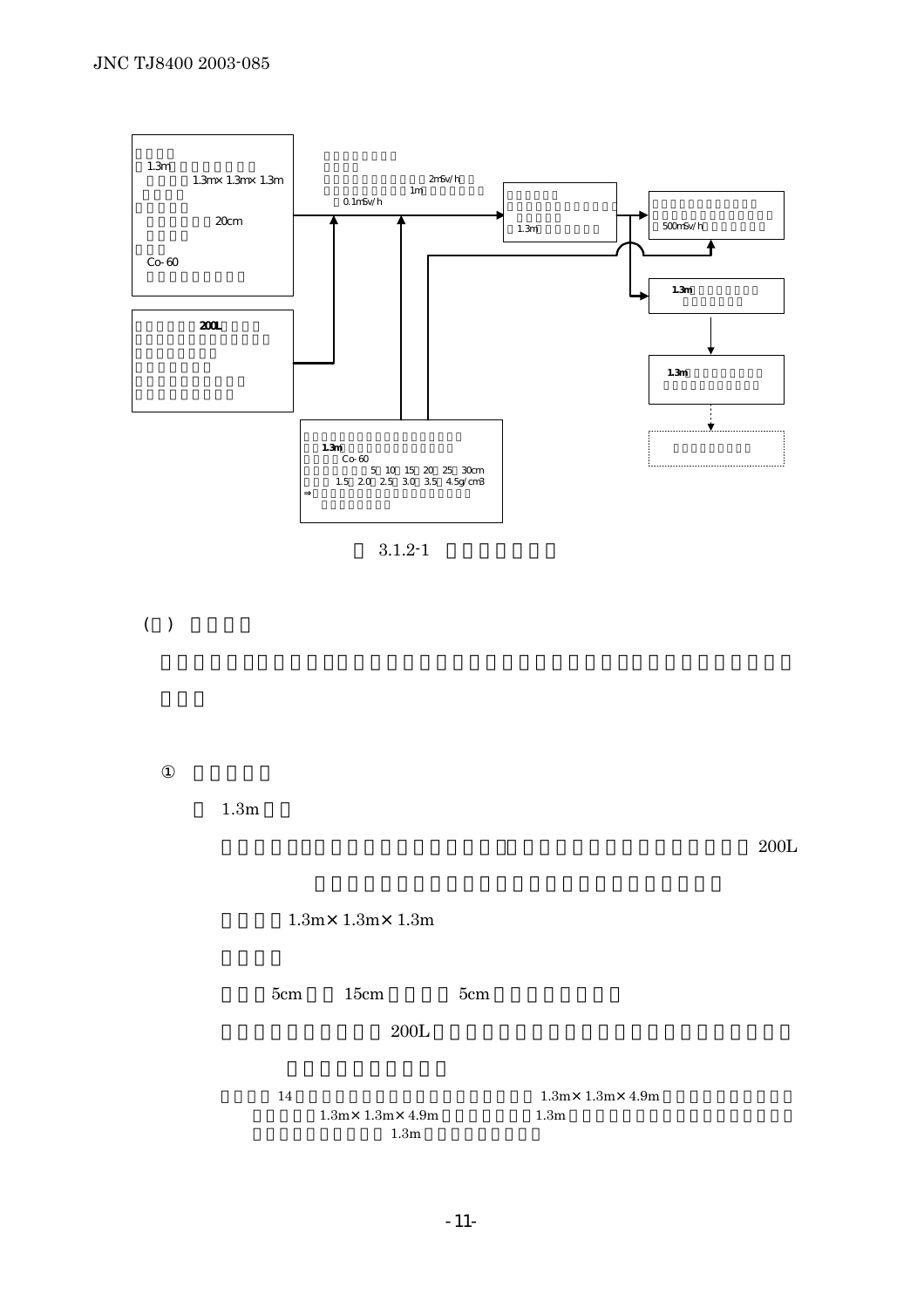1.3m

1.3m× 1.3m× 1.3m

20cm

Co-60

200L

2mSv/h

1m

0.1mSv/h

1.3m

500mSv/h

1.3m

1.3m

1.3m

Co-60

5 10 15 20 25 30cm

1.5 2.0 2.5 3.0 3.5 4.5g/cm3

⇒

3.1.2-1

( )

①

1.3m

200L

1.3m× 1.3m× 1.3m

5cm 15cm 5cm

200L

14 1.3m× 1.3m× 4.9m

1.3m× 1.3m× 4.9m 1.3m

1.3m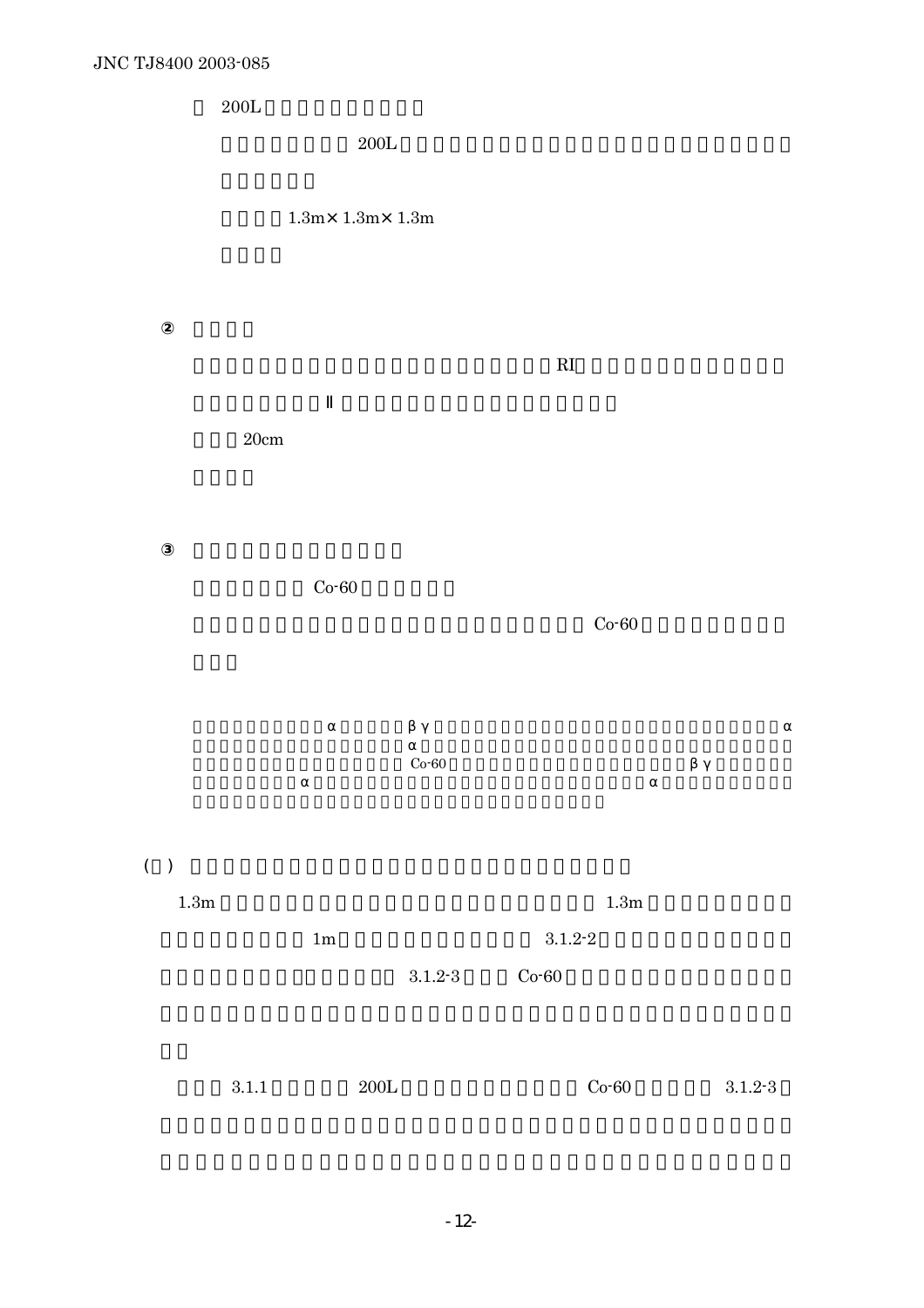200L

200L

1.3m× 1.3m× 1.3m

②

RI

Ⅱ

20cm

③

Co-60

Co-60

α βγ α

α

Co-60 βγ

α α

( )

1.3m 1.3m

1m 3.1.2-2

3.1.2-3 Co-60

3.1.1 200L Co-60 3.1.2-3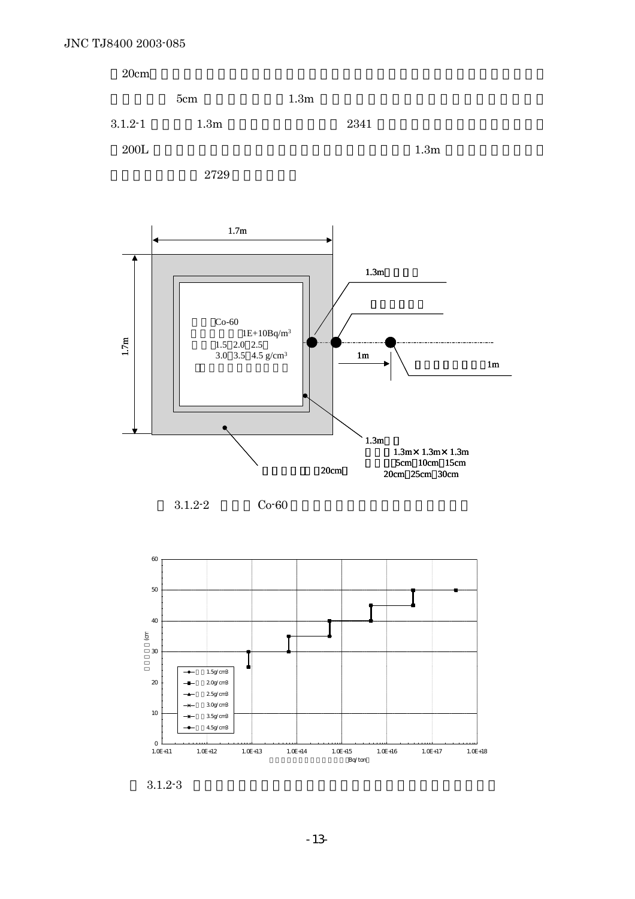（20cm）

5cm 1.3m

3.1.2-1 1.3m 2341

（200L 1.3m

2729

図 3.1.2-2 Co-60

図 3.1.2-3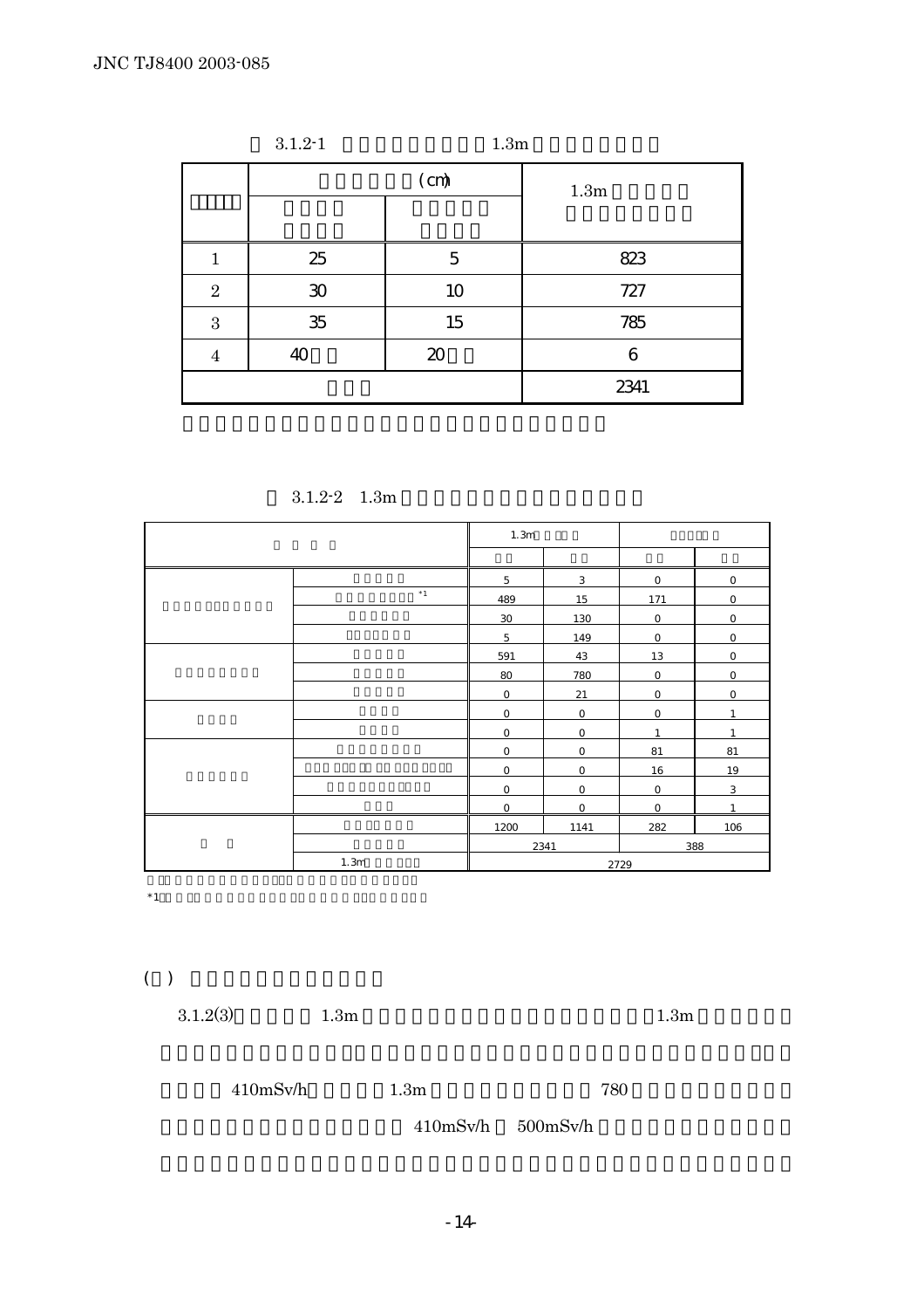表 3.1.2-1 1.3m

| | (cm) | | 1.3m |
|---|---|---|---|
| | | | |
| 1 | 25 | 5 | 823 |
| 2 | 30 | 10 | 727 |
| 3 | 35 | 15 | 785 |
| 4 | 40 | 20 | 6 |
| | | | 2341 |

表 3.1.2-2 1.3m

| | | 1.3m | | | |
|---|---|---|---|---|---|
| | | | | | |
| | | 5 | 3 | 0 | 0 |
| | *1 | 489 | 15 | 171 | 0 |
| | | 30 | 130 | 0 | 0 |
| | | 5 | 149 | 0 | 0 |
| | | 591 | 43 | 13 | 0 |
| | | 80 | 780 | 0 | 0 |
| | | 0 | 21 | 0 | 0 |
| | | 0 | 0 | 0 | 1 |
| | | 0 | 0 | 1 | 1 |
| | | 0 | 0 | 81 | 81 |
| | | 0 | 0 | 16 | 19 |
| | | 0 | 0 | 0 | 3 |
| | | 0 | 0 | 0 | 1 |
| | | 1200 | 1141 | 282 | 106 |
| | | 2341 | | 388 | |
| | 1.3m | 2729 | | | |

*1

( )

3.1.2(3) 1.3m 1.3m

410mSv/h 1.3m 780

410mSv/h 500mSv/h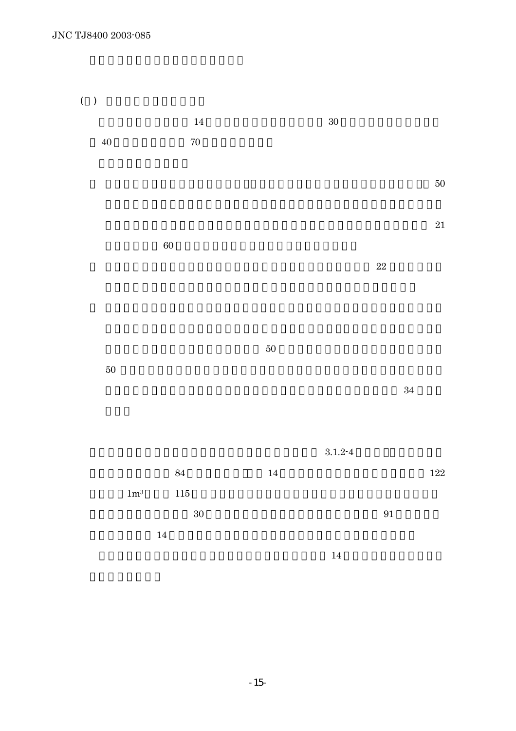(　)

14　30

40　70

50

21

60

22

50

50

34

3.1.2-4

84　14　122

$1m^3$　115

30　91

14

14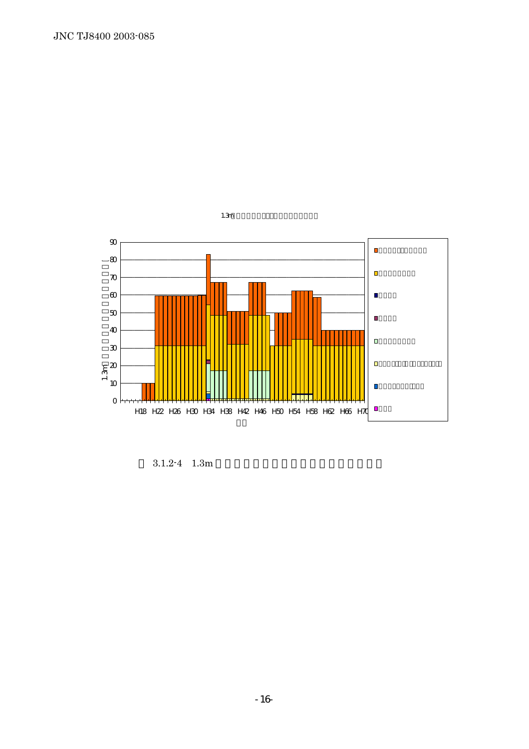図 3.1.2-4 1.3m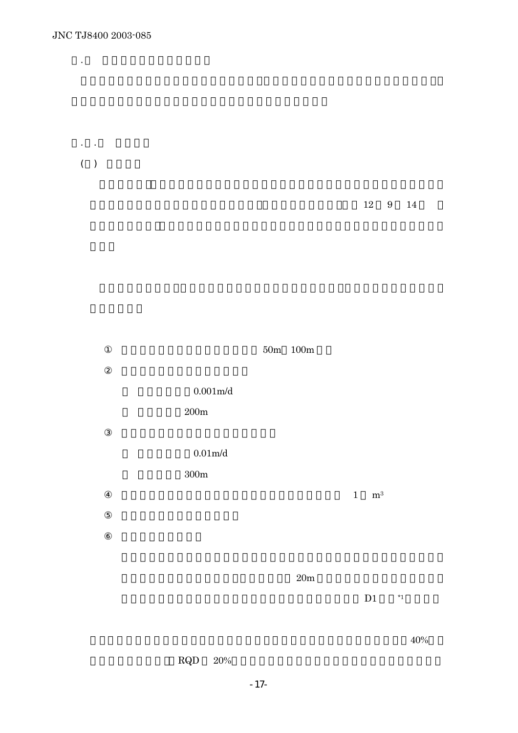12 9 14

① 50m 100m

②

0.001m/d

200m

③

0.01m/d

300m

④ 1 $m^3$

⑤

⑥

20m

D1 [*1]

40%

RQD 20%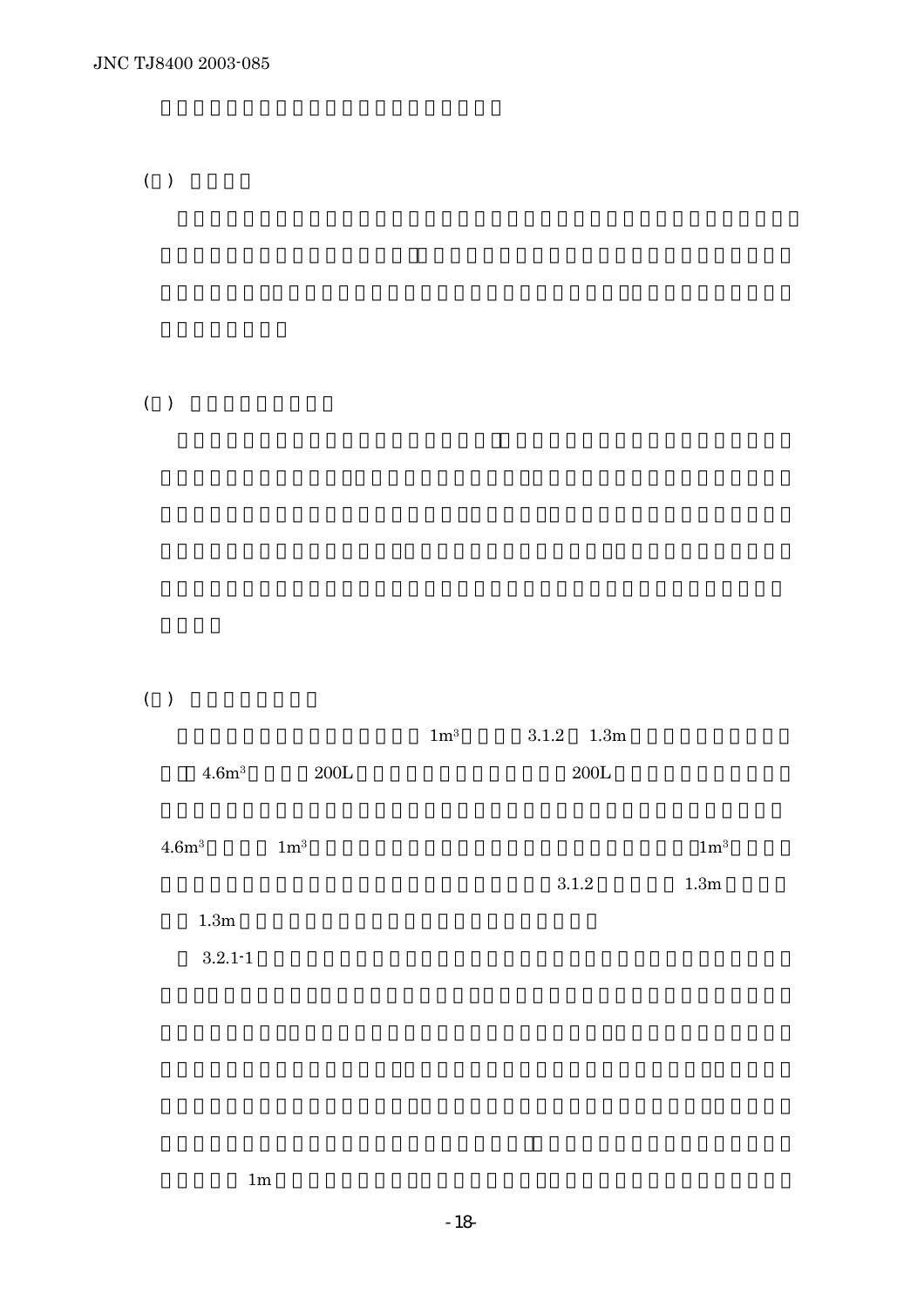( )

( )

( )

1m$^3$ 3.1.2 1.3m

4.6m$^3$ 200L 200L

4.6m$^3$ 1m$^3$ 1m$^3$

3.1.2 1.3m

1.3m

3.2.1-1

1m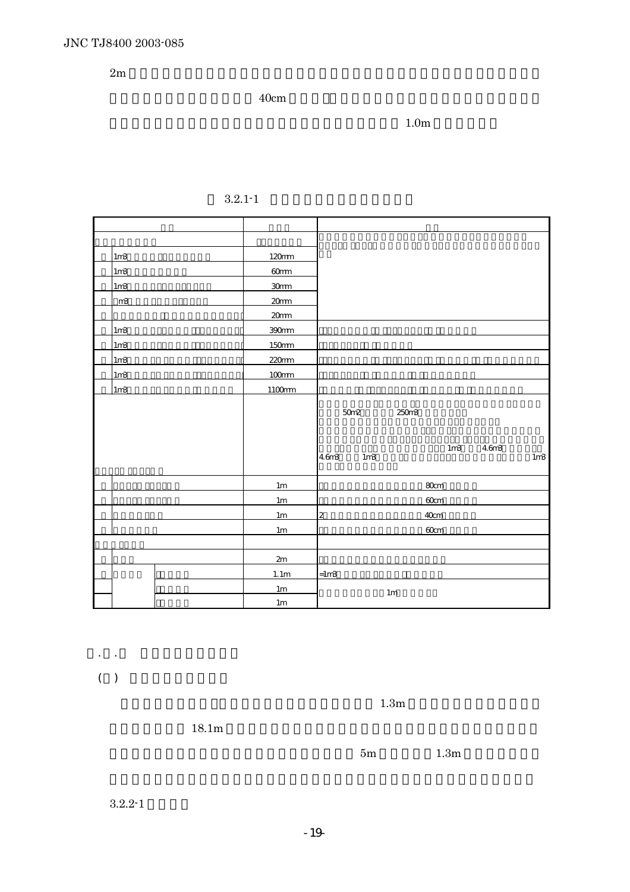2m 40cm 1.0m

3.2.1-1

| | | | |
|---|---|---|---|
| | | | |
| | | | |
| 1m3 | | 120mm | |
| 1m3 | | 60mm | |
| 1m3 | | 30mm | |
| m3 | | 20mm | |
| | | 20mm | |
| 1m3 | | 390mm | |
| 1m3 | | 150mm | |
| 1m3 | | 220mm | |
| 1m3 | | 100mm | |
| 1m3 | | 1100mm | |
| | | | 50m2 250m3 1m3 4.6m3 4.6m3 1m3 1m3 |
| | | 1m | 80cm |
| | | 1m | 60cm |
| | | 1m | 2 40cm |
| | | 1m | 60cm |
| | | | |
| | | 2m | |
| | | 1.1m | =1m3 |
| | | 1m | 1m |
| | | 1m | |

1.3m 18.1m 5m 1.3m

3.2.2-1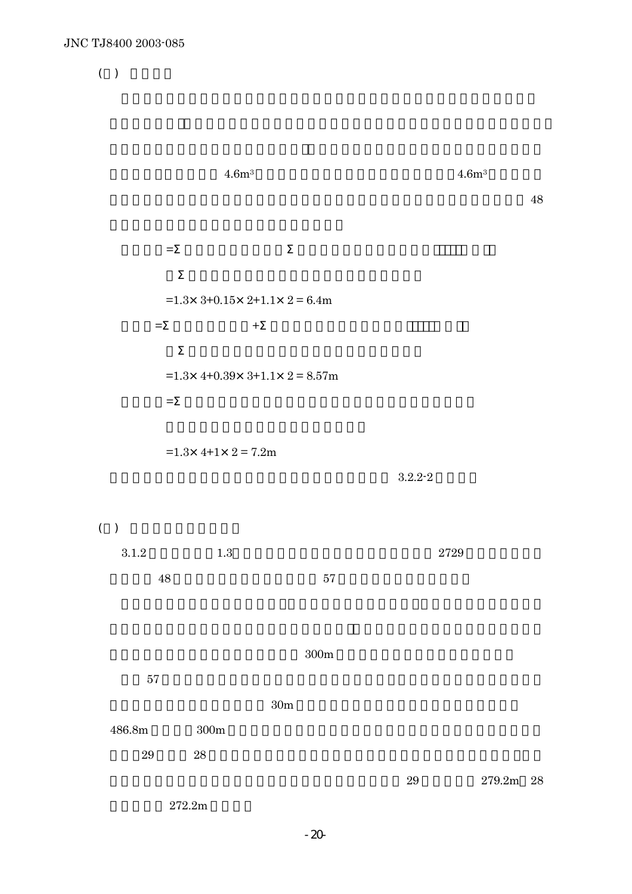( )

4.6m³ 4.6m³

48

=Σ Σ

Σ

$=1.3\times 3+0.15\times 2+1.1\times 2 = 6.4$m

=Σ +Σ

Σ

$=1.3\times 4+0.39\times 3+1.1\times 2 = 8.57$m

=Σ

$=1.3\times 4+1\times 2 = 7.2$m

3.2.2-2

( )

3.1.2 1.3 2729

48 57

300m

57

30m

486.8m 300m

29 28

29 279.2m 28

272.2m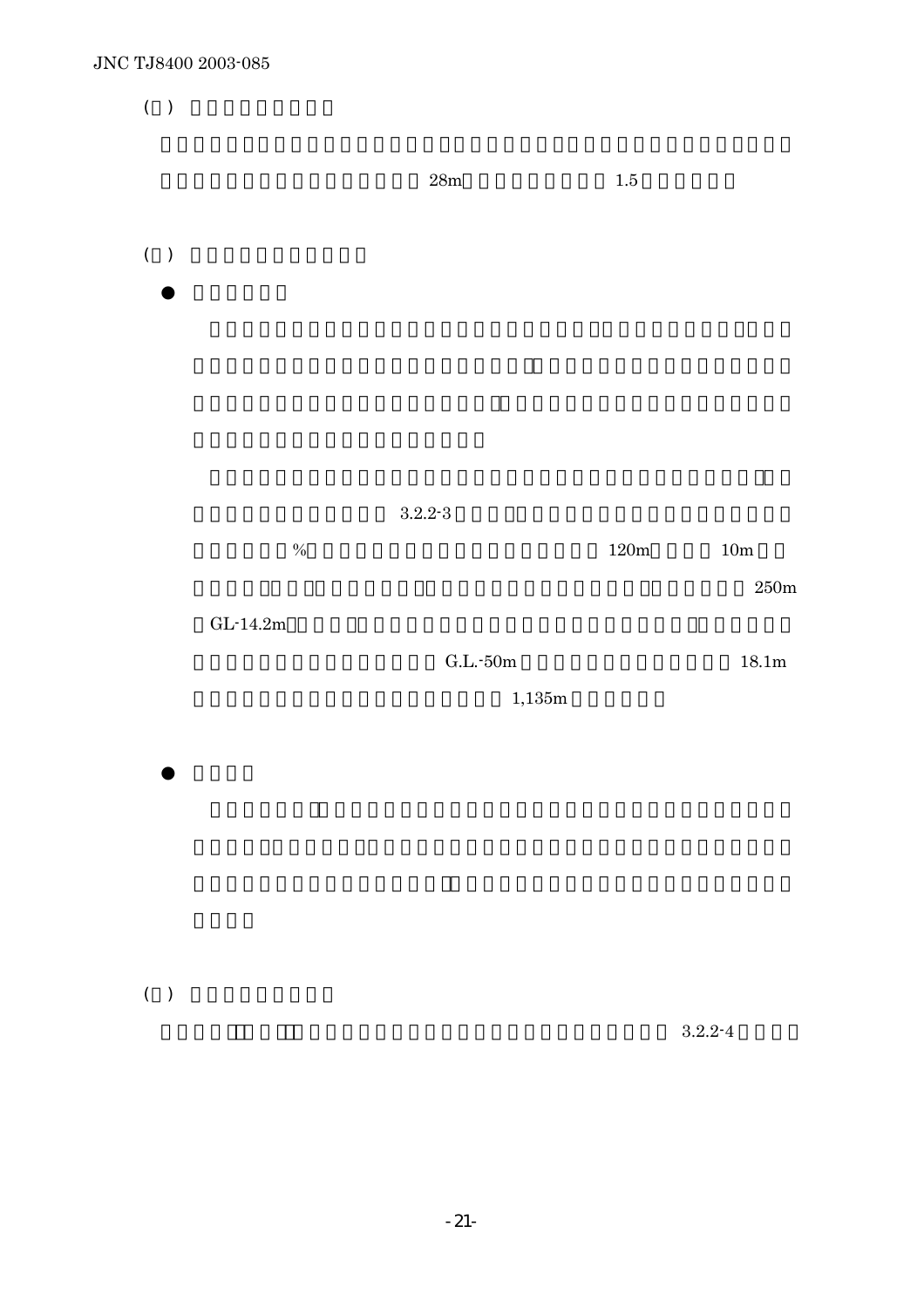( )

28m 1.5

( )

●

3.2.2-3

% 120m 10m

250m

GL-14.2m

G.L.-50m 18.1m

1,135m

●

( )

3.2.2-4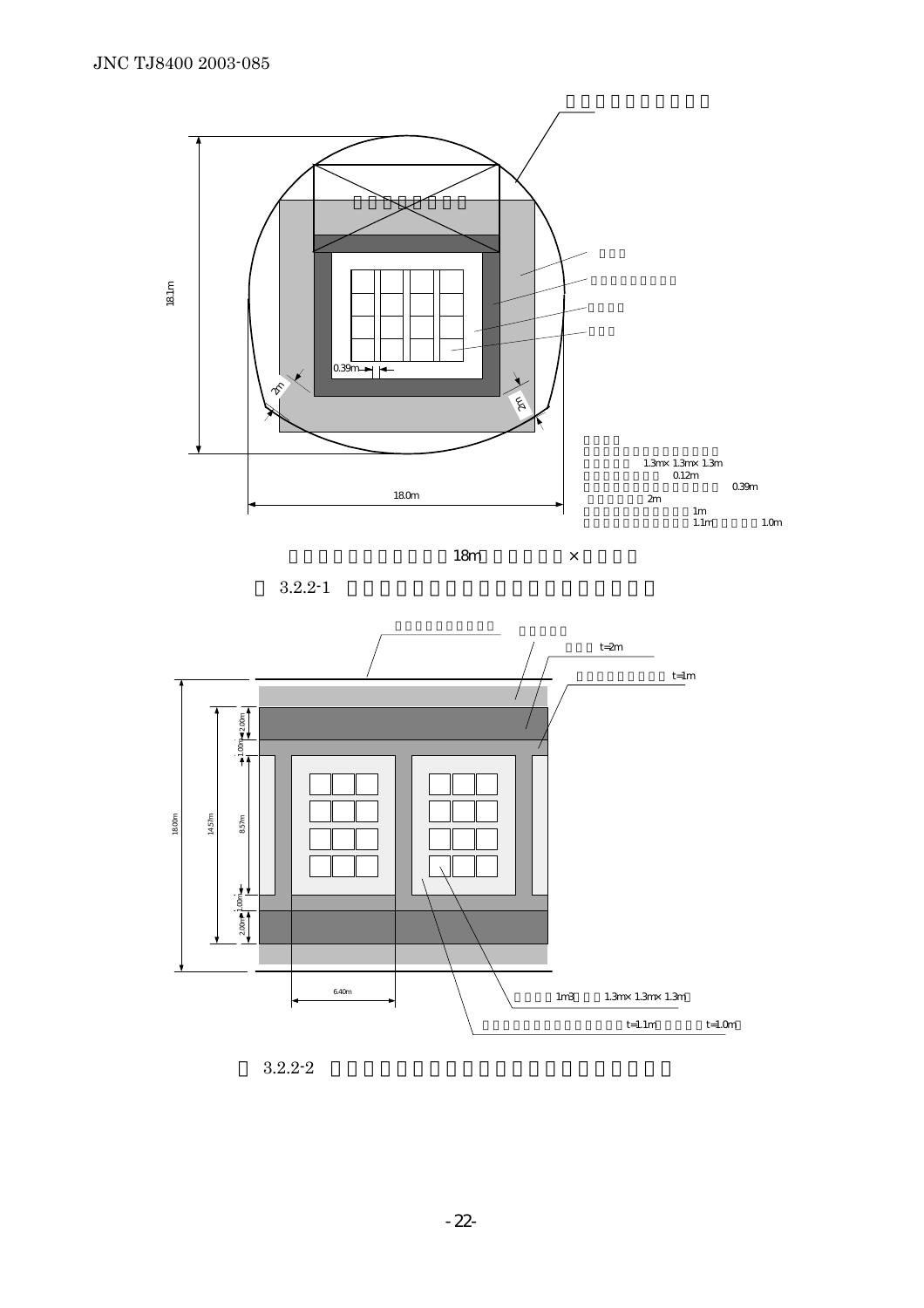18.1m

0.39m

2m

2m

18.0m

1.3m× 1.3m× 1.3m

0.12m

0.39m

2m

1m

1.1m　1.0m

18m　×

3.2.2-1

t=2m

t=1m

18.00m　14.57m　2.00m　1.00m　8.57m　1.00m　2.00m

6.40m

1m3　1.3m× 1.3m× 1.3m

t=1.1m　t=1.0m

3.2.2-2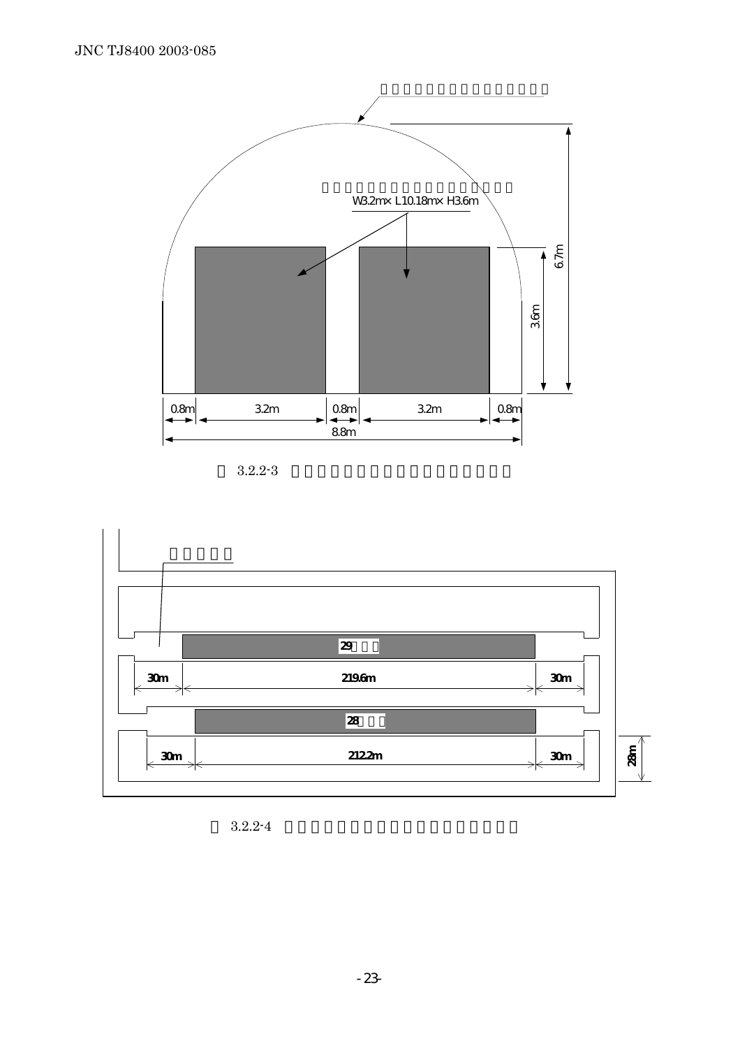W3.2m× L10.18m× H3.6m

6.7m

3.6m

| 0.8m | 3.2m | 0.8m | 3.2m | 0.8m |
|---|---|---|---|---|

8.8m

3.2.2-3

29

| 30m | 219.6m | 30m |
|---|---|---|

28

| 30m | 212.2m | 30m |
|---|---|---|

28m

3.2.2-4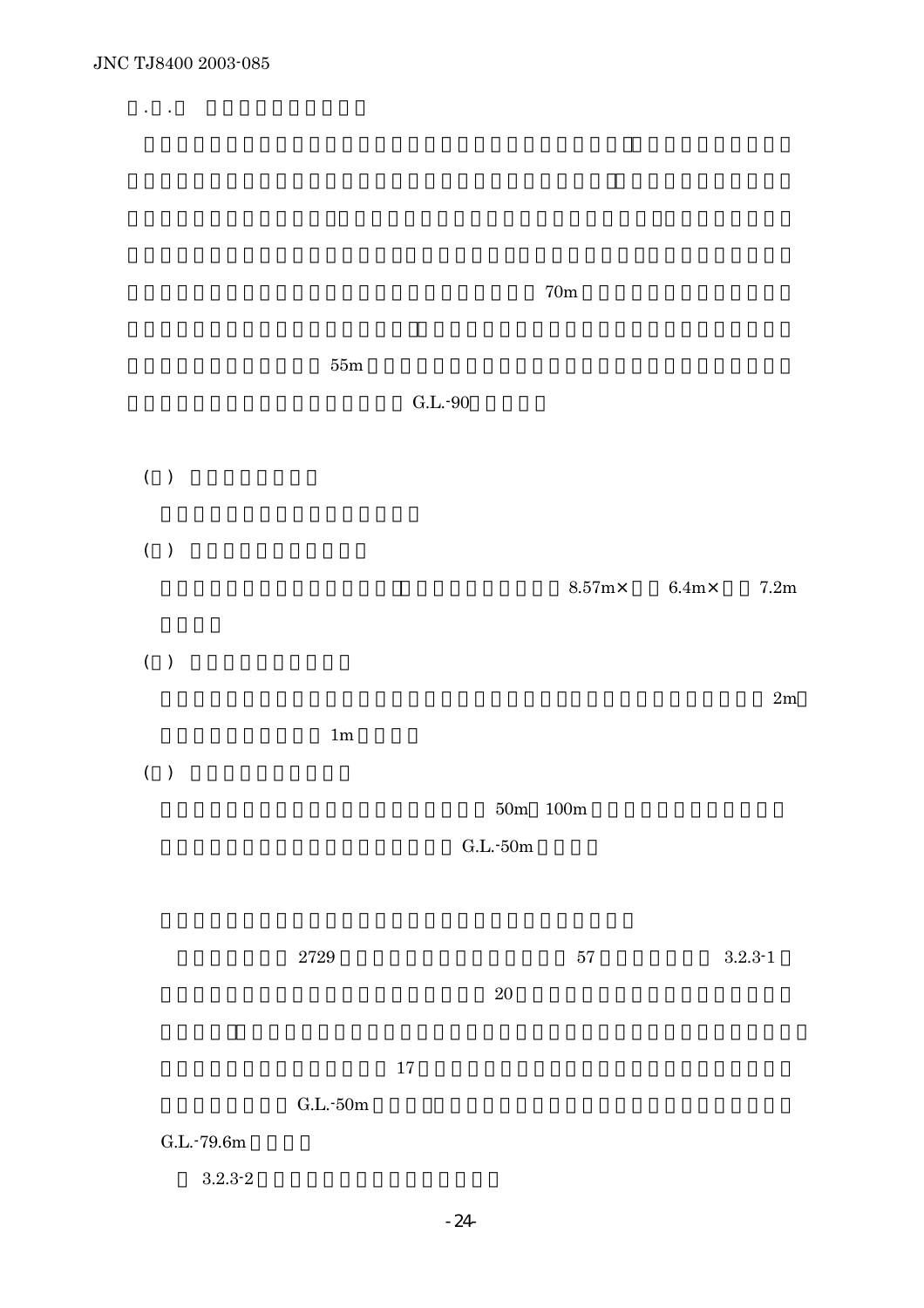. .

70m

55m

G.L.-90

( )

( )

8.57m× 6.4m× 7.2m

( )

2m

1m

( )

50m 100m

G.L.-50m

2729 57 3.2.3-1

20

17

G.L.-50m

G.L.-79.6m

3.2.3-2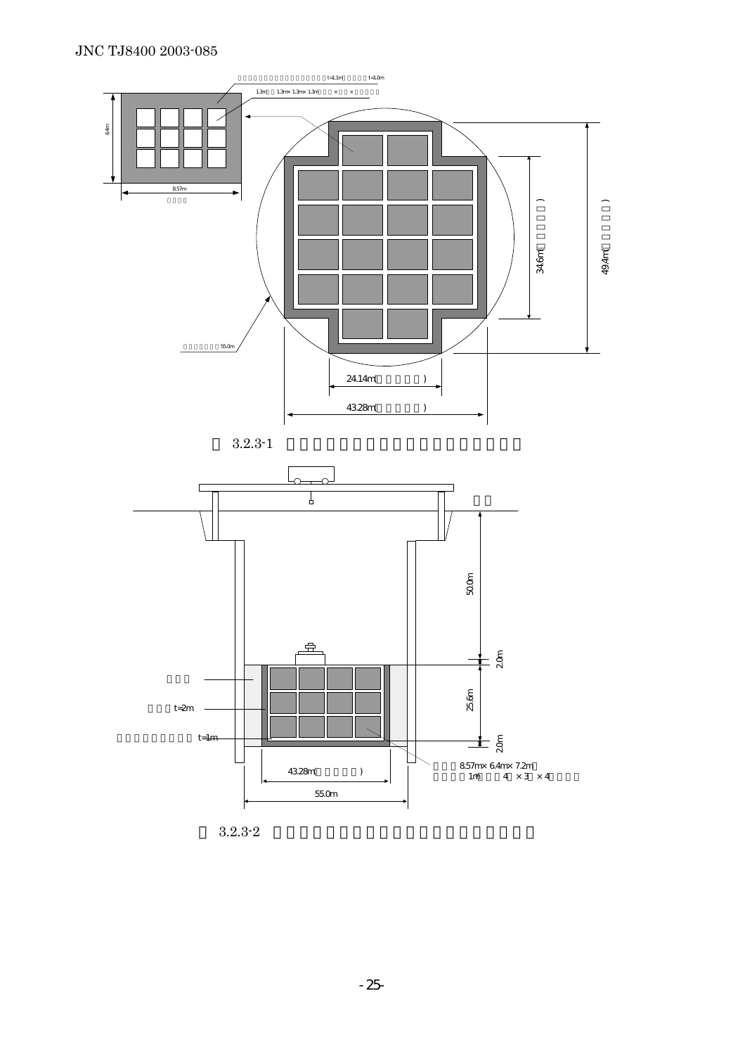図 3.2.3-1

図 3.2.3-2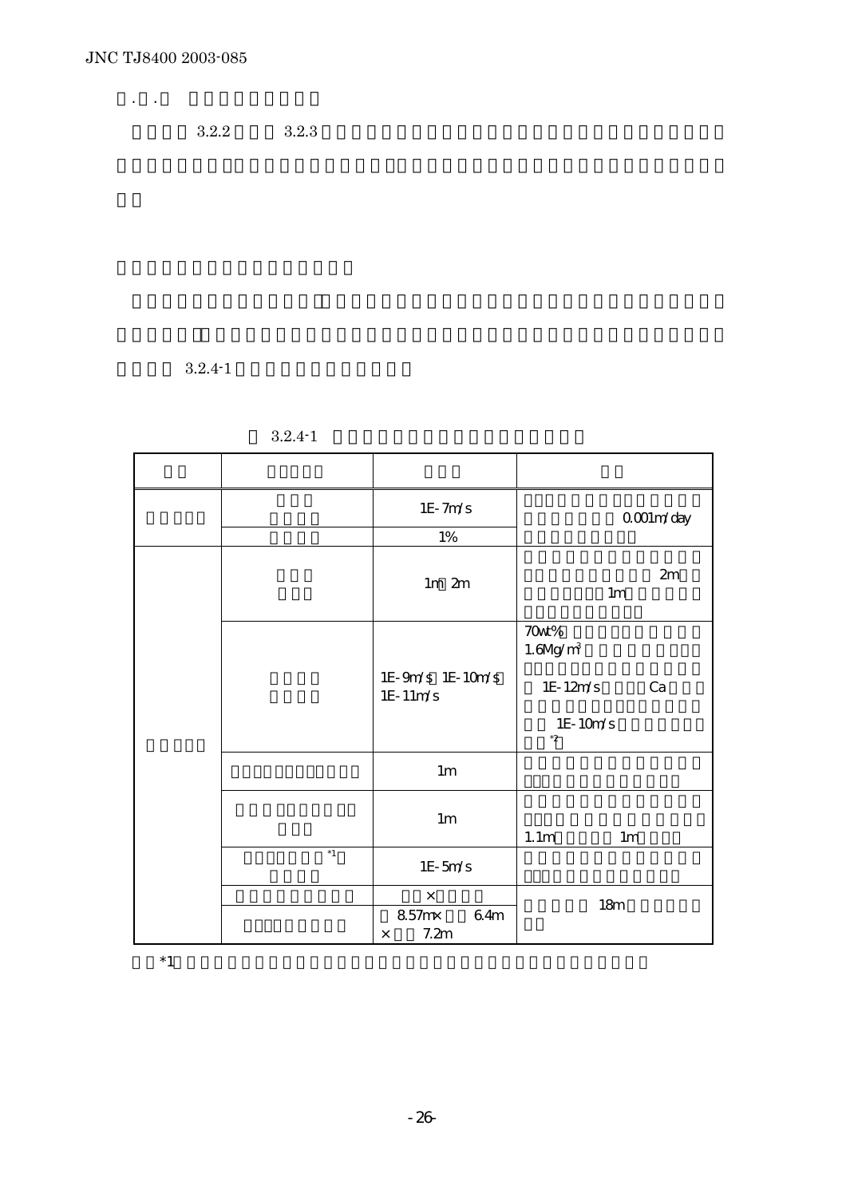. .

3.2.2　3.2.3

3.2.4-1

3.2.4-1

| | | | |
|---|---|---|---|
| | | 1E-7m/s | 0.001m/day |
| | | 1% | |
| | | 1m 2m | 2m 1m |
| | | 1E-9m/s 1E-10m/s 1E-11m/s | 70wt% 1.6Mg/m$^3$ 1E-12m/s Ca 1E-10m/s *2 |
| | | 1m | |
| | | 1m | 1.1m 1m |
| | *1 | 1E-5m/s | |
| | | × | 18m |
| | | 8.57m× 6.4m × 7.2m | |

*1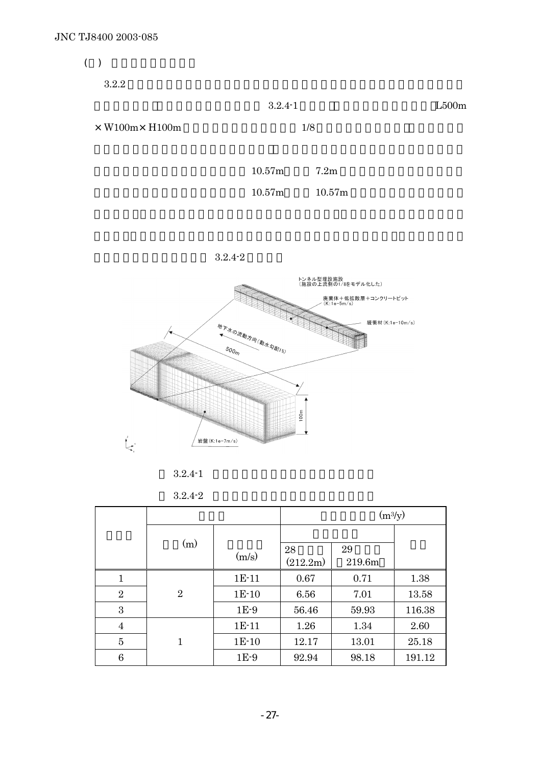( )

3.2.2

3.2.4-1 L500m

× W100m× H100m 1/8

10.57m 7.2m

10.57m 10.57m

3.2.4-2

3.2.4-1

3.2.4-2

| | | | (m³/y) | | |
|---|---|---|---|---|---|
| | (m) | (m/s) | 28 (212.2m) | 29 219.6m | |
| 1 | 2 | 1E-11 | 0.67 | 0.71 | 1.38 |
| 2 | | 1E-10 | 6.56 | 7.01 | 13.58 |
| 3 | | 1E-9 | 56.46 | 59.93 | 116.38 |
| 4 | 1 | 1E-11 | 1.26 | 1.34 | 2.60 |
| 5 | | 1E-10 | 12.17 | 13.01 | 25.18 |
| 6 | | 1E-9 | 92.94 | 98.18 | 191.12 |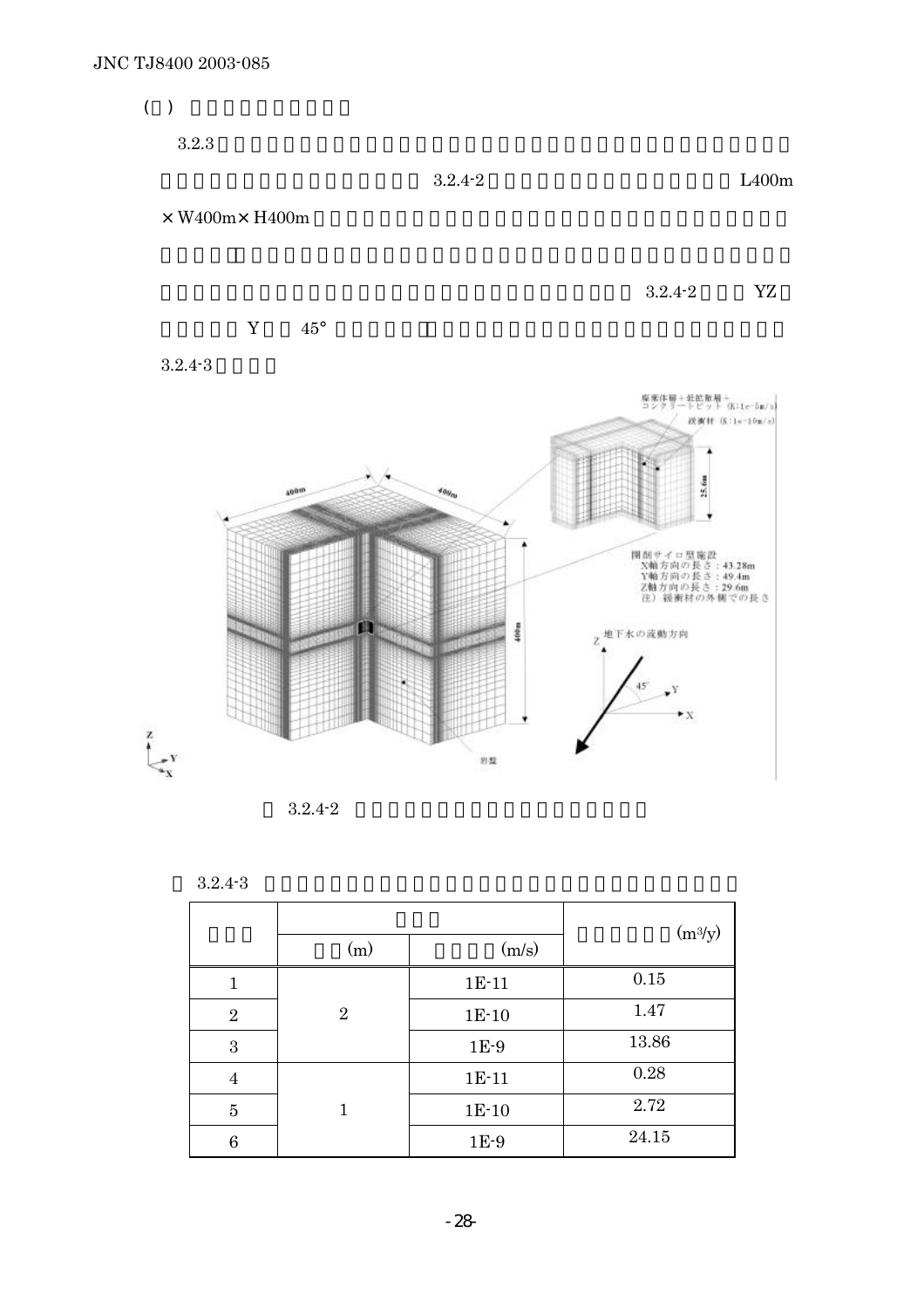(　)

3.2.3　3.2.4-2　L400m ×W400m×H400m　3.2.4-2　YZ　Y　45°　3.2.4-3

図 3.2.4-2

表 3.2.4-3

| | (m) | (m/s) | ($m^3$/y) |
|---|---|---|---|
| 1 | 2 | 1E-11 | 0.15 |
| 2 | | 1E-10 | 1.47 |
| 3 | | 1E-9 | 13.86 |
| 4 | 1 | 1E-11 | 0.28 |
| 5 | | 1E-10 | 2.72 |
| 6 | | 1E-9 | 24.15 |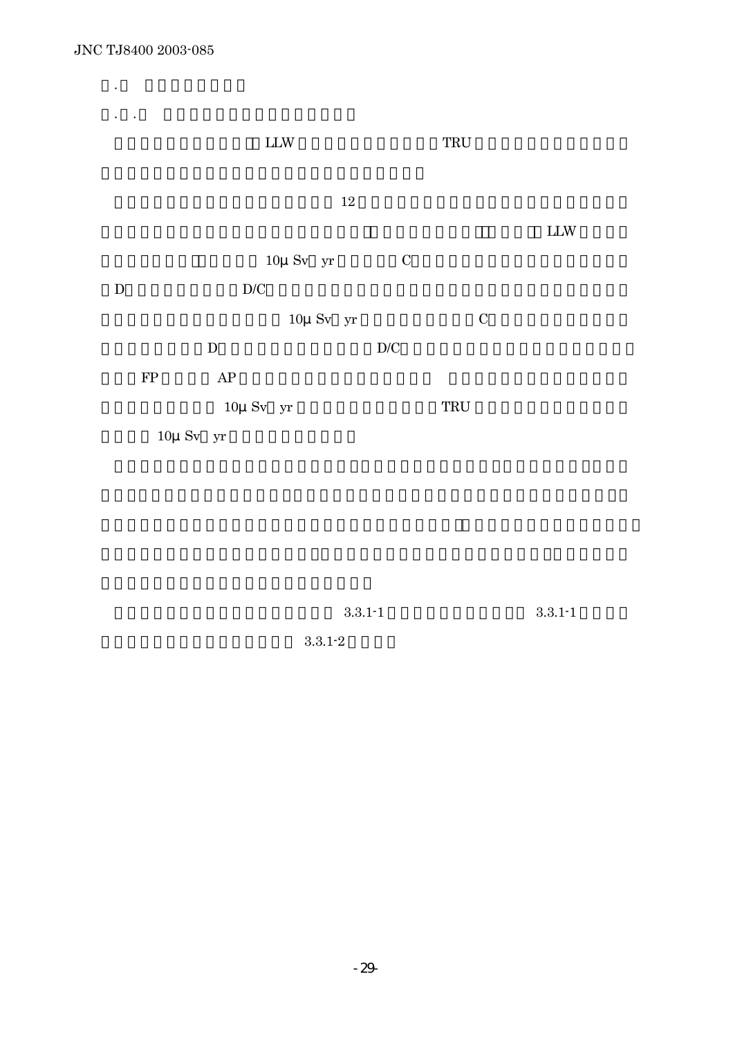．

．．

LLW TRU

12

LLW

10μ Sv yr C

D D/C

10μ Sv yr C

D D/C

FP AP

10μ Sv yr TRU

10μ Sv yr

3.3.1-1 3.3.1-1

3.3.1-2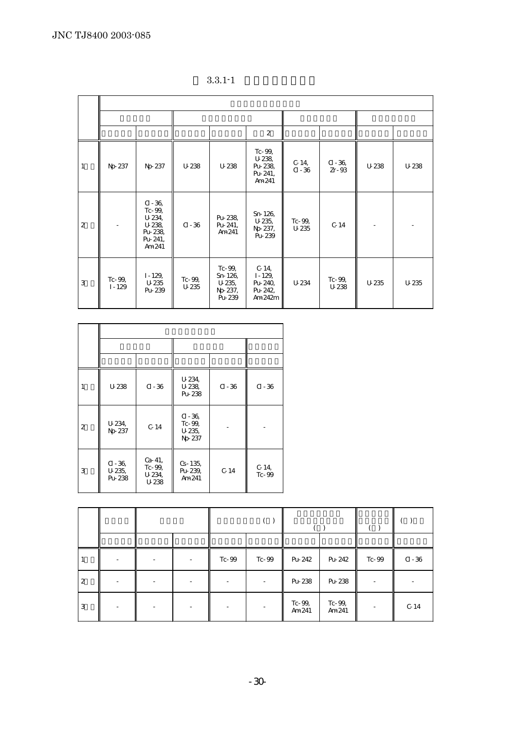表 3.3.1-1

|  |  |  |  |  |  |  |  |  |  |
|---|---|---|---|---|---|---|---|---|---|
|  |  |  |  |  |  |  |  |  |  |
|  |  |  |  |  |  |  |  |  |  |
|  |  |  |  |  | 2 |  |  |  |  |
| 1 | Np-237 | Np-237 | U-238 | U-238 | Tc-99, U-238, Pu-238, Pu-241, Am-241 | C-14, Cl-36 | Cl-36, Zr-93 | U-238 | U-238 |
| 2 | - | Cl-36, Tc-99, U-234, U-238, Pu-238, Pu-241, Am-241 | Cl-36 | Pu-238, Pu-241, Am-241 | Sn-126, U-235, Np-237, Pu-239 | Tc-99, U-235 | C-14 | - | - |
| 3 | Tc-99, I-129 | I-129, U-235 Pu-239 | Tc-99, U-235 | Tc-99, Sn-126, U-235, Np-237, Pu-239 | C-14, I-129, Pu-240, Pu-242, Am-242m | U-234 | Tc-99, U-238 | U-235 | U-235 |

|  |  |  |  |  |  |
|---|---|---|---|---|---|
|  |  |  |  |  |  |
|  |  |  |  |  |  |
| 1 | U-238 | Cl-36 | U-234, U-238, Pu-238 | Cl-36 | Cl-36 |
| 2 | U-234, Np-237 | C-14 | Cl-36, Tc-99, U-235, Np-237 | - | - |
| 3 | Cl-36, U-235, Pu-238 | Ca-41, Tc-99, U-234, U-238 | Cs-135, Pu-239, Am-241 | C-14 | C-14, Tc-99 |

|  |  |  |  | ( ) |  | ( ) |  | ( ) | ( ) |
|---|---|---|---|---|---|---|---|---|---|
|  |  |  |  |  |  |  |  |  |  |
| 1 | - | - | - | Tc-99 | Tc-99 | Pu-242 | Pu-242 | Tc-99 | Cl-36 |
| 2 | - | - | - | - | - | Pu-238 | Pu-238 | - | - |
| 3 | - | - | - | - | - | Tc-99, Am-241 | Tc-99, Am-241 | - | C-14 |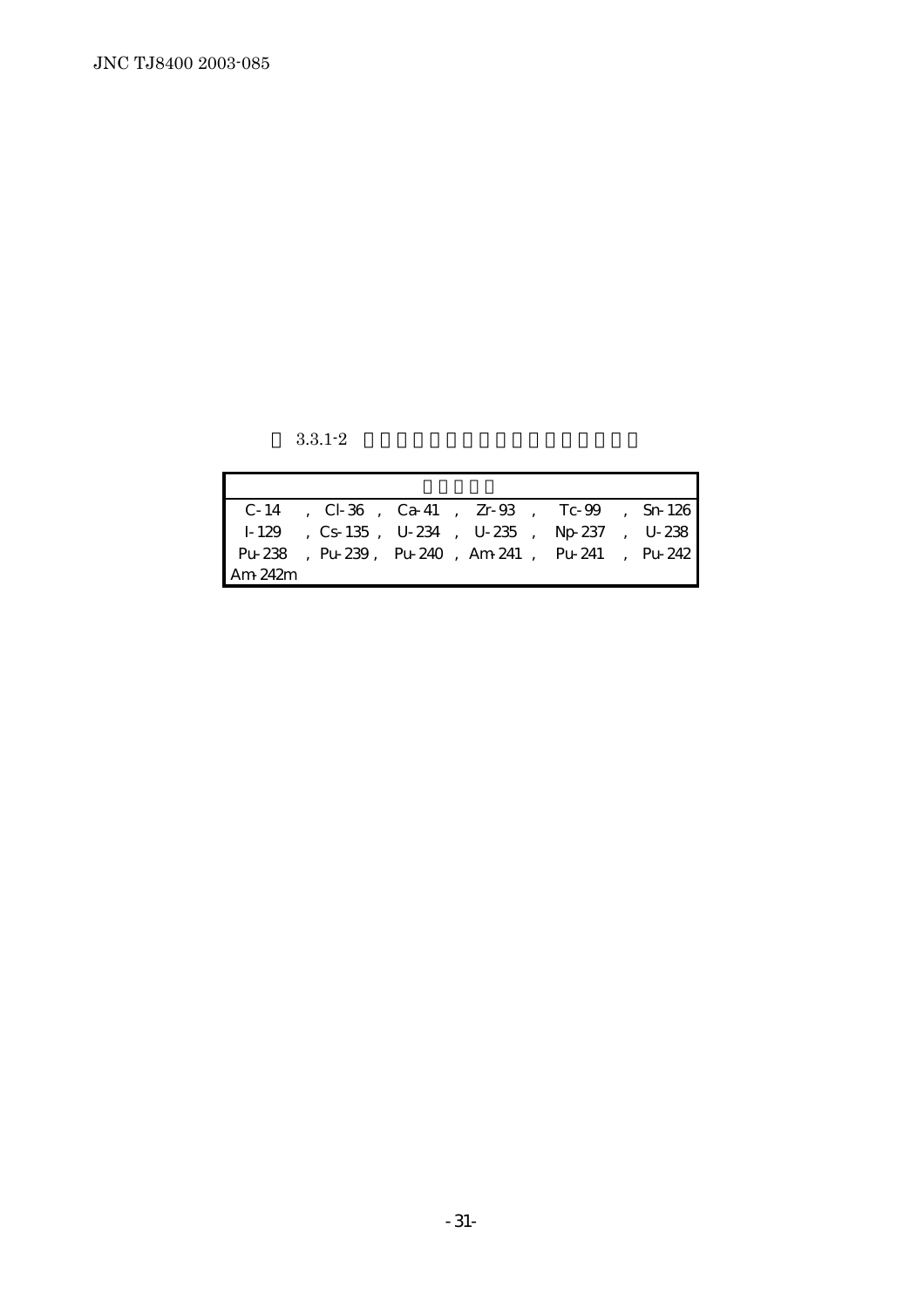3.3.1-2

| | | | | | |
|---|---|---|---|---|---|
| C-14 | Cl-36 | Ca-41 | Zr-93 | Tc-99 | Sn-126 |
| I-129 | Cs-135 | U-234 | U-235 | Np-237 | U-238 |
| Pu-238 | Pu-239 | Pu-240 | Am-241 | Pu-241 | Pu-242 |
| Am-242m | | | | | |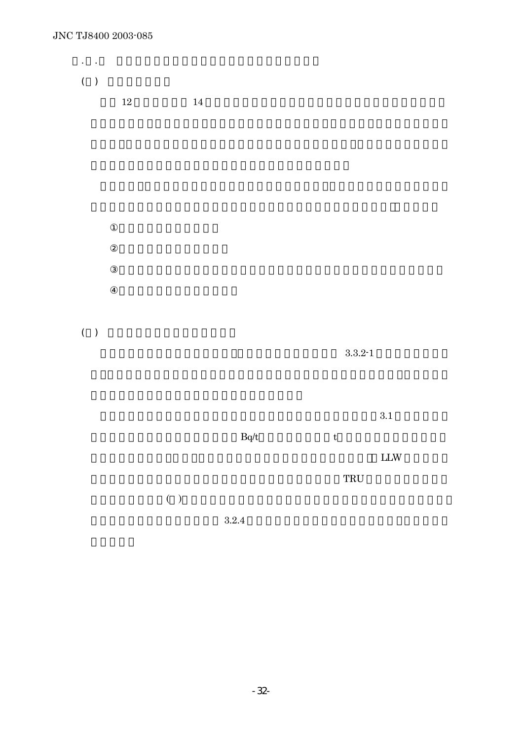( )

12 14

①

②

③

④

( )

3.3.2-1

3.1

Bq/t t

LLW

TRU

( )

3.2.4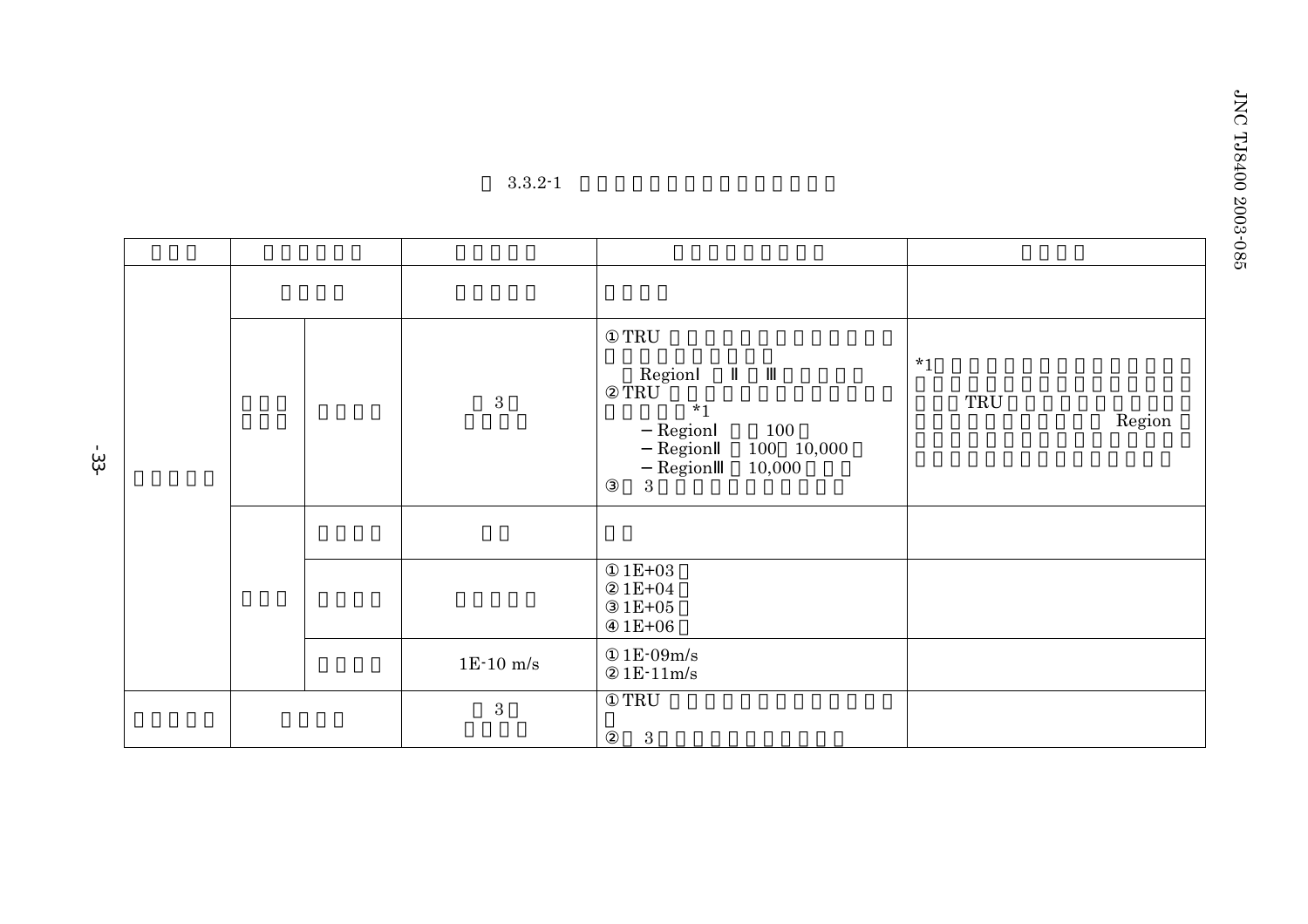3.3.2-1

| | | | | | |
|---|---|---|---|---|---|
| | | | | | |
| | | | | | |
| | | | 3 | ①TRU<br>Region I II III<br>②TRU *1<br>－Region I 100<br>－Region II 100 10,000<br>－Region III 10,000<br>③ 3 | *1<br>TRU Region |
| | | | | | |
| | | | | ①1E+03<br>②1E+04<br>③1E+05<br>④1E+06 | |
| | | | 1E-10 m/s | ①1E-09m/s<br>②1E-11m/s | |
| | | | 3 | ①TRU<br>② 3 | |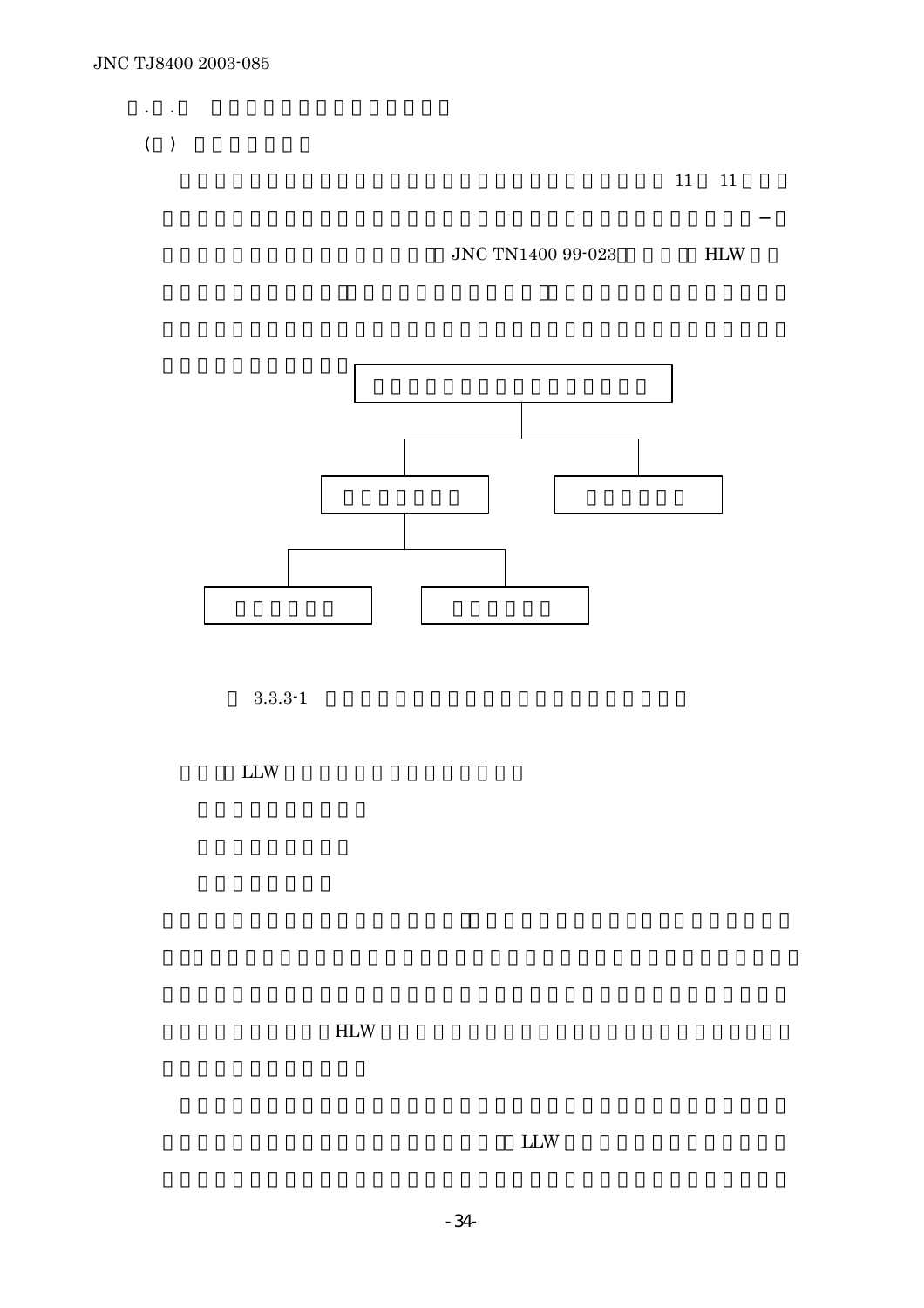11 11

JNC TN1400 99-023 HLW

3.3.3-1

LLW

HLW

LLW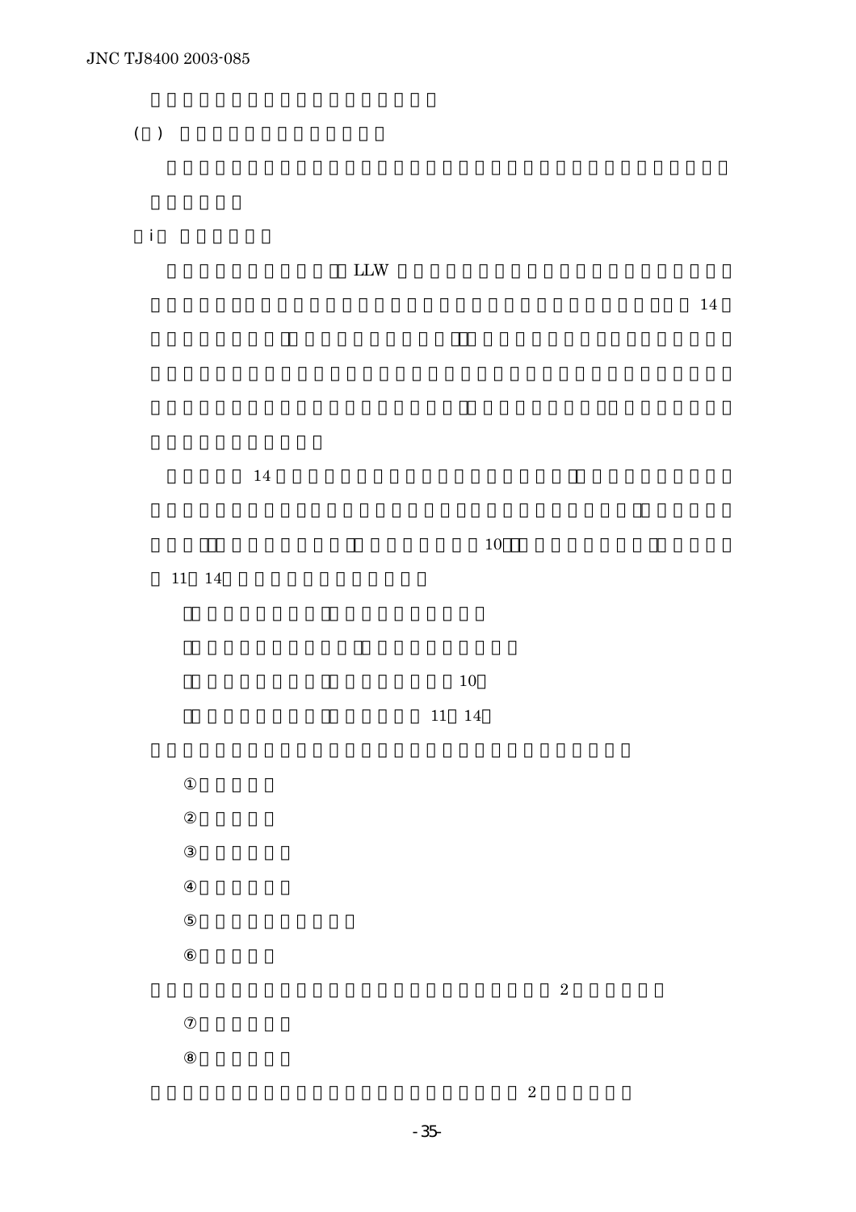( )

i

LLW

14

14

10

11 14

10

11 14

①

②

③

④

⑤

⑥

2

⑦

⑧

2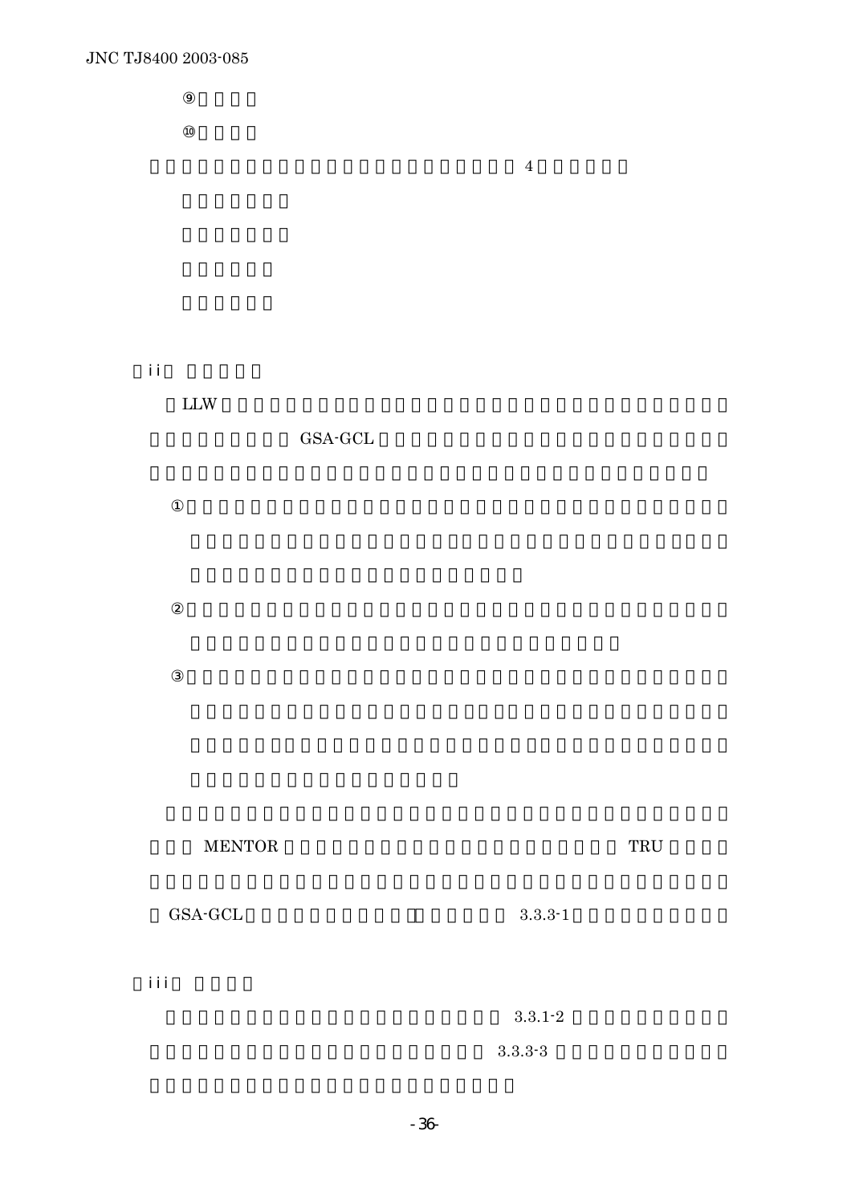⑨

⑩

4

（ii）

LLW

GSA-GCL

①

②

③

MENTOR TRU

GSA-GCL 3.3.3-1

（iii）

3.3.1-2

3.3.3-3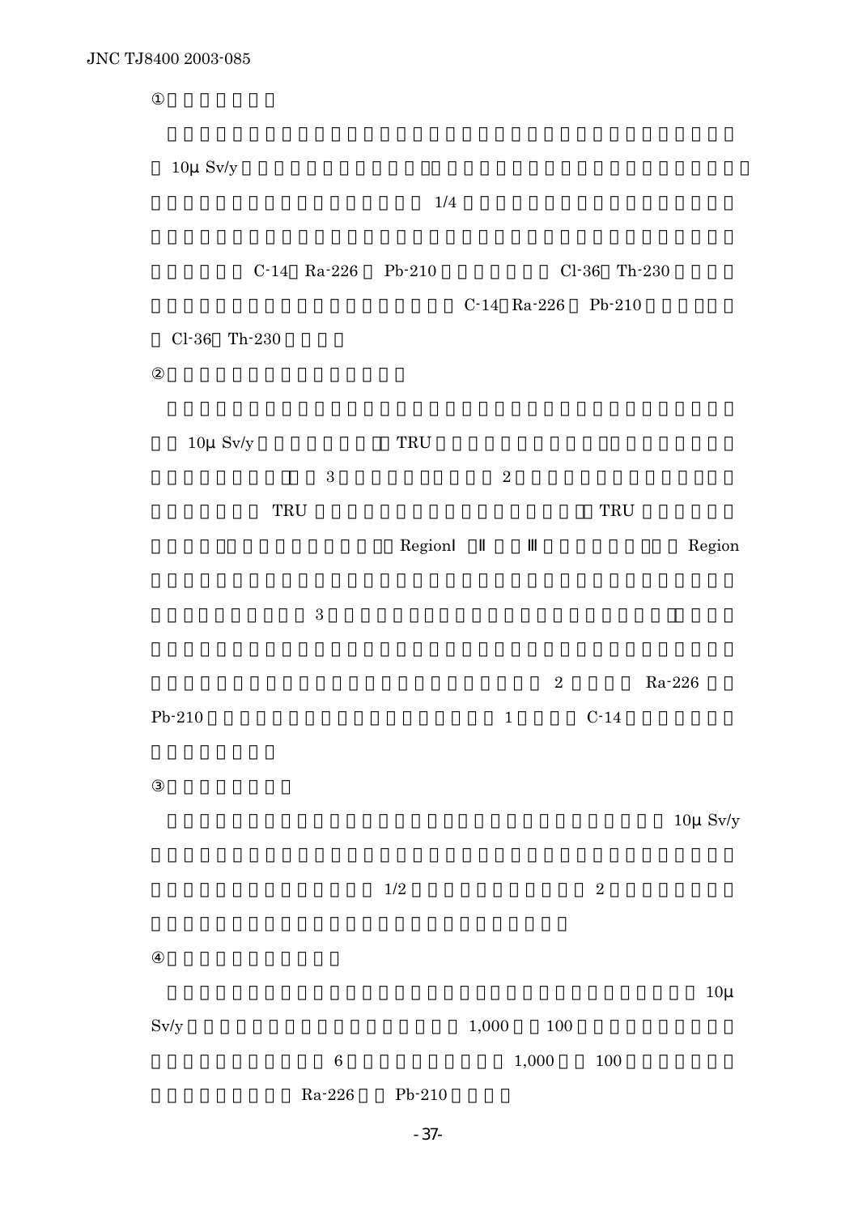①

10μ Sv/y

1/4

C-14 Ra-226 Pb-210 Cl-36 Th-230

C-14 Ra-226 Pb-210

Cl-36 Th-230

②

10μ Sv/y TRU

3 2

TRU TRU

RegionⅠ Ⅱ Ⅲ Region

3

2 Ra-226

Pb-210 1 C-14

③

10μ Sv/y

1/2 2

④

10μ

Sv/y 1,000 100

6 1,000 100

Ra-226 Pb-210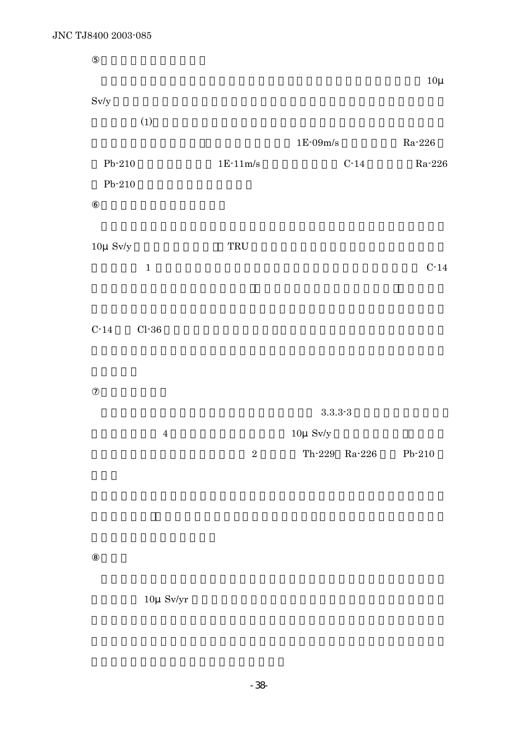⑤

10μ Sv/y

(1)

1E-09m/s Ra-226

Pb-210 1E-11m/s C-14 Ra-226

Pb-210

⑥

10μ Sv/y TRU

1 C-14

C-14 Cl-36

⑦

3.3.3-3

4 10μ Sv/y

2 Th-229 Ra-226 Pb-210

⑧

10μ Sv/yr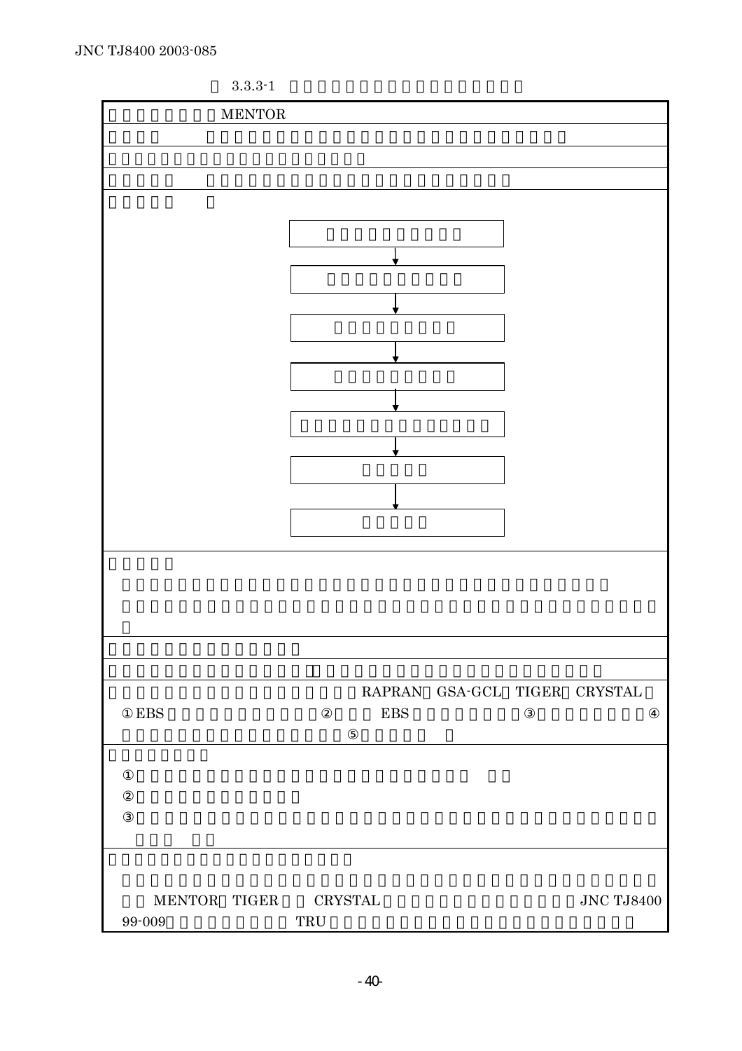表 3.3.3-1

| |
|---|
| MENTOR |
| |
| |
| |
| |
| RAPRAN GSA-GCL TIGER CRYSTAL<br>①EBS ② EBS ③ ④<br>⑤ |
| ①<br>②<br>③ |
| MENTOR TIGER CRYSTAL JNC TJ8400 99-009 TRU |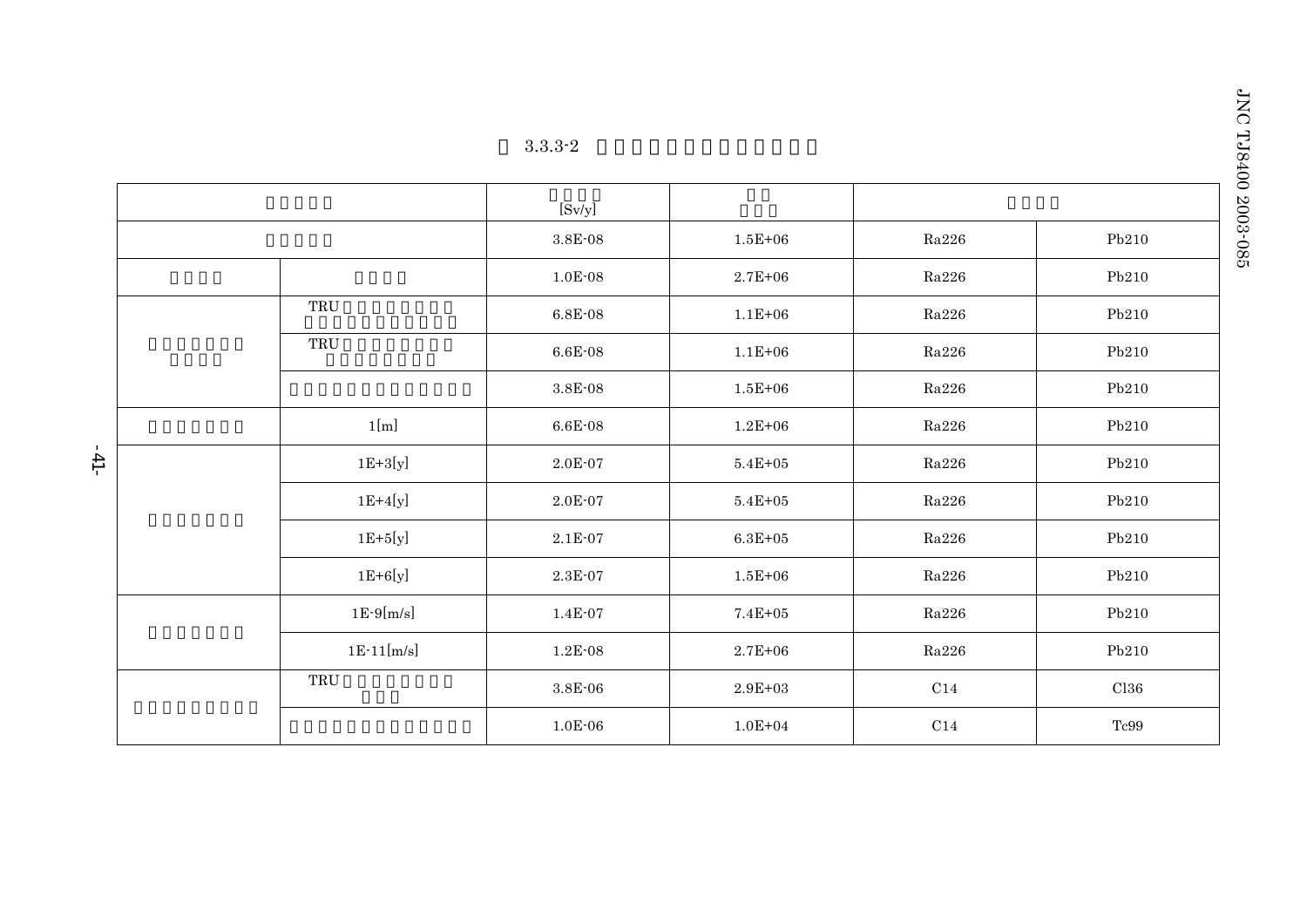3.3.3-2

| | | [Sv/y] | | | |
|---|---|---|---|---|---|
| | | 3.8E-08 | 1.5E+06 | Ra226 | Pb210 |
| | | 1.0E-08 | 2.7E+06 | Ra226 | Pb210 |
| | TRU | 6.8E-08 | 1.1E+06 | Ra226 | Pb210 |
| | TRU | 6.6E-08 | 1.1E+06 | Ra226 | Pb210 |
| | | 3.8E-08 | 1.5E+06 | Ra226 | Pb210 |
| | 1[m] | 6.6E-08 | 1.2E+06 | Ra226 | Pb210 |
| | 1E+3[y] | 2.0E-07 | 5.4E+05 | Ra226 | Pb210 |
| | 1E+4[y] | 2.0E-07 | 5.4E+05 | Ra226 | Pb210 |
| | 1E+5[y] | 2.1E-07 | 6.3E+05 | Ra226 | Pb210 |
| | 1E+6[y] | 2.3E-07 | 1.5E+06 | Ra226 | Pb210 |
| | 1E-9[m/s] | 1.4E-07 | 7.4E+05 | Ra226 | Pb210 |
| | 1E-11[m/s] | 1.2E-08 | 2.7E+06 | Ra226 | Pb210 |
| | TRU | 3.8E-06 | 2.9E+03 | C14 | Cl36 |
| | | 1.0E-06 | 1.0E+04 | C14 | Tc99 |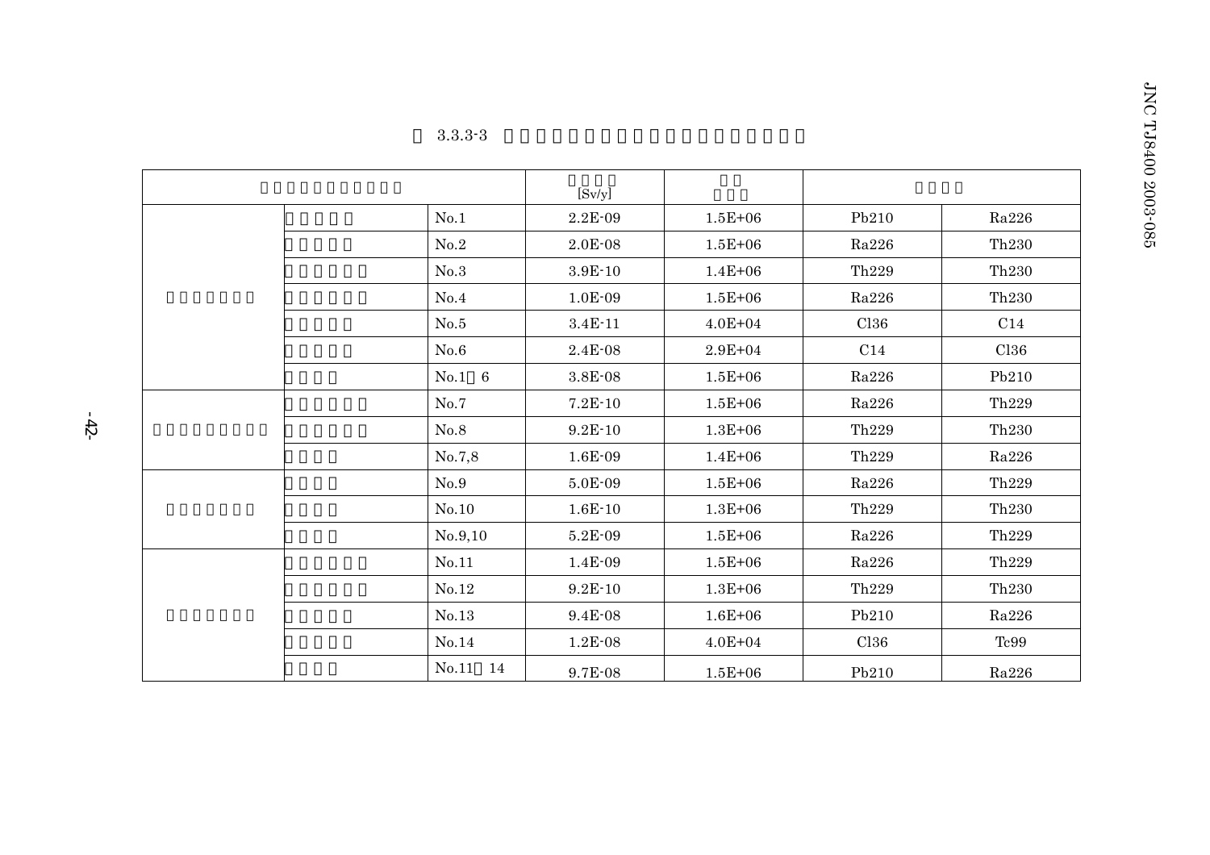表 3.3.3-3

| | | | [Sv/y] | | | |
|---|---|---|---|---|---|---|
| | | No.1 | 2.2E-09 | 1.5E+06 | Pb210 | Ra226 |
| | | No.2 | 2.0E-08 | 1.5E+06 | Ra226 | Th230 |
| | | No.3 | 3.9E-10 | 1.4E+06 | Th229 | Th230 |
| | | No.4 | 1.0E-09 | 1.5E+06 | Ra226 | Th230 |
| | | No.5 | 3.4E-11 | 4.0E+04 | Cl36 | C14 |
| | | No.6 | 2.4E-08 | 2.9E+04 | C14 | Cl36 |
| | | No.1 6 | 3.8E-08 | 1.5E+06 | Ra226 | Pb210 |
| | | No.7 | 7.2E-10 | 1.5E+06 | Ra226 | Th229 |
| | | No.8 | 9.2E-10 | 1.3E+06 | Th229 | Th230 |
| | | No.7,8 | 1.6E-09 | 1.4E+06 | Th229 | Ra226 |
| | | No.9 | 5.0E-09 | 1.5E+06 | Ra226 | Th229 |
| | | No.10 | 1.6E-10 | 1.3E+06 | Th229 | Th230 |
| | | No.9,10 | 5.2E-09 | 1.5E+06 | Ra226 | Th229 |
| | | No.11 | 1.4E-09 | 1.5E+06 | Ra226 | Th229 |
| | | No.12 | 9.2E-10 | 1.3E+06 | Th229 | Th230 |
| | | No.13 | 9.4E-08 | 1.6E+06 | Pb210 | Ra226 |
| | | No.14 | 1.2E-08 | 4.0E+04 | Cl36 | Tc99 |
| | | No.11 14 | 9.7E-08 | 1.5E+06 | Pb210 | Ra226 |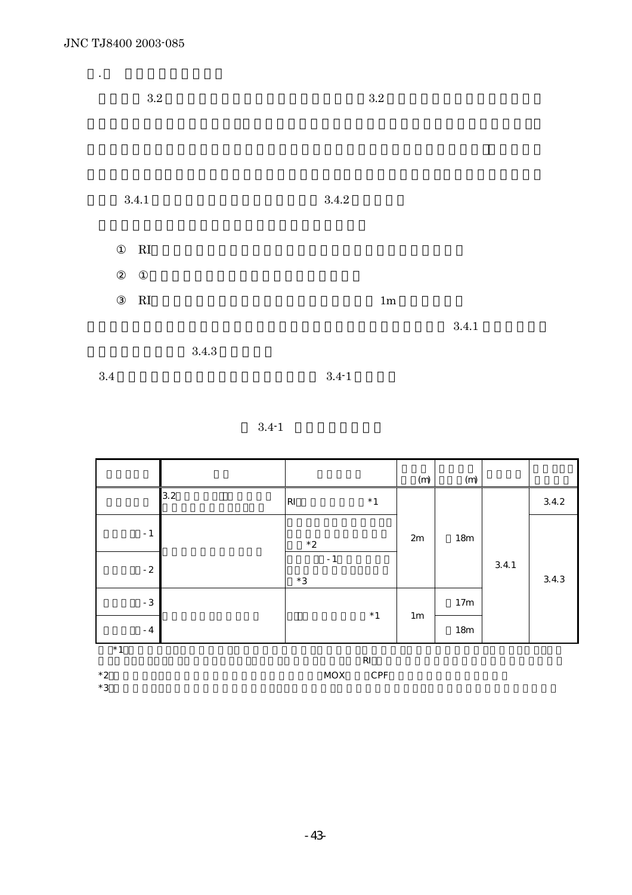．

3.2　　　　　　　　　　　　　　　　　　3.2

3.4.1　　　　　　　　　　　　　3.4.2

① RI

② ①

③ RI　　　　　　　　　　　　　　　　　1m

3.4.1

3.4.3

3.4　　　　　　　　　　　　　　　　　3.4-1

3.4-1

| | | | (m) | (m) | | |
|---|---|---|---|---|---|---|
| | 3.2 | RI *1 | | | | 3.4.2 |
| -1 | | *2 | 2m | 18m | 3.4.1 | 3.4.3 |
| -2 | | -1 *3 | | | | |
| -3 | | *1 | 1m | 17m | | |
| -4 | | | | 18m | | |

*1 RI

*2 MOX CPF

*3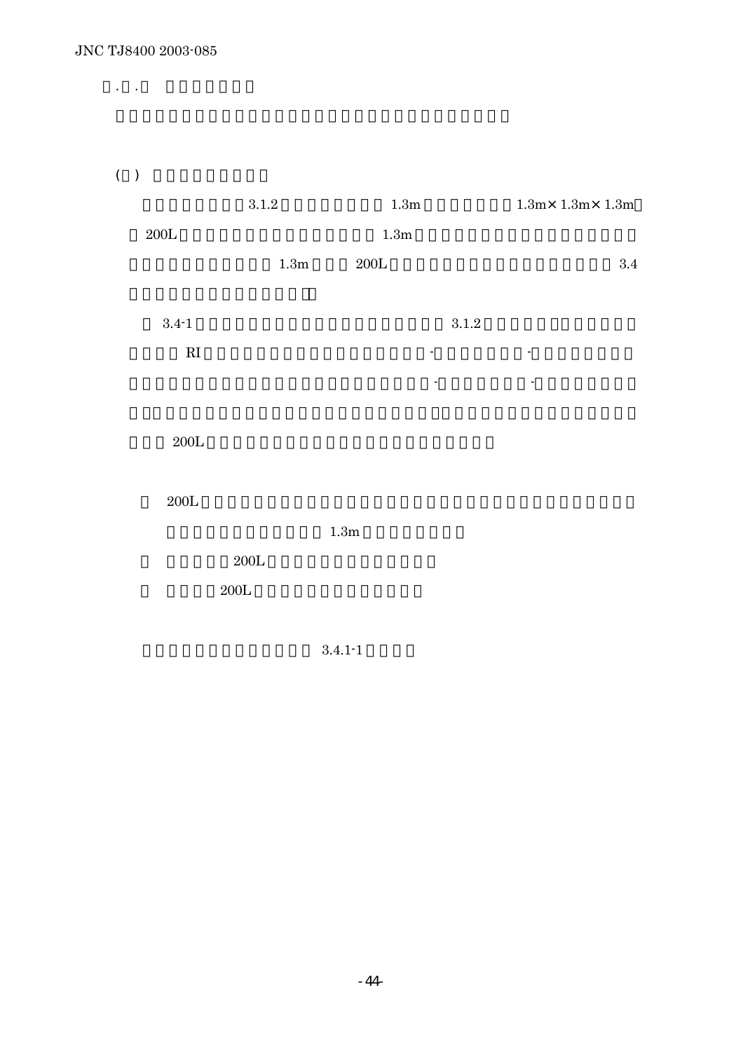. .

( )

3.1.2 1.3m 1.3m× 1.3m× 1.3m

200L 1.3m

1.3m 200L 3.4

3.4-1 3.1.2

RI - -

- -

200L

200L

1.3m

200L

200L

3.4.1-1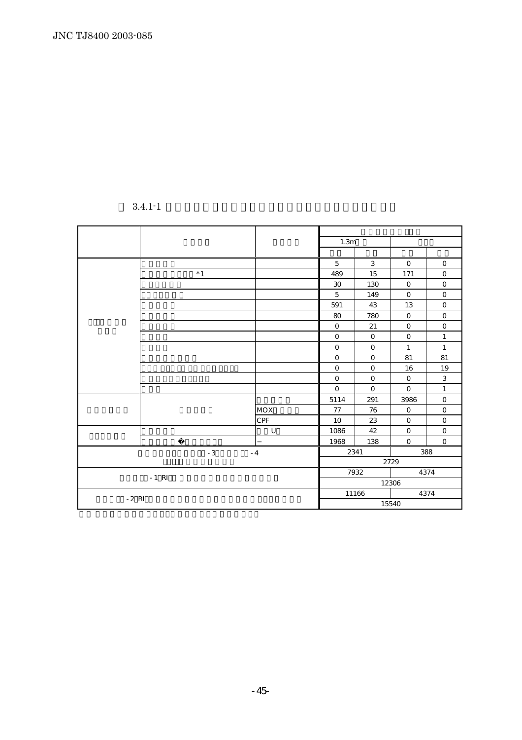表 3.4.1-1

| | | | | | | |
|---|---|---|---|---|---|---|
| | | | | | | |
| | | | 1.3m | | | |
| | | | | | | |
| | | | 5 | 3 | 0 | 0 |
| | *1 | | 489 | 15 | 171 | 0 |
| | | | 30 | 130 | 0 | 0 |
| | | | 5 | 149 | 0 | 0 |
| | | | 591 | 43 | 13 | 0 |
| | | | 80 | 780 | 0 | 0 |
| | | | 0 | 21 | 0 | 0 |
| | | | 0 | 0 | 0 | 1 |
| | | | 0 | 0 | 1 | 1 |
| | | | 0 | 0 | 81 | 81 |
| | | | 0 | 0 | 16 | 19 |
| | | | 0 | 0 | 0 | 3 |
| | | | 0 | 0 | 0 | 1 |
| | | | 5114 | 291 | 3986 | 0 |
| | | MOX | 77 | 76 | 0 | 0 |
| | | CPF | 10 | 23 | 0 | 0 |
| | | U | 1086 | 42 | 0 | 0 |
| | | – | 1968 | 138 | 0 | 0 |
| -3 -4 | | | 2341 | | 388 | |
| | | | 2729 | | | |
| -1 RI | | | 7932 | | 4374 | |
| | | | 12306 | | | |
| -2 RI | | | 11166 | | 4374 | |
| | | | 15540 | | | |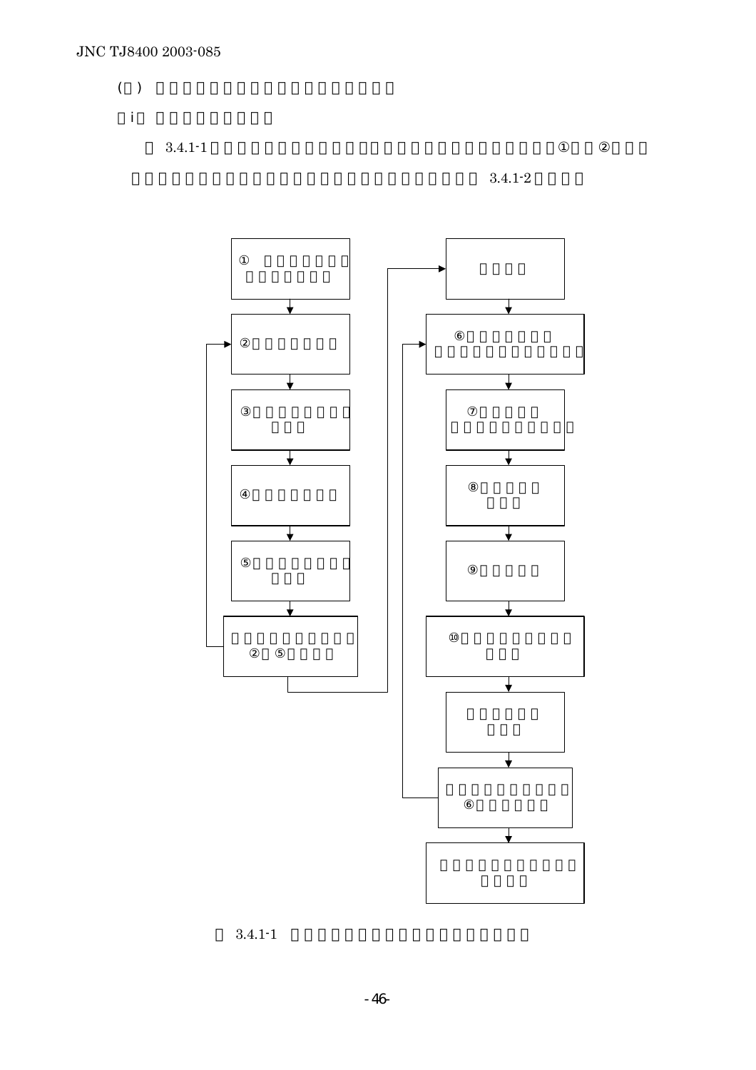(□) □□□□□□□□□□□□□□□□□□□□

（i） □□□□□□□□□

□ 3.4.1-1 □□□□□□□□□□□□□□□□□□□□□□□□□□□□□□□□□□①□□②□□□
□□□□□□□□□□□□□□□□□□□□□□□□□□□□□□□□□□□□□□ 3.4.1-2 □□□□

① □□□□□□□ □□□□□□□

↓

②□□□□□□□

↓

③□□□□□□□□□ □□□

↓

④□□□□□□□

↓

⑤□□□□□□□□□ □□□

↓

□□□□□□□□□□□ ②□⑤□□□□

（→ ②へ戻る / → 次へ）

□□□□

↓

⑥□□□□□□□ □□□□□□□□□□□□□

↓

⑦□□□□□ □□□□□□□□□□□

↓

⑧□□□□□ □□□

↓

⑨□□□□□

↓

⑩□□□□□□□□□□ □□□

↓

□□□□□□ □□□

↓

□□□□□□□□□□□ ⑥□□□□□□

（→ ⑥へ戻る）

↓

□□□□□□□□□□□□ □□□□

□ 3.4.1-1 □□□□□□□□□□□□□□□□□□□□□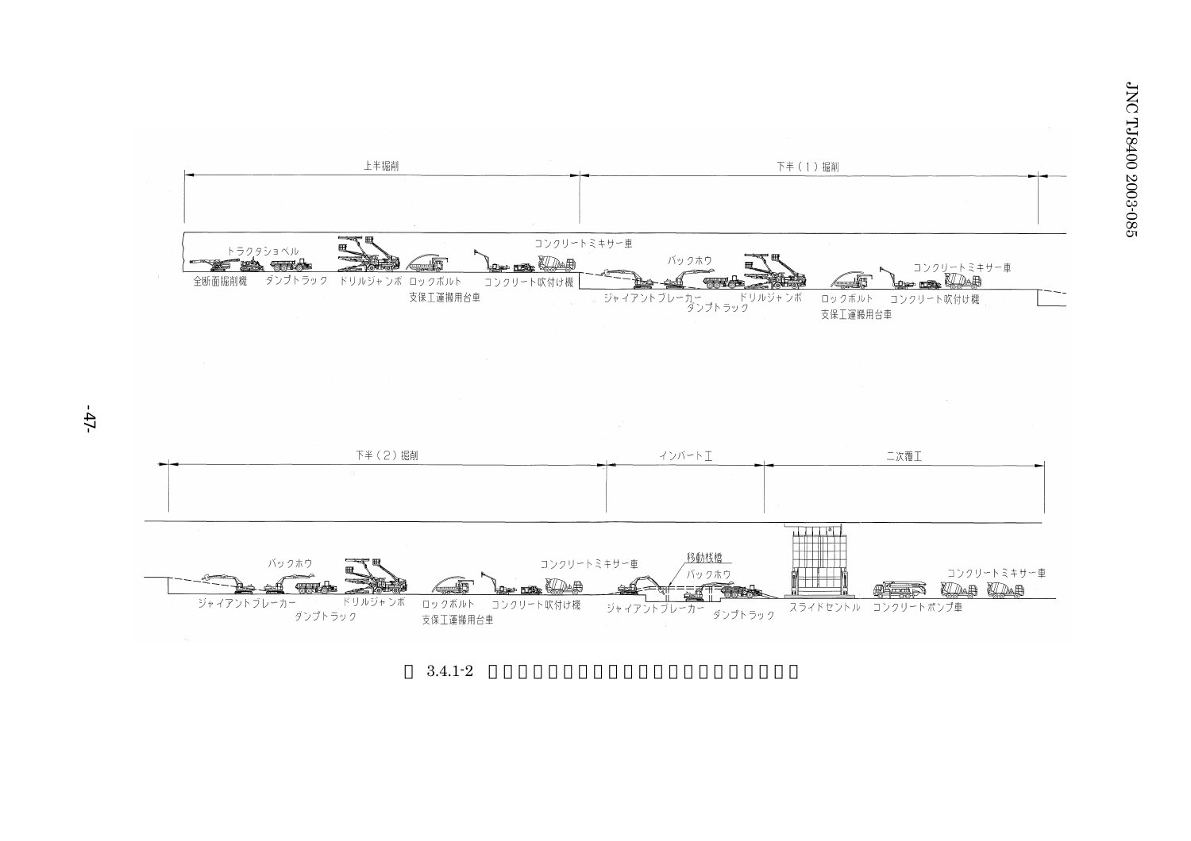上半掘削　　下半（1）掘削

トラクタショベル　コンクリートミキサー車　バックホウ　コンクリートミキサー車

全断面掘削機　ダンプトラック　ドリルジャンボ　ロックボルト　コンクリート吹付け機　ジャイアントブレーカー　ドリルジャンボ　ロックボルト　コンクリート吹付け機

支保工運搬用台車　ダンプトラック　支保工運搬用台車

下半（2）掘削　　インバート工　　二次覆工

移動桟橋

バックホウ　コンクリートミキサー車　バックホウ　コンクリートミキサー車

ジャイアントブレーカー　ドリルジャンボ　ロックボルト　コンクリート吹付け機　ジャイアントブレーカー　ダンプトラック　スライドセントル　コンクリートポンプ車

ダンプトラック　支保工運搬用台車

図 3.4.1-2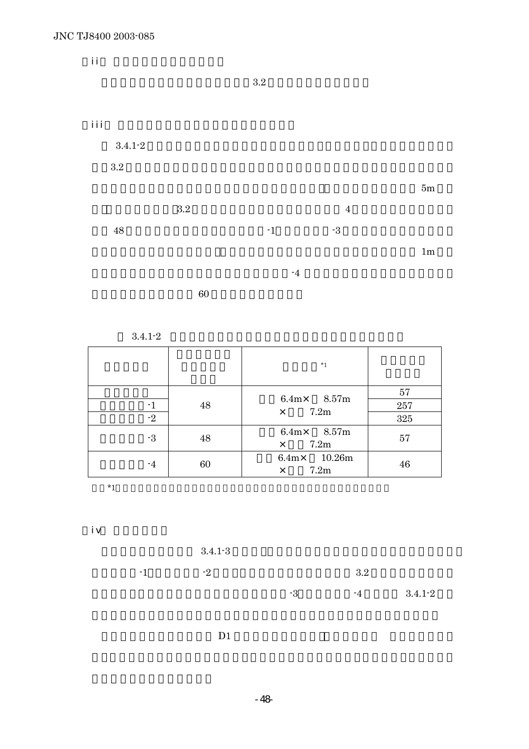（ii）

3.2

（iii）

3.4.1-2

3.2

5m

3.2 4

48 -1 -3

1m

-4

60

3.4.1-2

| | | *1 | |
|---|---|---|---|
| | 48 | 6.4m× 8.57m × 7.2m | 57 |
| -1 | | | 257 |
| -2 | | | 325 |
| -3 | 48 | 6.4m× 8.57m × 7.2m | 57 |
| -4 | 60 | 6.4m× 10.26m × 7.2m | 46 |

*1

（iv）

3.4.1-3

-1 -2 3.2

-3 -4 3.4.1-2

D1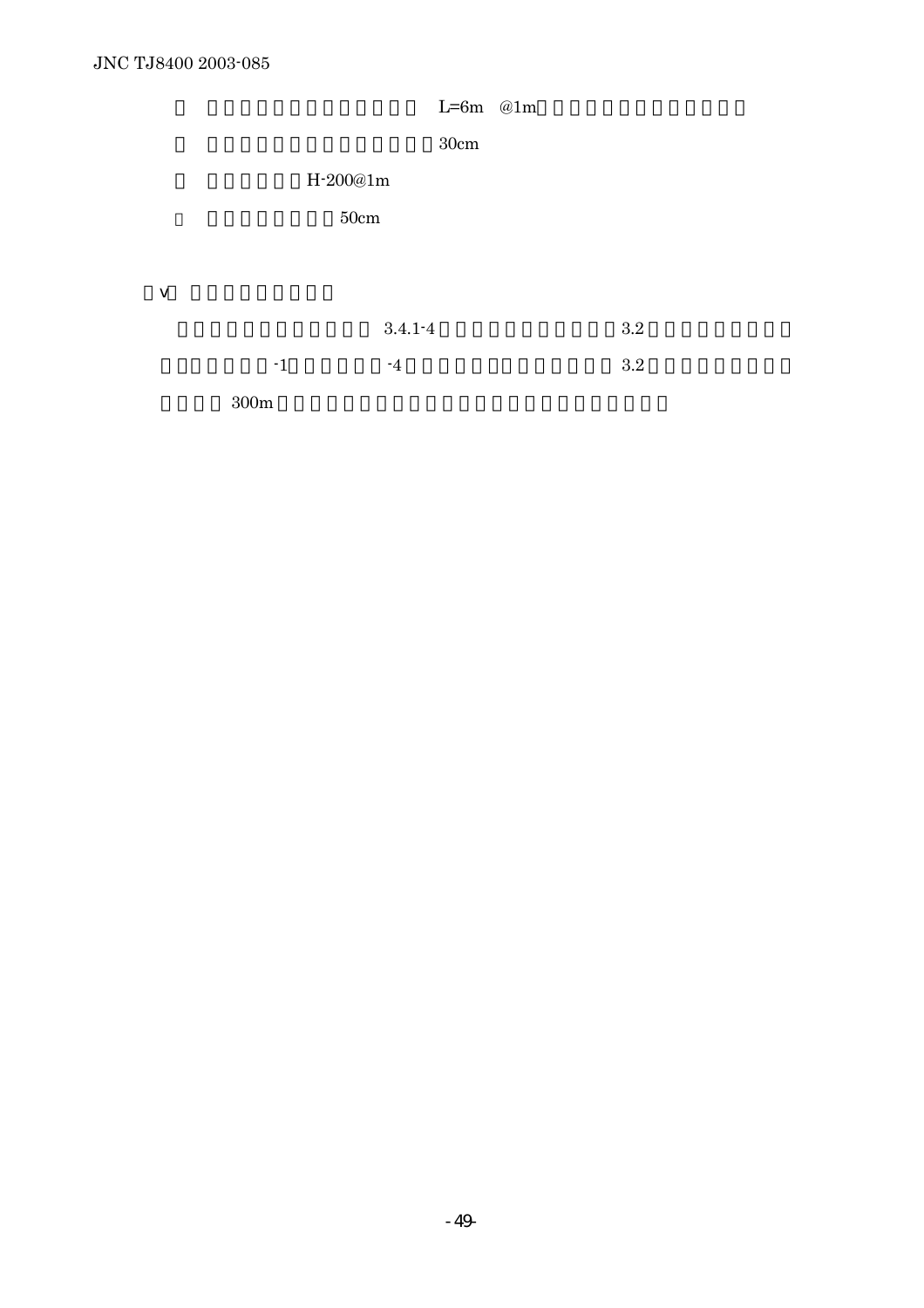L=6m @1m

30cm

H-200@1m

50cm

v

3.4.1-4 3.2

-1 -4 3.2

300m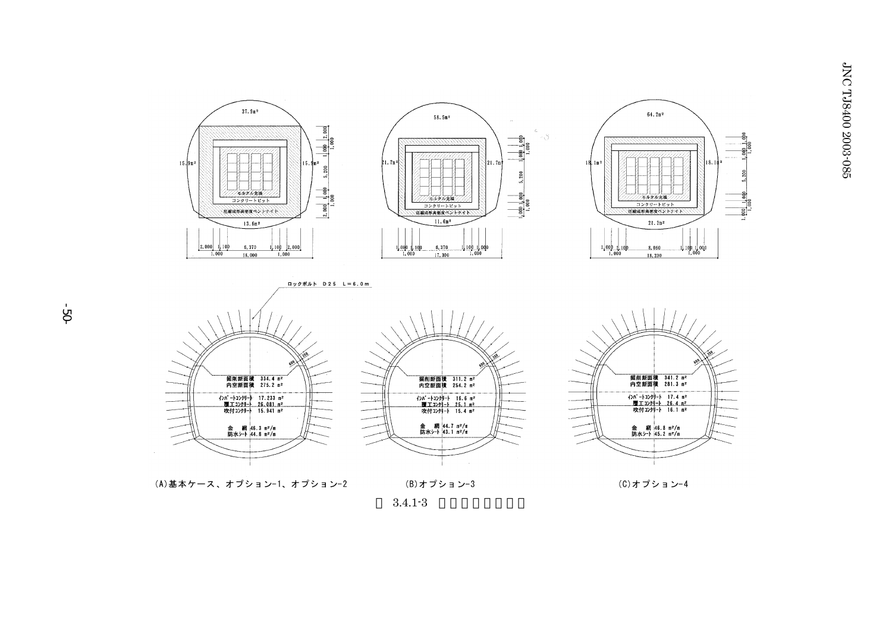37.9m²

15.9m²　　15.9m²

モルタル充填

コンクリートピット

圧縮成形高密度ベントナイト

13.6m²

2,000　1,100　6,370　1,100　2,000

1,000　18,000　1,000

58.5m²

21.7m²　　21.7m²

モルタル充填

コンクリートピット

圧縮成形高密度ベントナイト

11.6m²

1,000　1,100　6,370　1,100　1,000

1,000　17,300　1,000

64.2m²

18.1m²　　18.1m²

モルタル充填

コンクリートピット

圧縮成形高密度ベントナイト

21.2m²

1,000　1,100　8,060　1,100　1,000

1,000　18,200　1,000

ロックボルト　D25　L＝6.0m

掘削断面積　334.4 m²
内空断面積　275.2 m²

インバートコンクリート　17.233 m²
覆工コンクリート　26.081 m²
吹付コンクリート　15.941 m²

金　網　46.3 m²/m
防水シート　44.8 m²/m

掘削断面積　311.2 m²
内空断面積　254.2 m²

インバートコンクリート　16.6 m²
覆工コンクリート　25.1 m²
吹付コンクリート　15.4 m²

金　網　44.7 m²/m
防水シート　43.1 m²/m

掘削断面積　341.2 m²
内空断面積　281.3 m²

インバートコンクリート　17.4 m²
覆工コンクリート　26.4 m²
吹付コンクリート　16.1 m²

金　網　46.8 m²/m
防水シート　45.2 m²/m

(A)基本ケース、オプション-1、オプション-2　　(B)オプション-3　　(C)オプション-4

図 3.4.1-3 処分坑道断面形状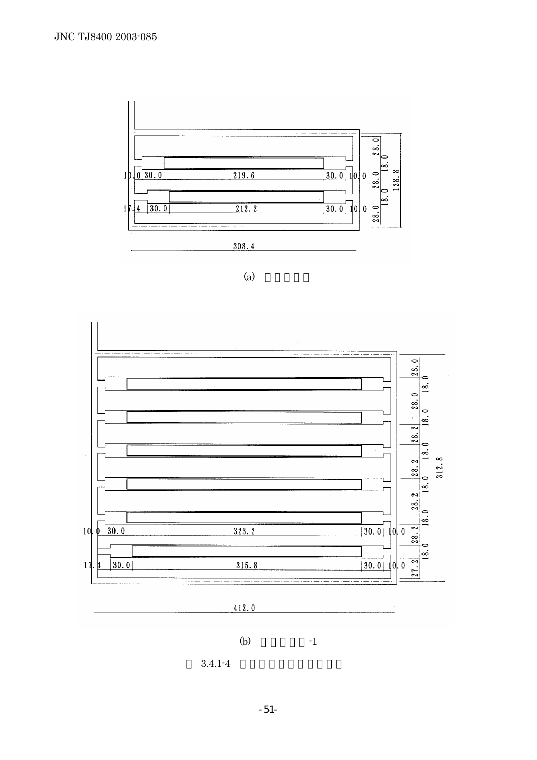(a)

(b) -1

3.4.1-4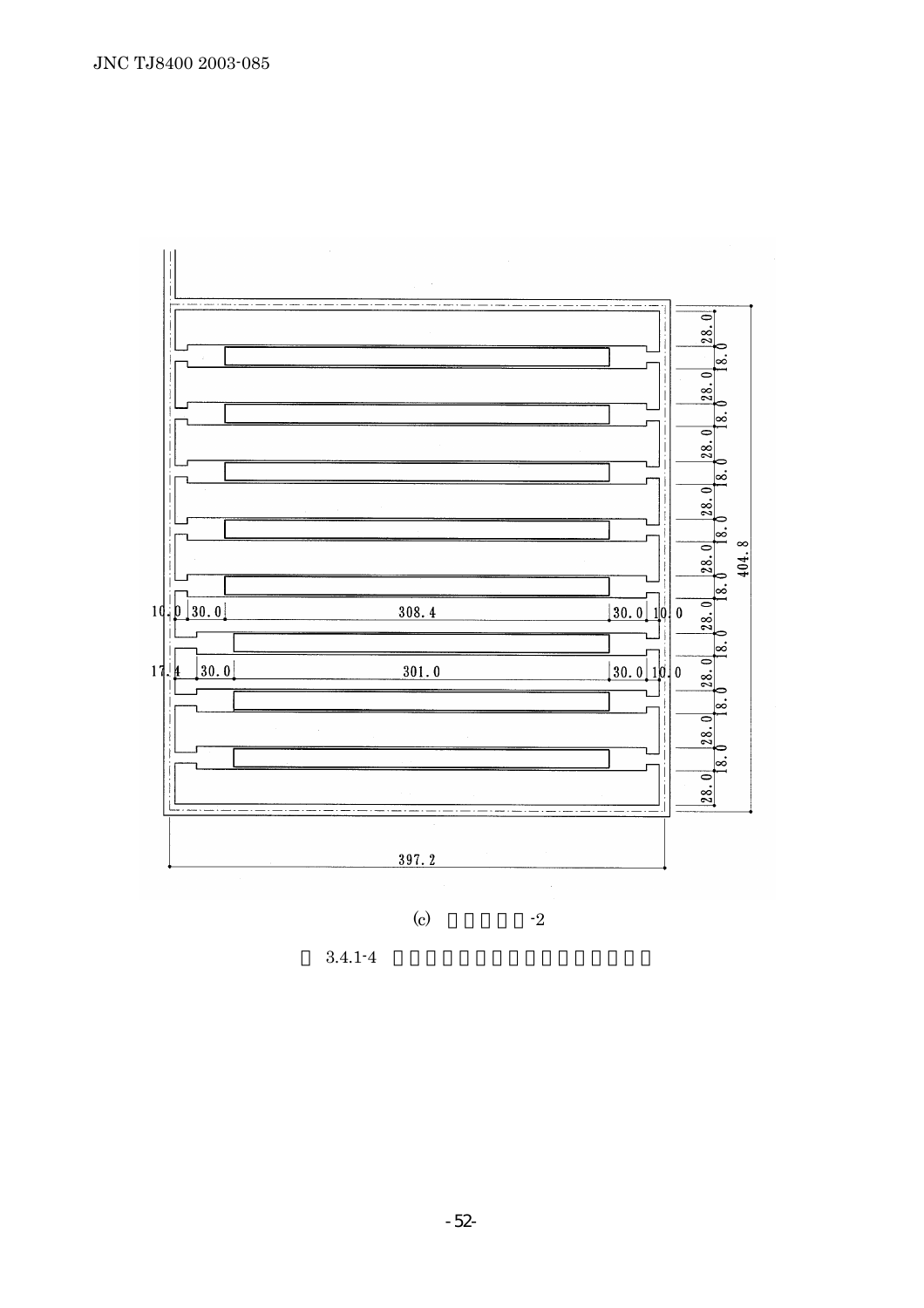(c) -2

3.4.1-4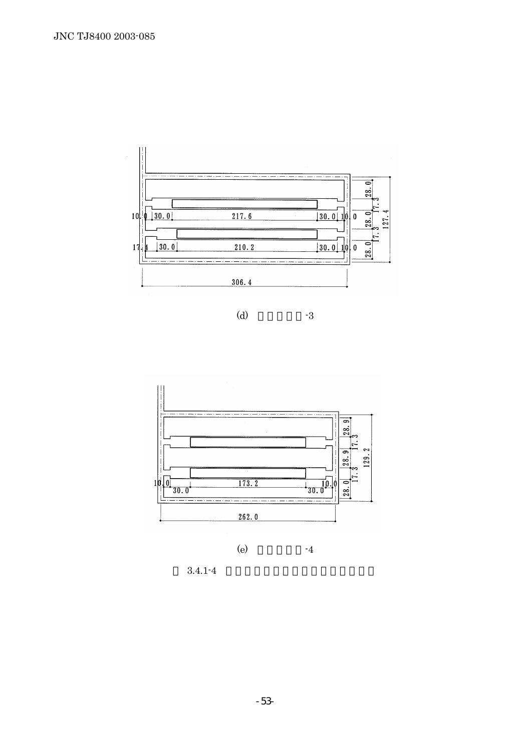(d)　　　　　-3

(e)　　　　　-4

図 3.4.1-4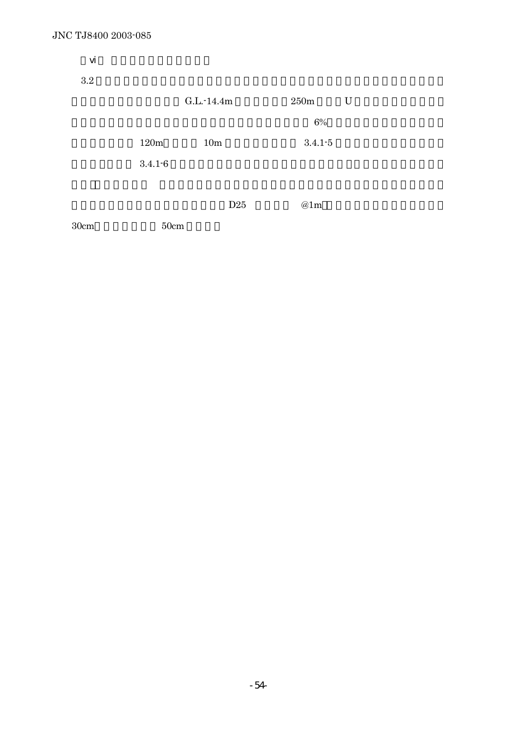（vi）

3.2

G.L.-14.4m 250m U

6%

120m 10m 3.4.1-5

3.4.1-6

D25 @1m

30cm 50cm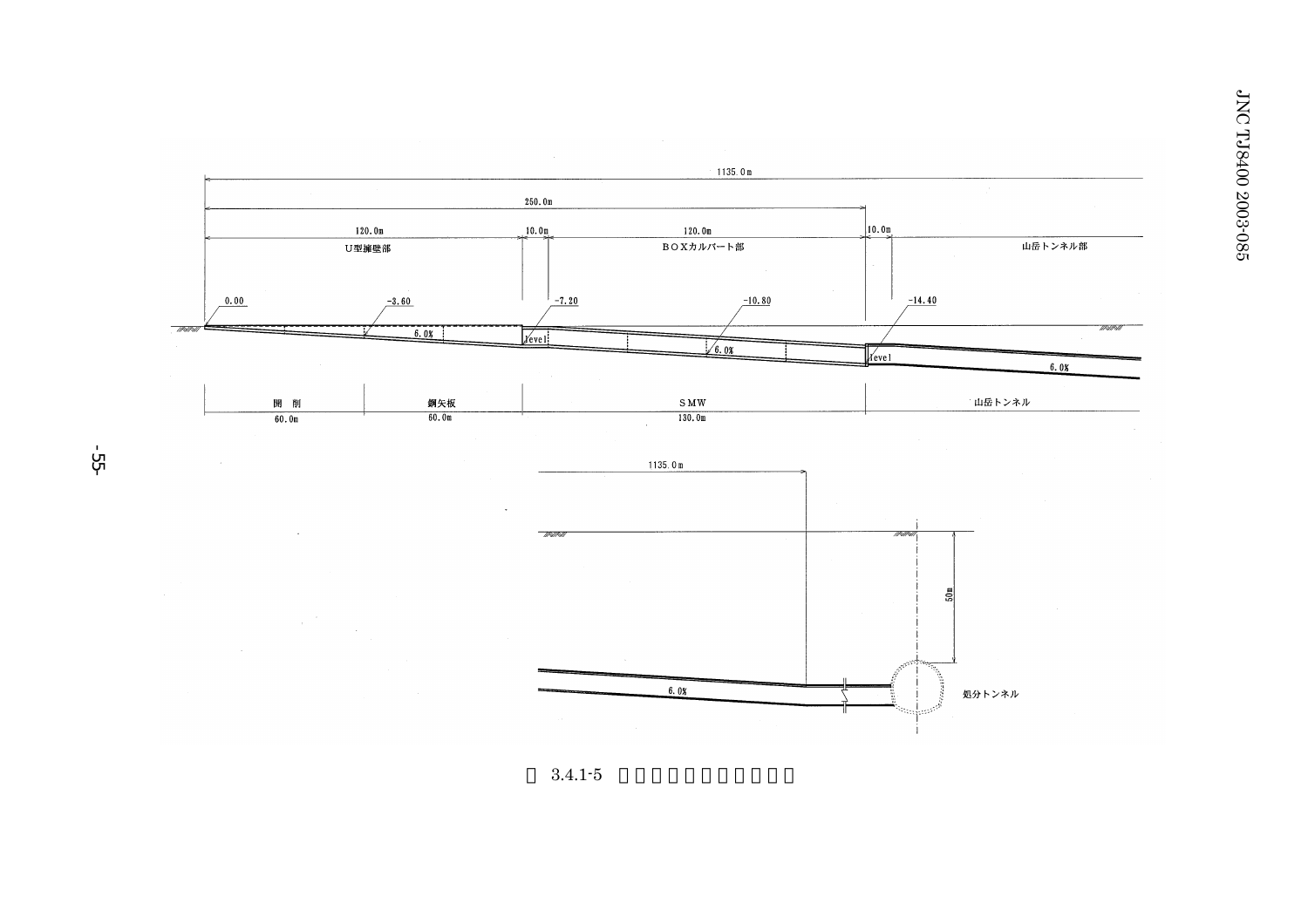1135.0m

250.0m

| 120.0m | 10.0m | 120.0m | 10.0m | |
|---|---|---|---|---|
| U型擁壁部 | | BOXカルバート部 | | 山岳トンネル部 |

0.00　-3.60　-7.20　-10.80　-14.40

6.0%　level　6.0%　level　6.0%

| 開　削 | 鋼矢板 | SMW | 山岳トンネル |
|---|---|---|---|
| 60.0m | 60.0m | 130.0m | |

1135.0m

50m

6.0%

処分トンネル

図 3.4.1-5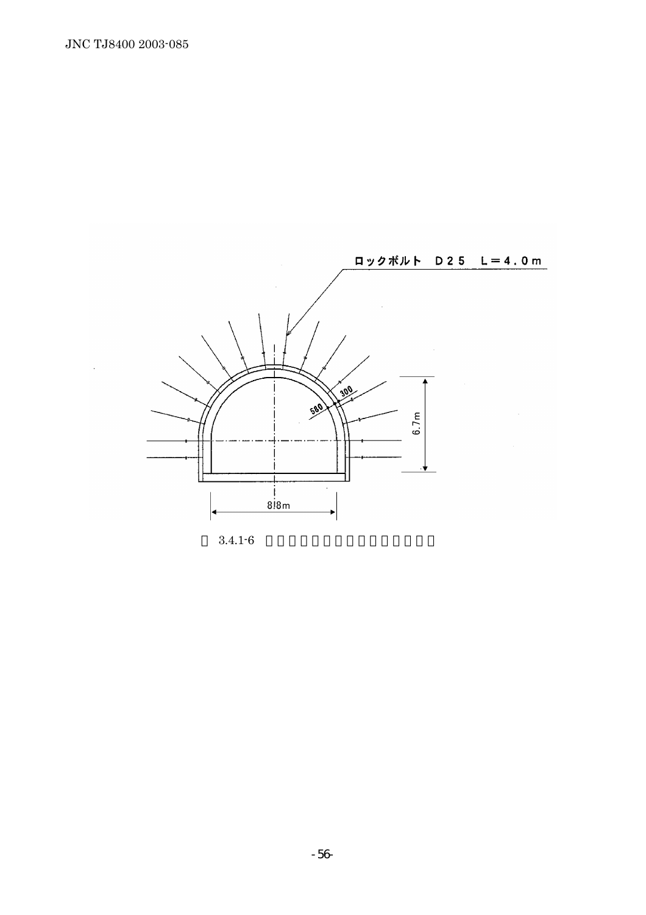ロックボルト　D25　L＝4.0m

580

300

6.7m

8.8m

図 3.4.1-6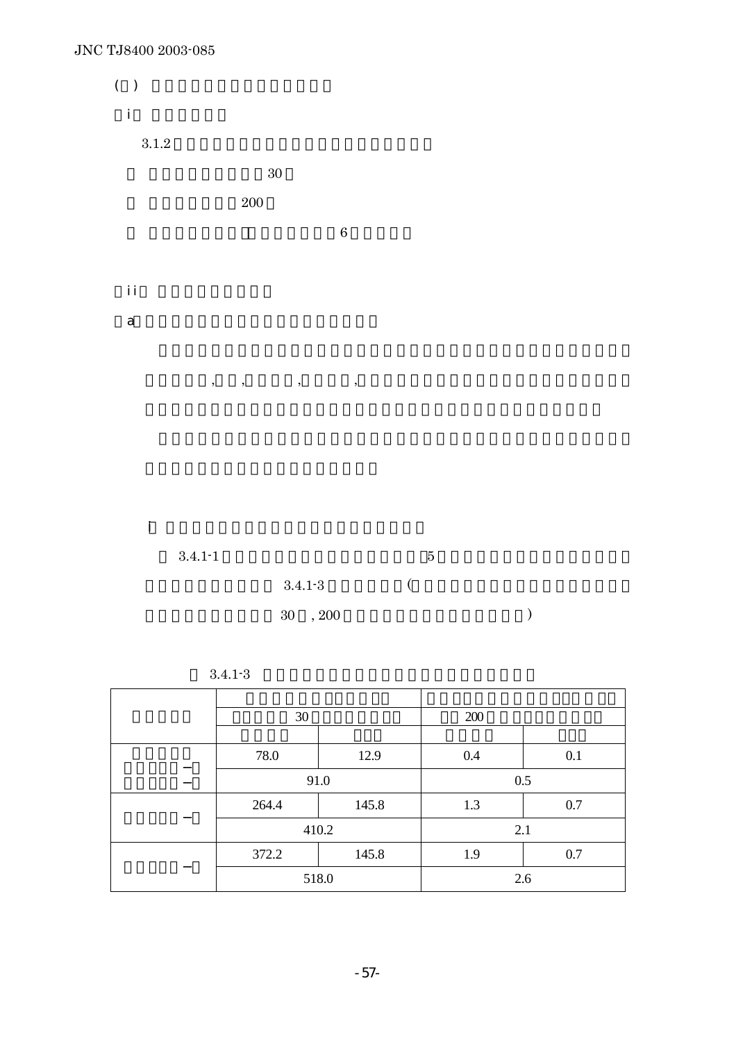( )

i

3.1.2

30

200

6

ii

a

, , , ,

3.4.1-1 5

3.4.1-3 (

30 , 200 )

3.4.1-3

| | | | | |
|---|---|---|---|---|
| | | | | |
| | 30 | | 200 | |
| | | | | |
| | 78.0 | 12.9 | 0.4 | 0.1 |
| | 91.0 | | 0.5 | |
| | 264.4 | 145.8 | 1.3 | 0.7 |
| | 410.2 | | 2.1 | |
| | 372.2 | 145.8 | 1.9 | 0.7 |
| | 518.0 | | 2.6 | |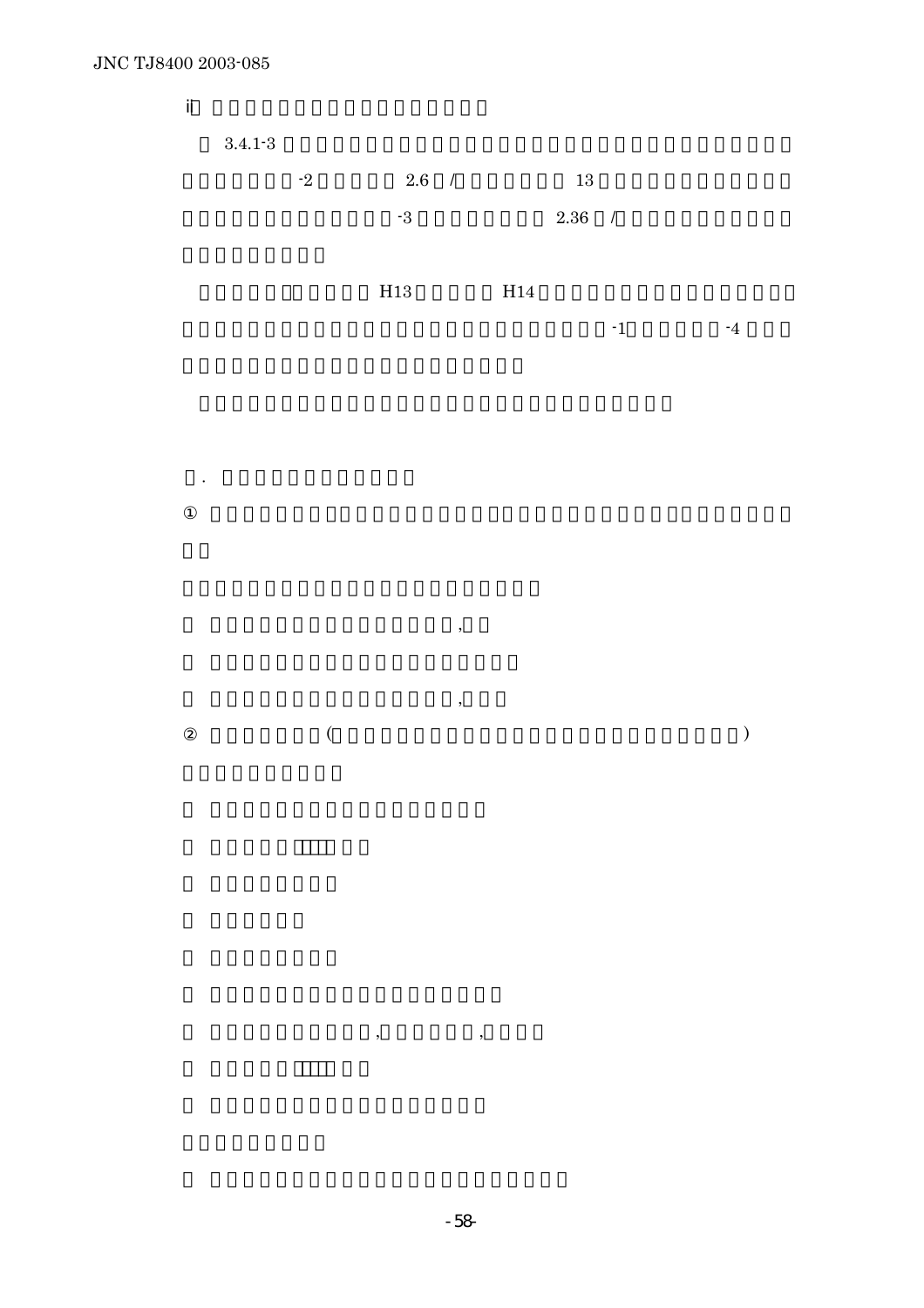i

3.4.1-3

-2 2.6 / 13

-3 2.36 /

H13 H14

-1 -4

.

①

, 

, 

② ( )

, ,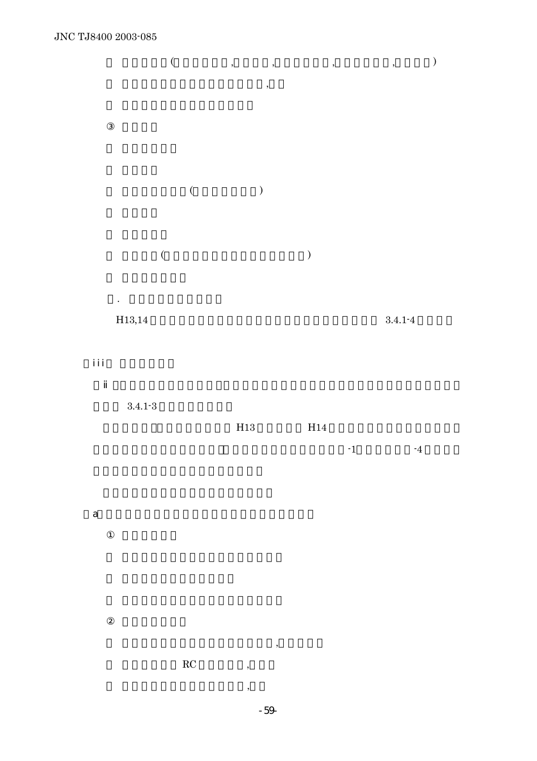(,,,,)

,

③

()

()

.

H13,14 3.4.1-4

（iii）

ⅱ

3.4.1-3

H13 H14

-1 -4

（a）

①

②

,

RC ,

,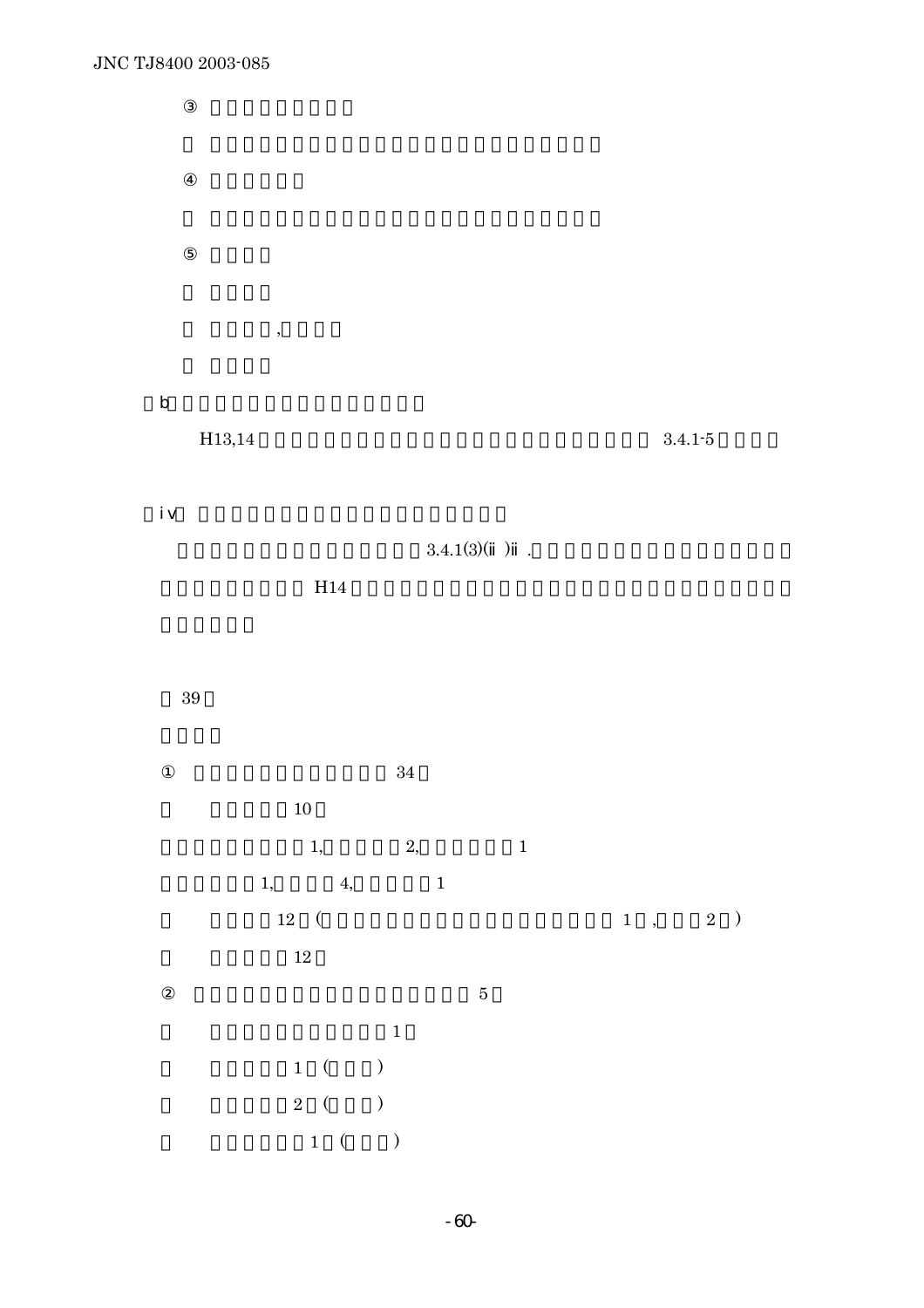③

④

⑤

,

b

H13,14 3.4.1-5

iv

3.4.1(3)(ⅱ)ⅱ.

H14

39

① 34

10

1, 2, 1

1, 4, 1

12 ( 1 , 2 )

12

② 5

1

1 ( )

2 ( )

1 ( )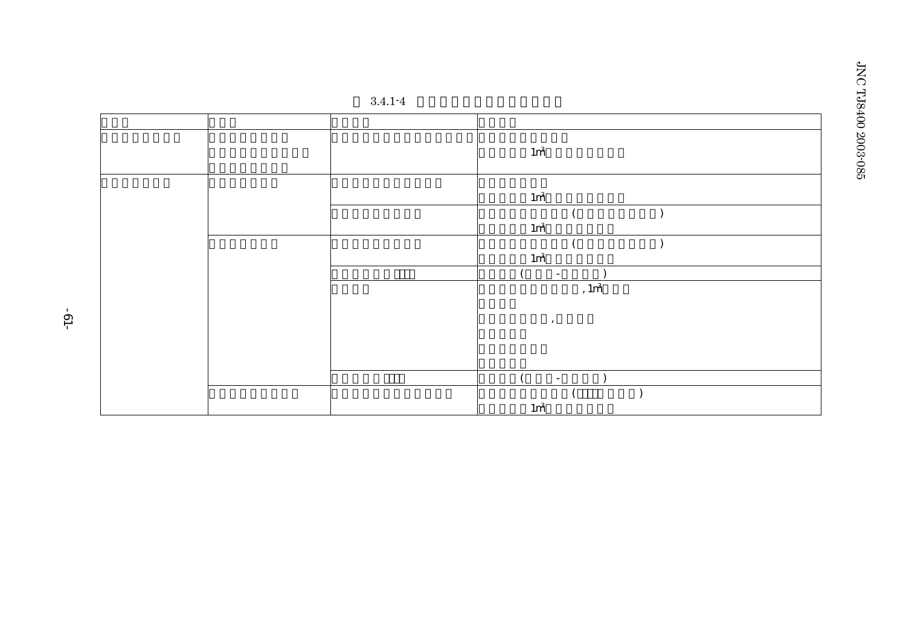3.4.1-4

| | | | |
|---|---|---|---|
| | | | 1m³ |
| | | | 1m³ |
| | | | ( ) 1m³ |
| | | | ( ) 1m³ |
| | | | ( - ) |
| | | | , 1m³ , |
| | | | ( - ) |
| | | | ( ) 1m³ |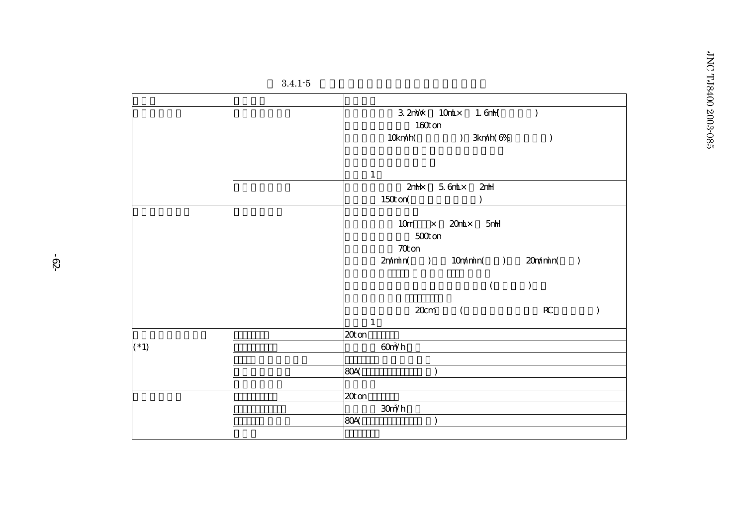3.4.1-5

| | | |
|---|---|---|
| | | 3.2mW× 10mL× 1.6mH( )<br>160ton<br>10km/h( ) 3km/h(6% )<br><br><br>1 |
| | | 2mH× 5.6mL× 2mH<br>150ton( ) |
| | | <br>10m ×20mL× 5mH<br>500ton<br>70ton<br>2m/min( ) 10m/min( ) 20m/min( )<br><br>( )<br><br>20cm ( RC )<br>1 |
| (*1) | | 20ton |
| | | $60m^3/h$ |
| | | |
| | | 80A( ) |
| | | |
| | | 20ton |
| | | $30m^3/h$ |
| | | 80A( ) |
| | | |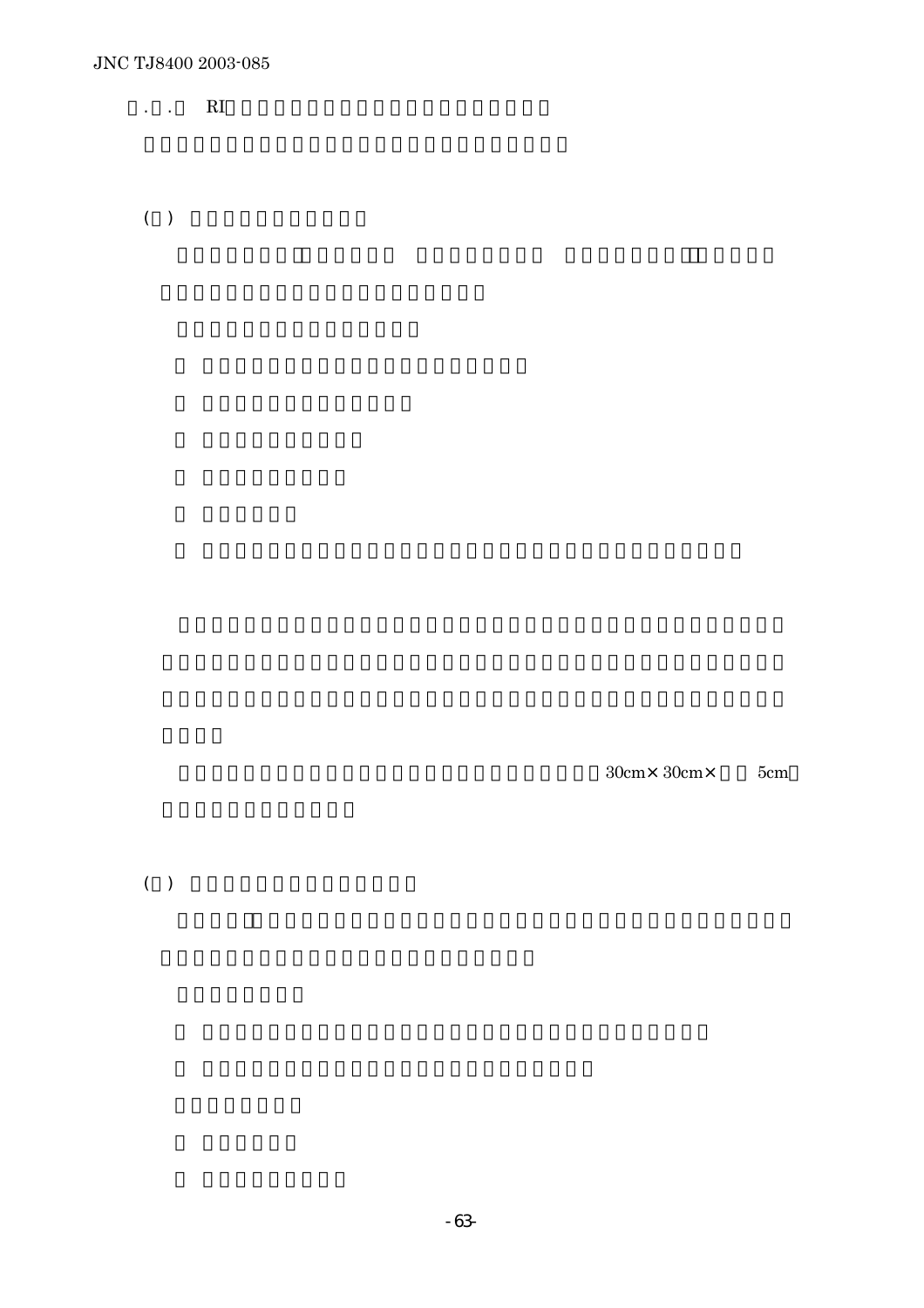RI

30cm×30cm× 5cm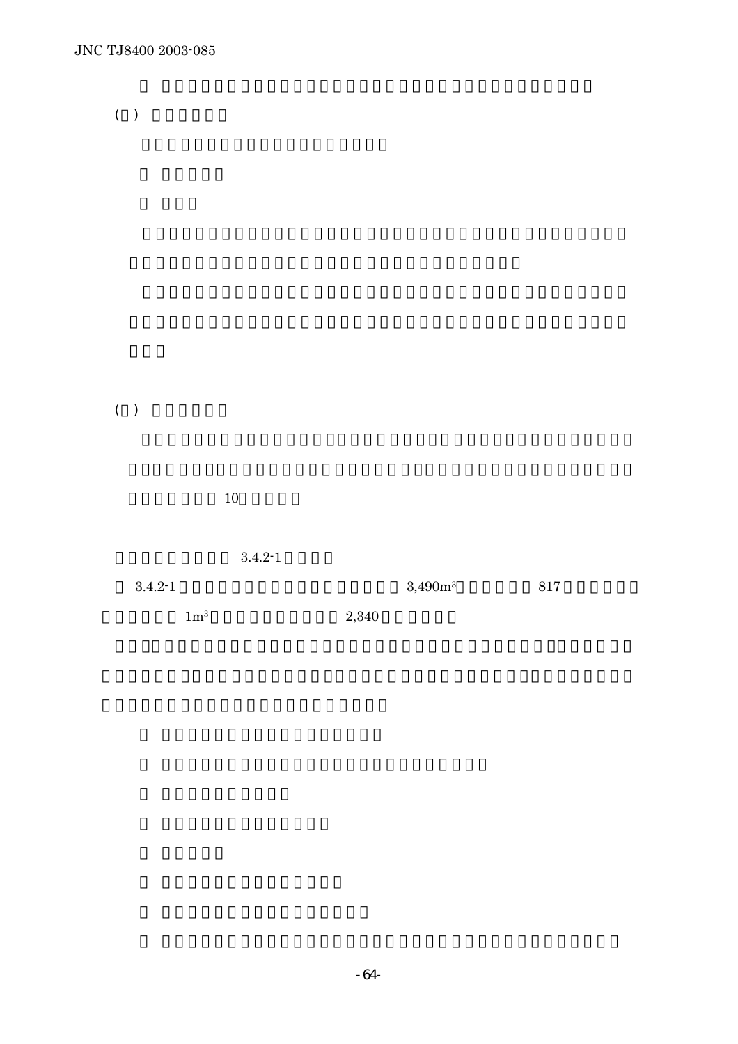(　) 

(　) 

10

3.4.2-1

3.4.2-1　3,490m$^3$　817

1m$^3$　2,340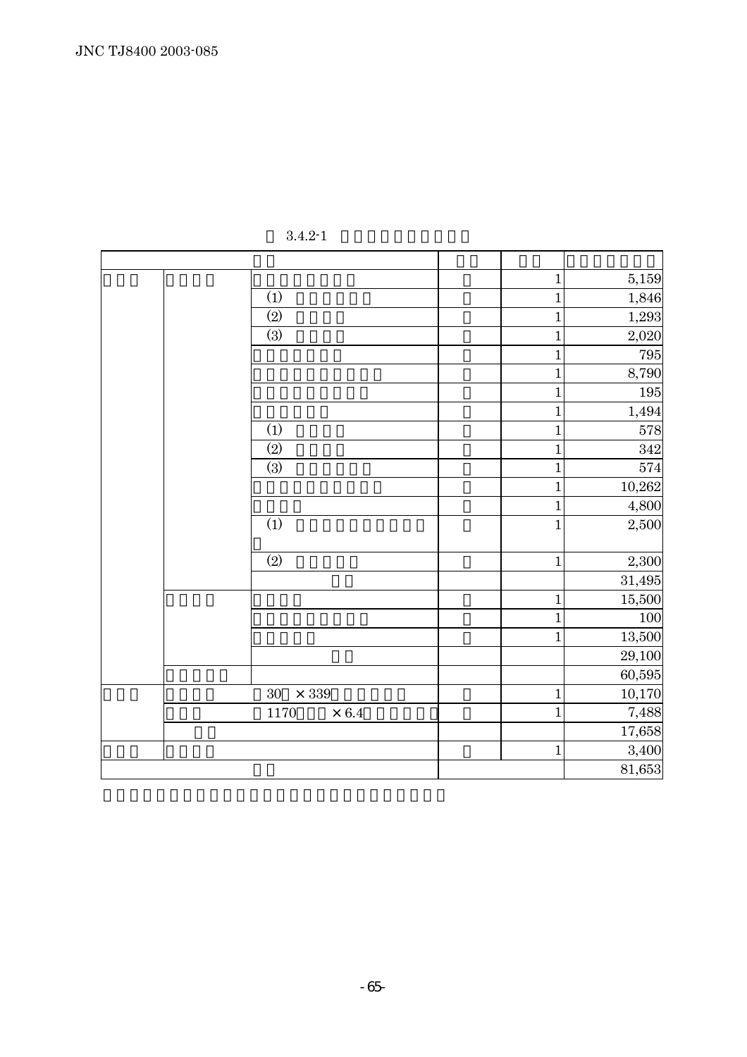3.4.2-1

| | | | | | |
|---|---|---|---|---|---|
| | | | | 1 | 5,159 |
| | | (1) | | 1 | 1,846 |
| | | (2) | | 1 | 1,293 |
| | | (3) | | 1 | 2,020 |
| | | | | 1 | 795 |
| | | | | 1 | 8,790 |
| | | | | 1 | 195 |
| | | | | 1 | 1,494 |
| | | (1) | | 1 | 578 |
| | | (2) | | 1 | 342 |
| | | (3) | | 1 | 574 |
| | | | | 1 | 10,262 |
| | | | | 1 | 4,800 |
| | | (1) | | 1 | 2,500 |
| | | (2) | | 1 | 2,300 |
| | | | | | 31,495 |
| | | | | 1 | 15,500 |
| | | | | 1 | 100 |
| | | | | 1 | 13,500 |
| | | | | | 29,100 |
| | | | | | 60,595 |
| | | 30 × 339 | | 1 | 10,170 |
| | | 1170 × 6.4 | | 1 | 7,488 |
| | | | | | 17,658 |
| | | | | 1 | 3,400 |
| | | | | | 81,653 |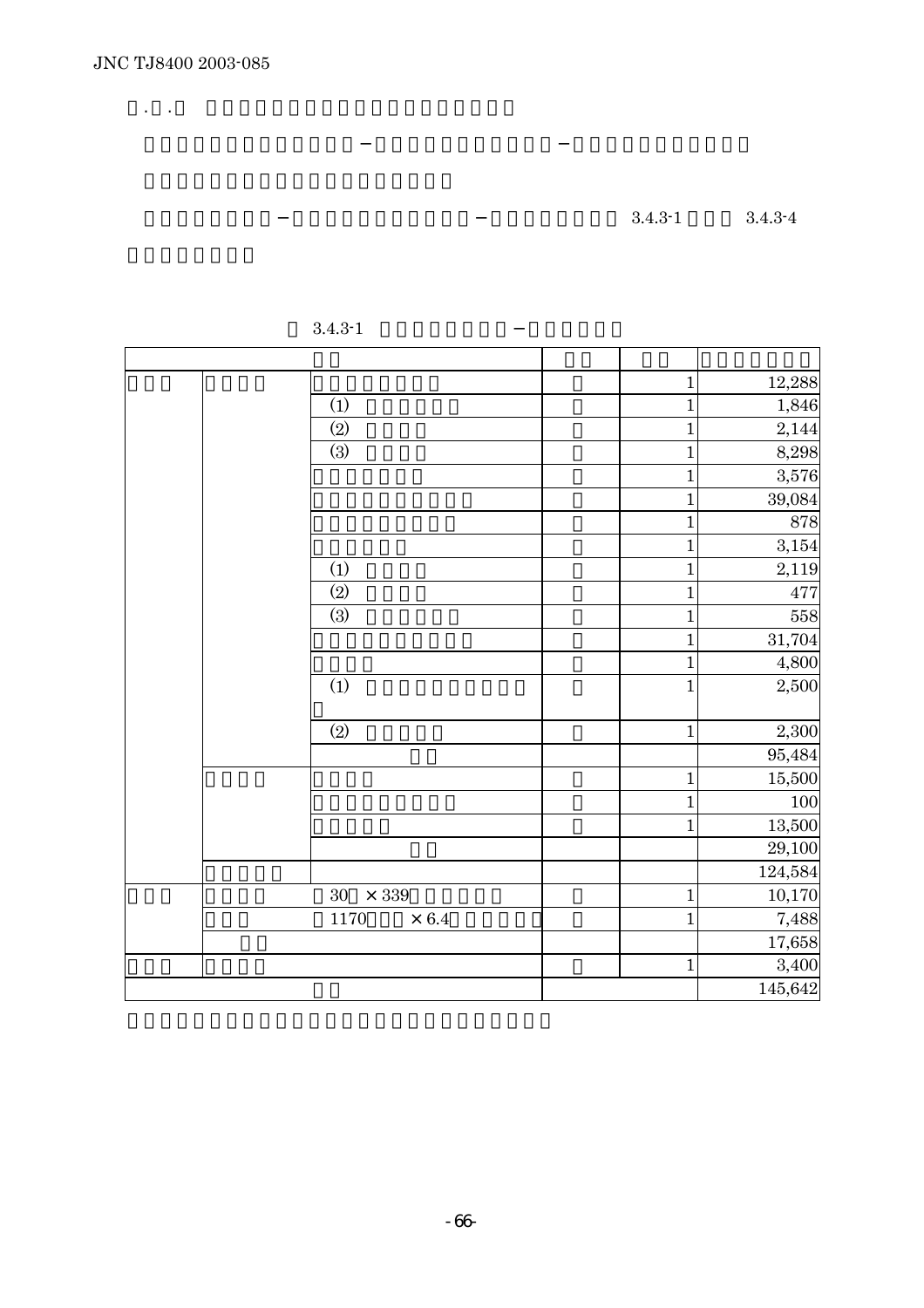．　．

－　－

－　－　3.4.3-1　3.4.3-4

3.4.3-1　－

| | | | | | |
|---|---|---|---|---|---|
| | | | | 1 | 12,288 |
| | | (1) | | 1 | 1,846 |
| | | (2) | | 1 | 2,144 |
| | | (3) | | 1 | 8,298 |
| | | | | 1 | 3,576 |
| | | | | 1 | 39,084 |
| | | | | 1 | 878 |
| | | | | 1 | 3,154 |
| | | (1) | | 1 | 2,119 |
| | | (2) | | 1 | 477 |
| | | (3) | | 1 | 558 |
| | | | | 1 | 31,704 |
| | | | | 1 | 4,800 |
| | | (1) | | 1 | 2,500 |
| | | (2) | | 1 | 2,300 |
| | | | | | 95,484 |
| | | | | 1 | 15,500 |
| | | | | 1 | 100 |
| | | | | 1 | 13,500 |
| | | | | | 29,100 |
| | | | | | 124,584 |
| | | 30 × 339 | | 1 | 10,170 |
| | | 1170 × 6.4 | | 1 | 7,488 |
| | | | | | 17,658 |
| | | | | 1 | 3,400 |
| | | | | | 145,642 |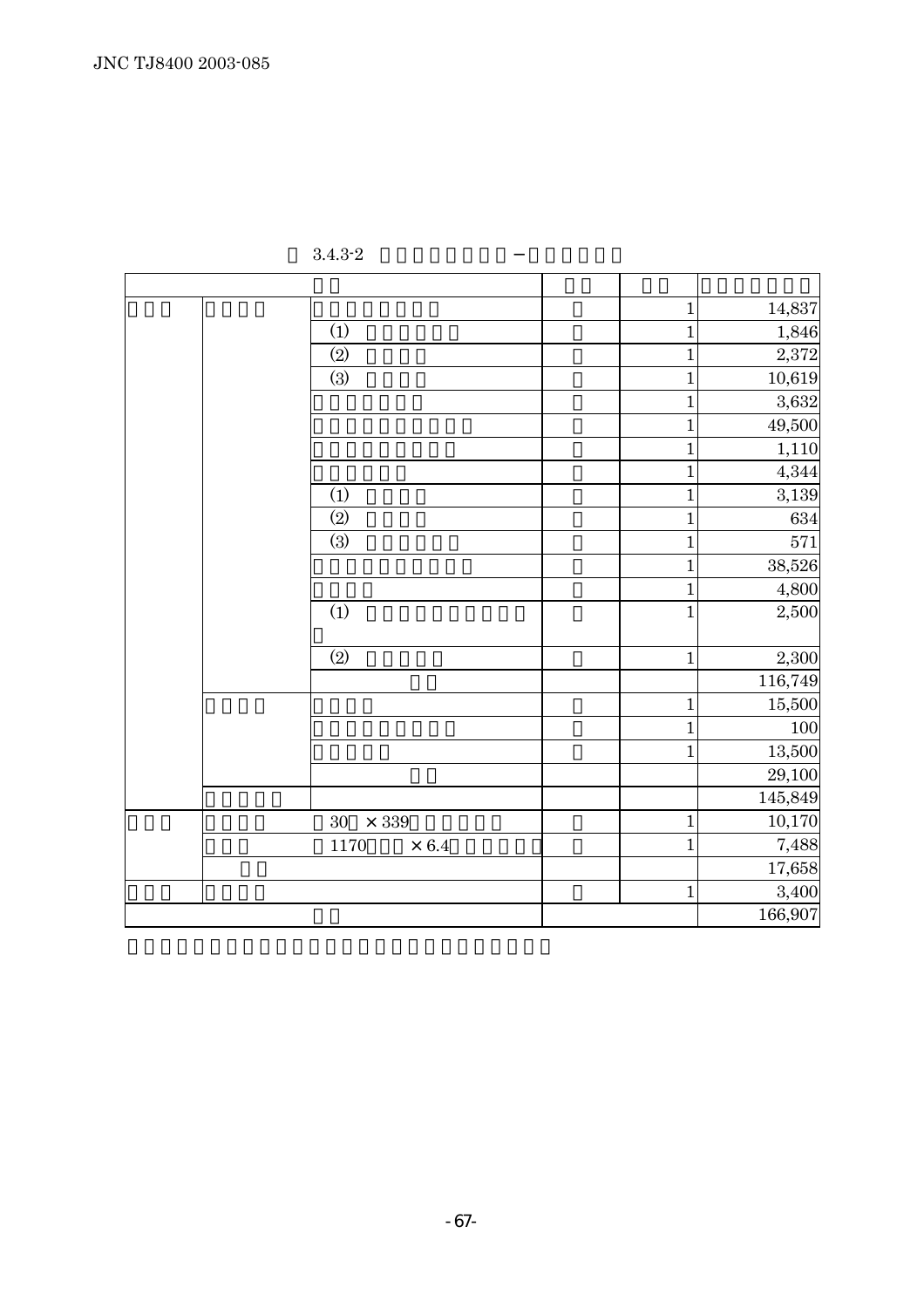3.4.3-2 －

| | | | | | |
|---|---|---|---|---|---|
| | | | | 1 | 14,837 |
| | | (1) | | 1 | 1,846 |
| | | (2) | | 1 | 2,372 |
| | | (3) | | 1 | 10,619 |
| | | | | 1 | 3,632 |
| | | | | 1 | 49,500 |
| | | | | 1 | 1,110 |
| | | | | 1 | 4,344 |
| | | (1) | | 1 | 3,139 |
| | | (2) | | 1 | 634 |
| | | (3) | | 1 | 571 |
| | | | | 1 | 38,526 |
| | | | | 1 | 4,800 |
| | | (1) | | 1 | 2,500 |
| | | (2) | | 1 | 2,300 |
| | | | | | 116,749 |
| | | | | 1 | 15,500 |
| | | | | 1 | 100 |
| | | | | 1 | 13,500 |
| | | | | | 29,100 |
| | | | | | 145,849 |
| | | 30 × 339 | | 1 | 10,170 |
| | | 1170 × 6.4 | | 1 | 7,488 |
| | | | | | 17,658 |
| | | | | 1 | 3,400 |
| | | | | | 166,907 |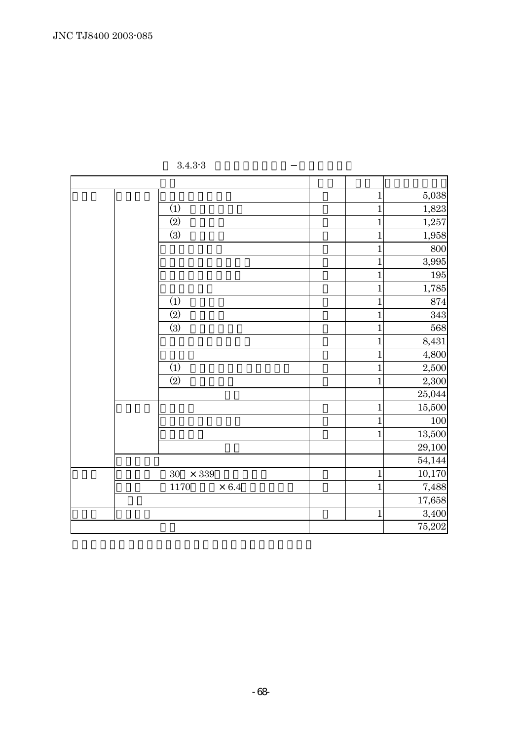3.4.3-3 −

| | | | | | |
|---|---|---|---|---|---|
| | | | | 1 | 5,038 |
| | | (1) | | 1 | 1,823 |
| | | (2) | | 1 | 1,257 |
| | | (3) | | 1 | 1,958 |
| | | | | 1 | 800 |
| | | | | 1 | 3,995 |
| | | | | 1 | 195 |
| | | | | 1 | 1,785 |
| | | (1) | | 1 | 874 |
| | | (2) | | 1 | 343 |
| | | (3) | | 1 | 568 |
| | | | | 1 | 8,431 |
| | | | | 1 | 4,800 |
| | | (1) | | 1 | 2,500 |
| | | (2) | | 1 | 2,300 |
| | | | | | 25,044 |
| | | | | 1 | 15,500 |
| | | | | 1 | 100 |
| | | | | 1 | 13,500 |
| | | | | | 29,100 |
| | | | | | 54,144 |
| | | 30 × 339 | | 1 | 10,170 |
| | | 1170 × 6.4 | | 1 | 7,488 |
| | | | | | 17,658 |
| | | | | 1 | 3,400 |
| | | | | | 75,202 |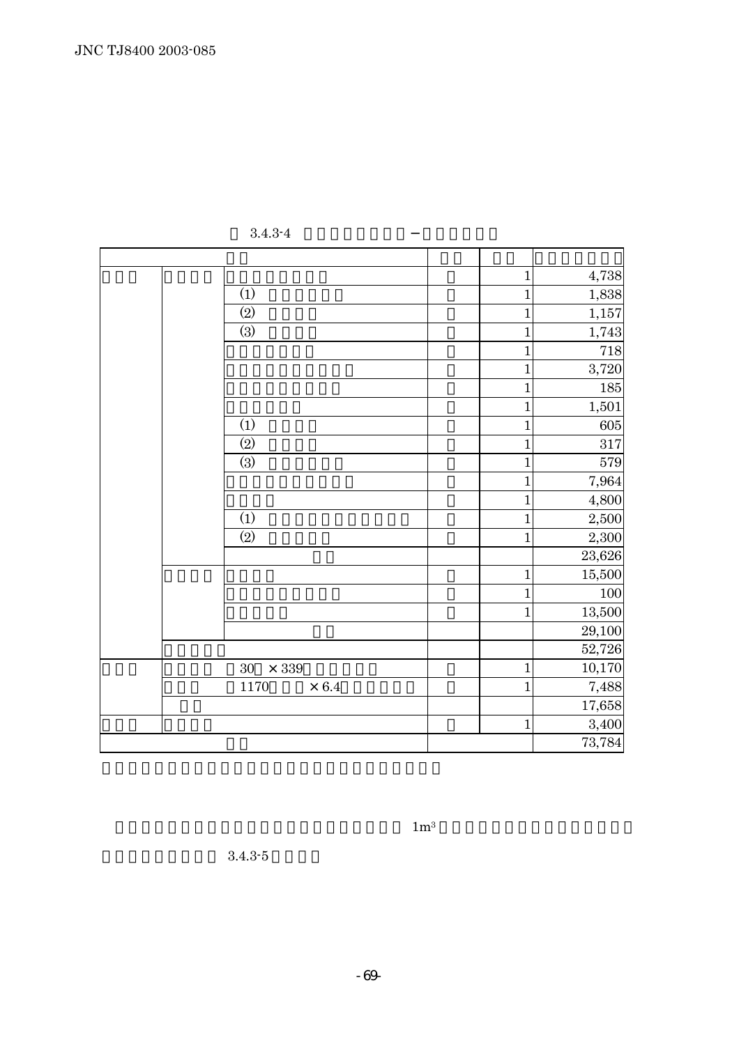表 3.4.3-4

| | | | | 数量 | |
|---|---|---|---|---|---|
| | | | | 1 | 4,738 |
| | | (1) | | 1 | 1,838 |
| | | (2) | | 1 | 1,157 |
| | | (3) | | 1 | 1,743 |
| | | | | 1 | 718 |
| | | | | 1 | 3,720 |
| | | | | 1 | 185 |
| | | | | 1 | 1,501 |
| | | (1) | | 1 | 605 |
| | | (2) | | 1 | 317 |
| | | (3) | | 1 | 579 |
| | | | | 1 | 7,964 |
| | | | | 1 | 4,800 |
| | | (1) | | 1 | 2,500 |
| | | (2) | | 1 | 2,300 |
| | | | | | 23,626 |
| | | | | 1 | 15,500 |
| | | | | 1 | 100 |
| | | | | 1 | 13,500 |
| | | | | | 29,100 |
| | | | | | 52,726 |
| | | 30 × 339 | | 1 | 10,170 |
| | | 1170 × 6.4 | | 1 | 7,488 |
| | | | | | 17,658 |
| | | | | 1 | 3,400 |
| | | | | | 73,784 |

1m3

3.4.3-5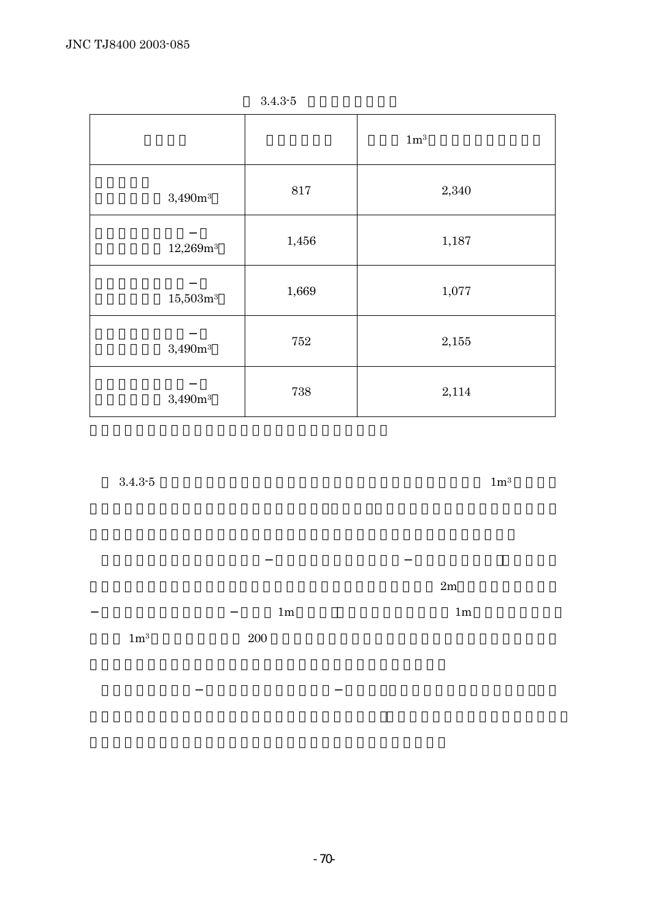3.4.3-5

| | | 1m$^3$ |
|---|---|---|
| 3,490m$^3$ | 817 | 2,340 |
| − 12,269m$^3$ | 1,456 | 1,187 |
| − 15,503m$^3$ | 1,669 | 1,077 |
| − 3,490m$^3$ | 752 | 2,155 |
| − 3,490m$^3$ | 738 | 2,114 |

3.4.3-5 1m$^3$

− − 2m

− − 1m 1m

1m$^3$ 200

− −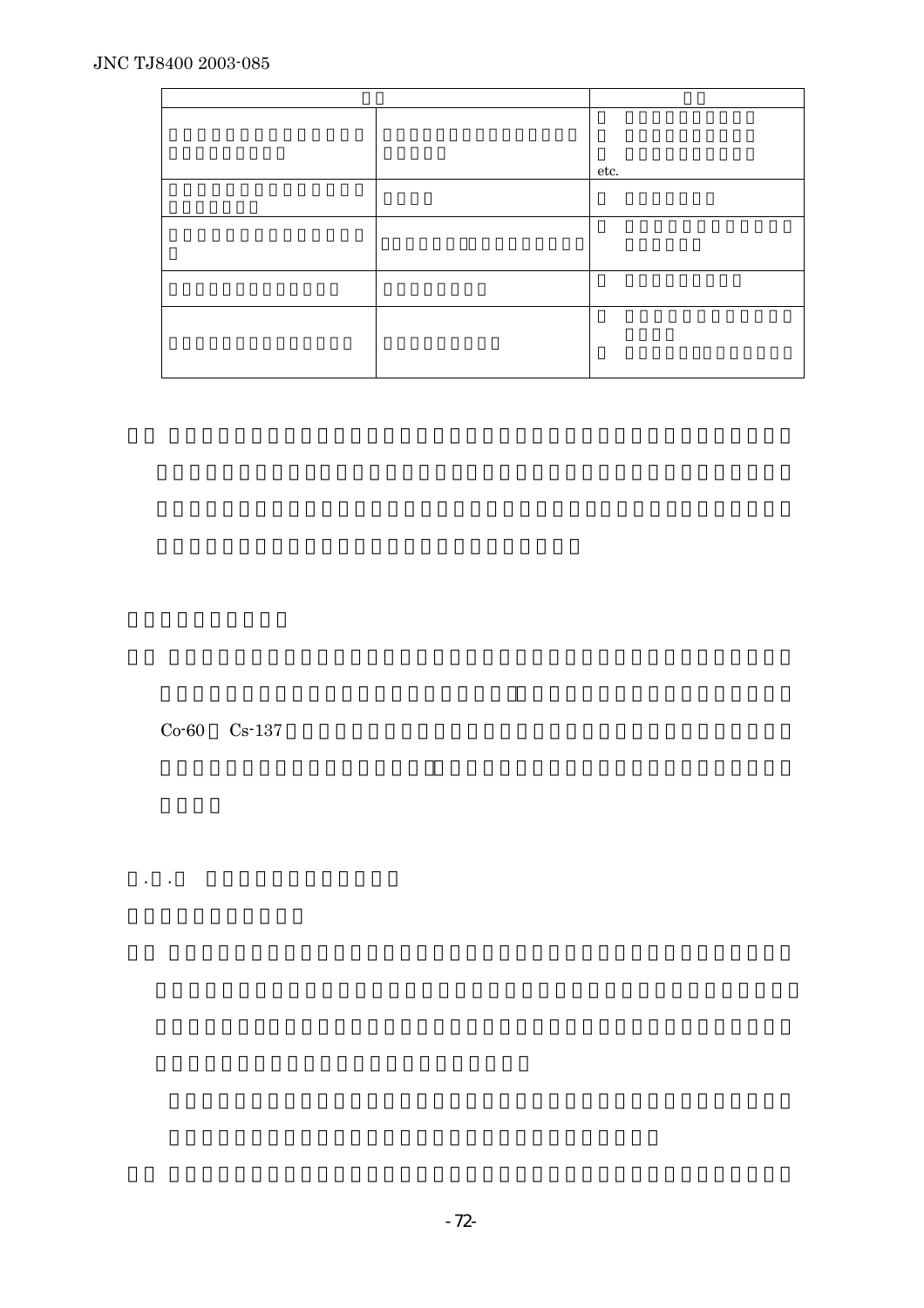| | | |
|---|---|---|
| | | etc. |
| | | |
| | | |
| | | |
| | | |

Co-60 Cs-137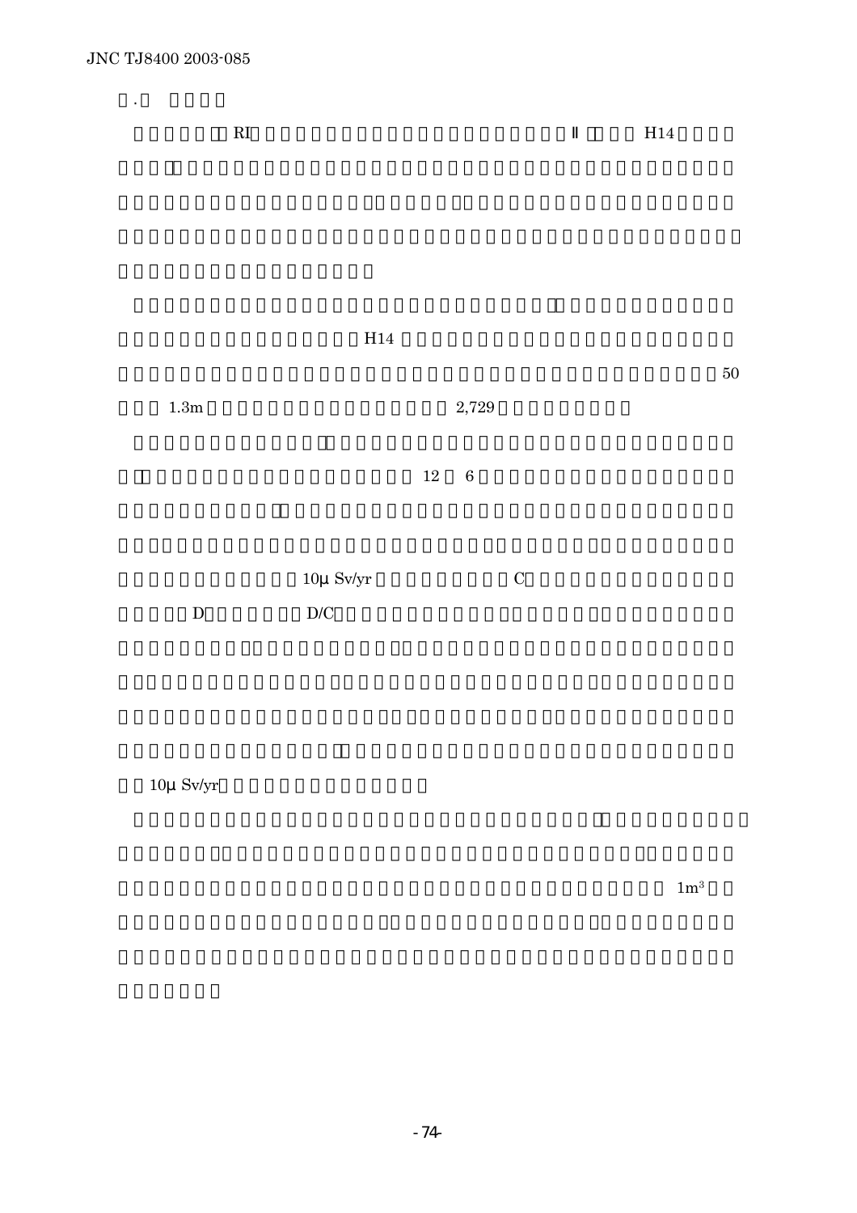RI Ⅱ H14

H14

50

1.3m 2,729

12 6

10μ Sv/yr C

D D/C

10μ Sv/yr

1m³